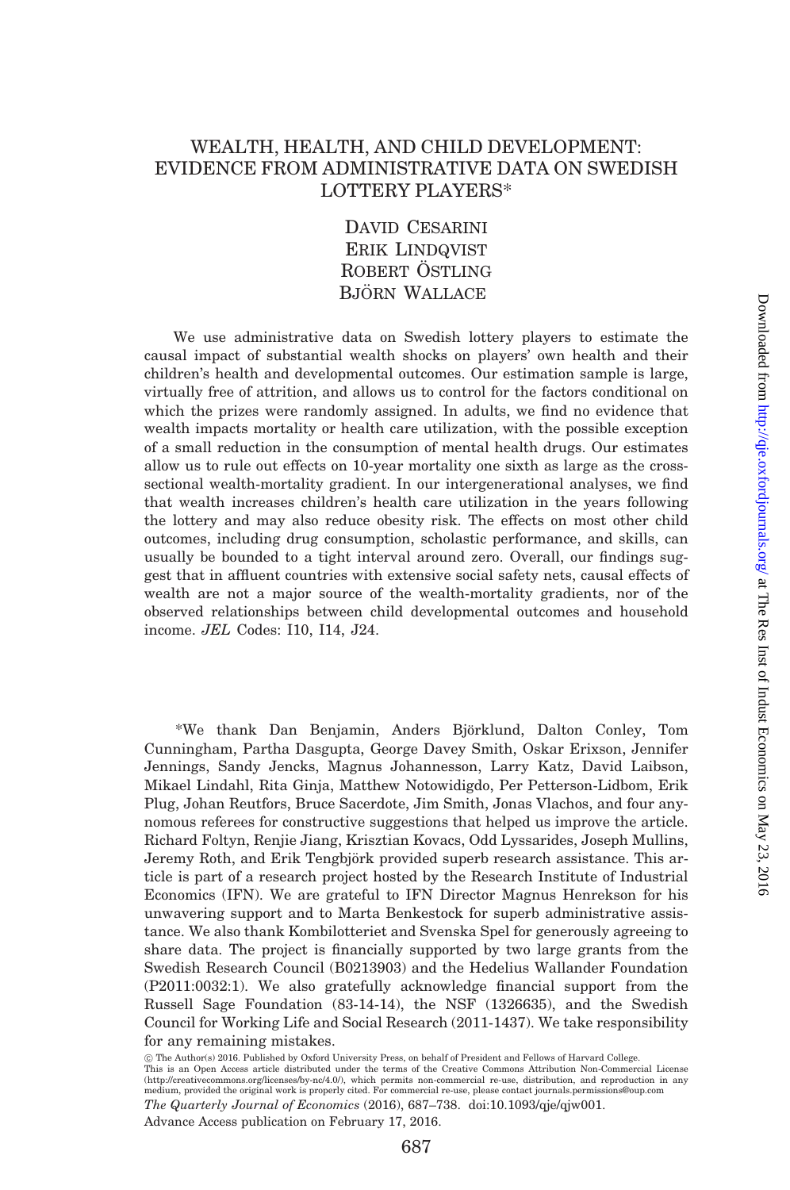# WEALTH, HEALTH, AND CHILD DEVELOPMENT: EVIDENCE FROM ADMINISTRATIVE DATA ON SWEDISH LOTTERY PLAYERS*

David Cesarini
Erik Lindqvist
Robert Östling
Björn Wallace

We use administrative data on Swedish lottery players to estimate the causal impact of substantial wealth shocks on players' own health and their children's health and developmental outcomes. Our estimation sample is large, virtually free of attrition, and allows us to control for the factors conditional on which the prizes were randomly assigned. In adults, we find no evidence that wealth impacts mortality or health care utilization, with the possible exception of a small reduction in the consumption of mental health drugs. Our estimates allow us to rule out effects on 10-year mortality one sixth as large as the cross-sectional wealth-mortality gradient. In our intergenerational analyses, we find that wealth increases children's health care utilization in the years following the lottery and may also reduce obesity risk. The effects on most other child outcomes, including drug consumption, scholastic performance, and skills, can usually be bounded to a tight interval around zero. Overall, our findings suggest that in affluent countries with extensive social safety nets, causal effects of wealth are not a major source of the wealth-mortality gradients, nor of the observed relationships between child developmental outcomes and household income. *JEL* Codes: I10, I14, J24.

*We thank Dan Benjamin, Anders Björklund, Dalton Conley, Tom Cunningham, Partha Dasgupta, George Davey Smith, Oskar Erixson, Jennifer Jennings, Sandy Jencks, Magnus Johannesson, Larry Katz, David Laibson, Mikael Lindahl, Rita Ginja, Matthew Notowidigdo, Per Petterson-Lidbom, Erik Plug, Johan Reutfors, Bruce Sacerdote, Jim Smith, Jonas Vlachos, and four anonymous referees for constructive suggestions that helped us improve the article. Richard Foltyn, Renjie Jiang, Krisztian Kovacs, Odd Lyssarides, Joseph Mullins, Jeremy Roth, and Erik Tengbjörk provided superb research assistance. This article is part of a research project hosted by the Research Institute of Industrial Economics (IFN). We are grateful to IFN Director Magnus Henrekson for his unwavering support and to Marta Benkestock for superb administrative assistance. We also thank Kombilotteriet and Svenska Spel for generously agreeing to share data. The project is financially supported by two large grants from the Swedish Research Council (B0213903) and the Hedelius Wallander Foundation (P2011:0032:1). We also gratefully acknowledge financial support from the Russell Sage Foundation (83-14-14), the NSF (1326635), and the Swedish Council for Working Life and Social Research (2011-1437). We take responsibility for any remaining mistakes.

© The Author(s) 2016. Published by Oxford University Press, on behalf of President and Fellows of Harvard College. This is an Open Access article distributed under the terms of the Creative Commons Attribution Non-Commercial License (http://creativecommons.org/licenses/by-nc/4.0/), which permits non-commercial re-use, distribution, and reproduction in any medium, provided the original work is properly cited. For commercial re-use, please contact journals.permissions@oup.com

*The Quarterly Journal of Economics* (2016), 687–738. doi:10.1093/qje/qjw001.
Advance Access publication on February 17, 2016.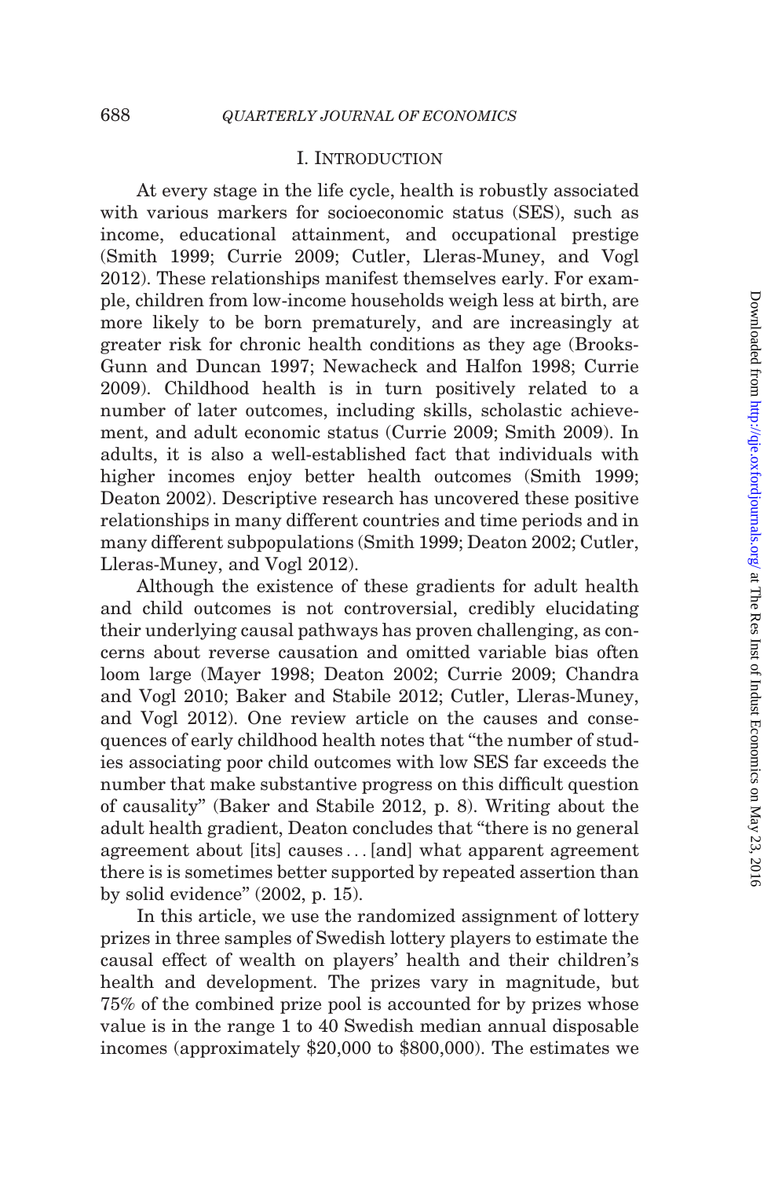## I. Introduction

At every stage in the life cycle, health is robustly associated with various markers for socioeconomic status (SES), such as income, educational attainment, and occupational prestige (Smith 1999; Currie 2009; Cutler, Lleras-Muney, and Vogl 2012). These relationships manifest themselves early. For example, children from low-income households weigh less at birth, are more likely to be born prematurely, and are increasingly at greater risk for chronic health conditions as they age (Brooks-Gunn and Duncan 1997; Newacheck and Halfon 1998; Currie 2009). Childhood health is in turn positively related to a number of later outcomes, including skills, scholastic achievement, and adult economic status (Currie 2009; Smith 2009). In adults, it is also a well-established fact that individuals with higher incomes enjoy better health outcomes (Smith 1999; Deaton 2002). Descriptive research has uncovered these positive relationships in many different countries and time periods and in many different subpopulations (Smith 1999; Deaton 2002; Cutler, Lleras-Muney, and Vogl 2012).

Although the existence of these gradients for adult health and child outcomes is not controversial, credibly elucidating their underlying causal pathways has proven challenging, as concerns about reverse causation and omitted variable bias often loom large (Mayer 1998; Deaton 2002; Currie 2009; Chandra and Vogl 2010; Baker and Stabile 2012; Cutler, Lleras-Muney, and Vogl 2012). One review article on the causes and consequences of early childhood health notes that "the number of studies associating poor child outcomes with low SES far exceeds the number that make substantive progress on this difficult question of causality" (Baker and Stabile 2012, p. 8). Writing about the adult health gradient, Deaton concludes that "there is no general agreement about [its] causes . . . [and] what apparent agreement there is is sometimes better supported by repeated assertion than by solid evidence" (2002, p. 15).

In this article, we use the randomized assignment of lottery prizes in three samples of Swedish lottery players to estimate the causal effect of wealth on players' health and their children's health and development. The prizes vary in magnitude, but 75% of the combined prize pool is accounted for by prizes whose value is in the range 1 to 40 Swedish median annual disposable incomes (approximately $20,000 to $800,000). The estimates we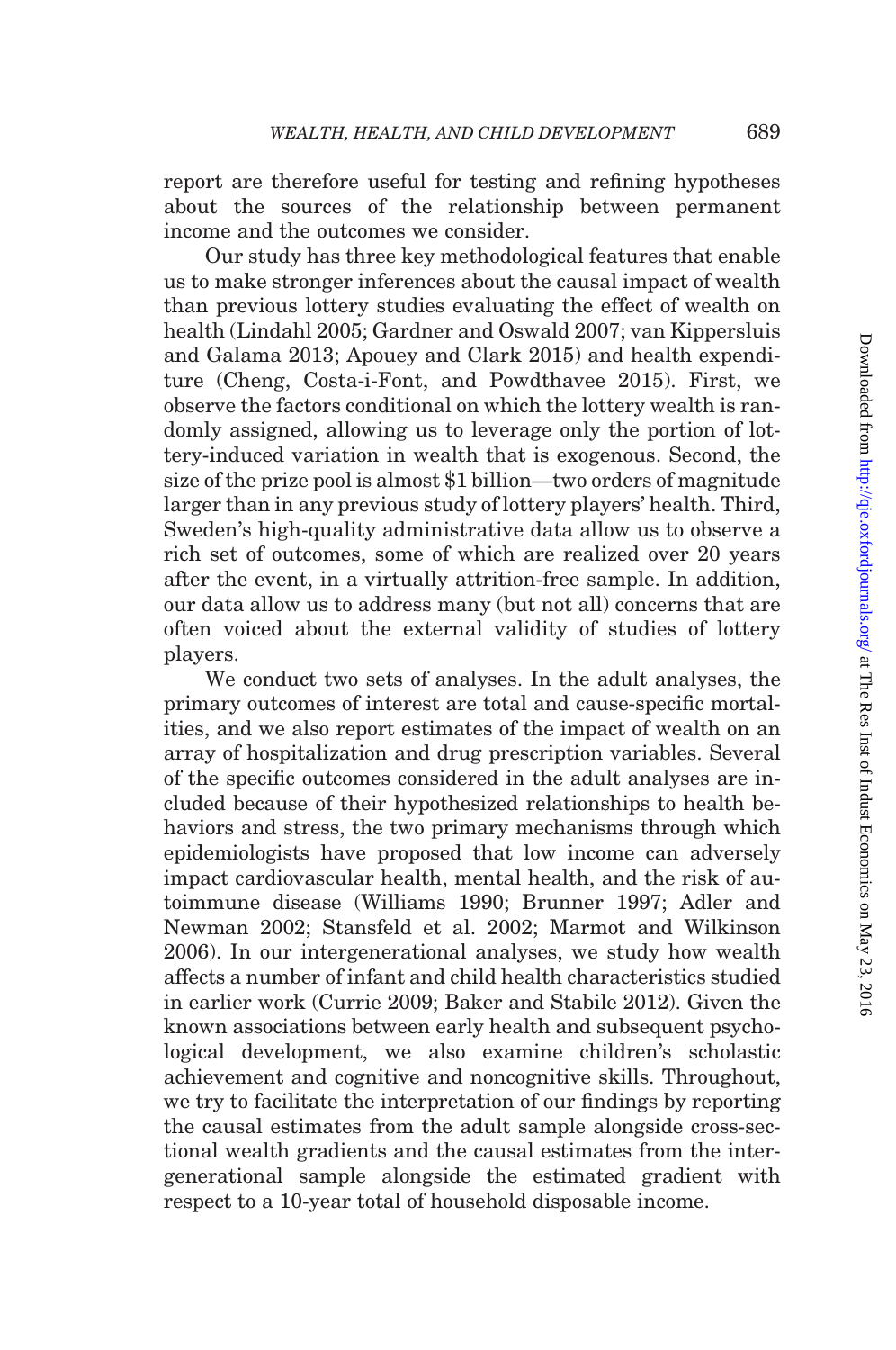report are therefore useful for testing and refining hypotheses about the sources of the relationship between permanent income and the outcomes we consider.

Our study has three key methodological features that enable us to make stronger inferences about the causal impact of wealth than previous lottery studies evaluating the effect of wealth on health (Lindahl 2005; Gardner and Oswald 2007; van Kippersluis and Galama 2013; Apouey and Clark 2015) and health expenditure (Cheng, Costa-i-Font, and Powdthavee 2015). First, we observe the factors conditional on which the lottery wealth is randomly assigned, allowing us to leverage only the portion of lottery-induced variation in wealth that is exogenous. Second, the size of the prize pool is almost $1 billion—two orders of magnitude larger than in any previous study of lottery players' health. Third, Sweden's high-quality administrative data allow us to observe a rich set of outcomes, some of which are realized over 20 years after the event, in a virtually attrition-free sample. In addition, our data allow us to address many (but not all) concerns that are often voiced about the external validity of studies of lottery players.

We conduct two sets of analyses. In the adult analyses, the primary outcomes of interest are total and cause-specific mortalities, and we also report estimates of the impact of wealth on an array of hospitalization and drug prescription variables. Several of the specific outcomes considered in the adult analyses are included because of their hypothesized relationships to health behaviors and stress, the two primary mechanisms through which epidemiologists have proposed that low income can adversely impact cardiovascular health, mental health, and the risk of autoimmune disease (Williams 1990; Brunner 1997; Adler and Newman 2002; Stansfeld et al. 2002; Marmot and Wilkinson 2006). In our intergenerational analyses, we study how wealth affects a number of infant and child health characteristics studied in earlier work (Currie 2009; Baker and Stabile 2012). Given the known associations between early health and subsequent psychological development, we also examine children's scholastic achievement and cognitive and noncognitive skills. Throughout, we try to facilitate the interpretation of our findings by reporting the causal estimates from the adult sample alongside cross-sectional wealth gradients and the causal estimates from the intergenerational sample alongside the estimated gradient with respect to a 10-year total of household disposable income.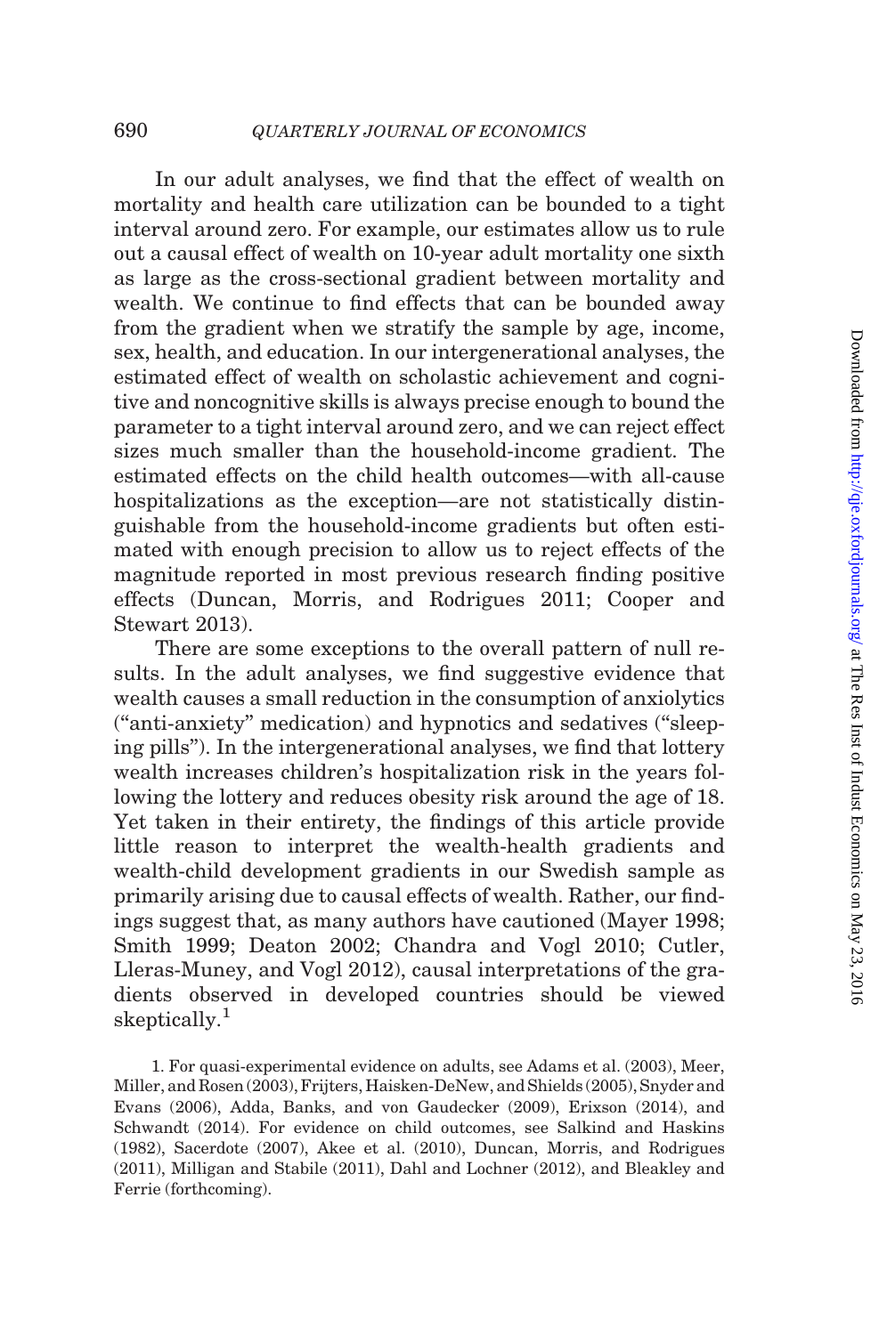In our adult analyses, we find that the effect of wealth on mortality and health care utilization can be bounded to a tight interval around zero. For example, our estimates allow us to rule out a causal effect of wealth on 10-year adult mortality one sixth as large as the cross-sectional gradient between mortality and wealth. We continue to find effects that can be bounded away from the gradient when we stratify the sample by age, income, sex, health, and education. In our intergenerational analyses, the estimated effect of wealth on scholastic achievement and cognitive and noncognitive skills is always precise enough to bound the parameter to a tight interval around zero, and we can reject effect sizes much smaller than the household-income gradient. The estimated effects on the child health outcomes—with all-cause hospitalizations as the exception—are not statistically distinguishable from the household-income gradients but often estimated with enough precision to allow us to reject effects of the magnitude reported in most previous research finding positive effects (Duncan, Morris, and Rodrigues 2011; Cooper and Stewart 2013).

There are some exceptions to the overall pattern of null results. In the adult analyses, we find suggestive evidence that wealth causes a small reduction in the consumption of anxiolytics ("anti-anxiety" medication) and hypnotics and sedatives ("sleeping pills"). In the intergenerational analyses, we find that lottery wealth increases children's hospitalization risk in the years following the lottery and reduces obesity risk around the age of 18. Yet taken in their entirety, the findings of this article provide little reason to interpret the wealth-health gradients and wealth-child development gradients in our Swedish sample as primarily arising due to causal effects of wealth. Rather, our findings suggest that, as many authors have cautioned (Mayer 1998; Smith 1999; Deaton 2002; Chandra and Vogl 2010; Cutler, Lleras-Muney, and Vogl 2012), causal interpretations of the gradients observed in developed countries should be viewed skeptically.[1]

1. For quasi-experimental evidence on adults, see Adams et al. (2003), Meer, Miller, and Rosen (2003), Frijters, Haisken-DeNew, and Shields (2005), Snyder and Evans (2006), Adda, Banks, and von Gaudecker (2009), Erixson (2014), and Schwandt (2014). For evidence on child outcomes, see Salkind and Haskins (1982), Sacerdote (2007), Akee et al. (2010), Duncan, Morris, and Rodrigues (2011), Milligan and Stabile (2011), Dahl and Lochner (2012), and Bleakley and Ferrie (forthcoming).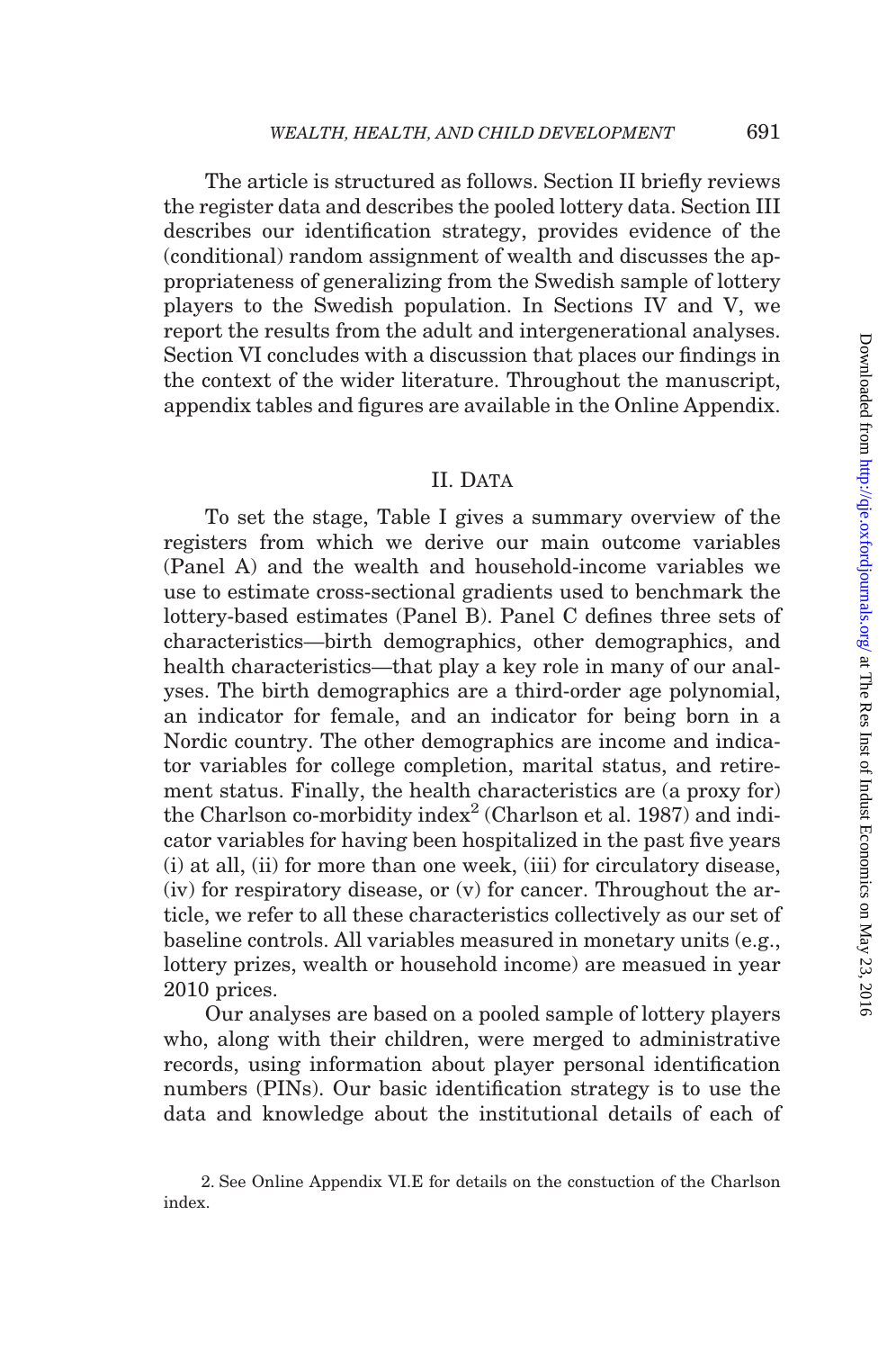The article is structured as follows. Section II briefly reviews the register data and describes the pooled lottery data. Section III describes our identification strategy, provides evidence of the (conditional) random assignment of wealth and discusses the appropriateness of generalizing from the Swedish sample of lottery players to the Swedish population. In Sections IV and V, we report the results from the adult and intergenerational analyses. Section VI concludes with a discussion that places our findings in the context of the wider literature. Throughout the manuscript, appendix tables and figures are available in the Online Appendix.

## II. Data

To set the stage, Table I gives a summary overview of the registers from which we derive our main outcome variables (Panel A) and the wealth and household-income variables we use to estimate cross-sectional gradients used to benchmark the lottery-based estimates (Panel B). Panel C defines three sets of characteristics—birth demographics, other demographics, and health characteristics—that play a key role in many of our analyses. The birth demographics are a third-order age polynomial, an indicator for female, and an indicator for being born in a Nordic country. The other demographics are income and indicator variables for college completion, marital status, and retirement status. Finally, the health characteristics are (a proxy for) the Charlson co-morbidity index[2] (Charlson et al. 1987) and indicator variables for having been hospitalized in the past five years (i) at all, (ii) for more than one week, (iii) for circulatory disease, (iv) for respiratory disease, or (v) for cancer. Throughout the article, we refer to all these characteristics collectively as our set of baseline controls. All variables measured in monetary units (e.g., lottery prizes, wealth or household income) are measued in year 2010 prices.

Our analyses are based on a pooled sample of lottery players who, along with their children, were merged to administrative records, using information about player personal identification numbers (PINs). Our basic identification strategy is to use the data and knowledge about the institutional details of each of

2. See Online Appendix VI.E for details on the constuction of the Charlson index.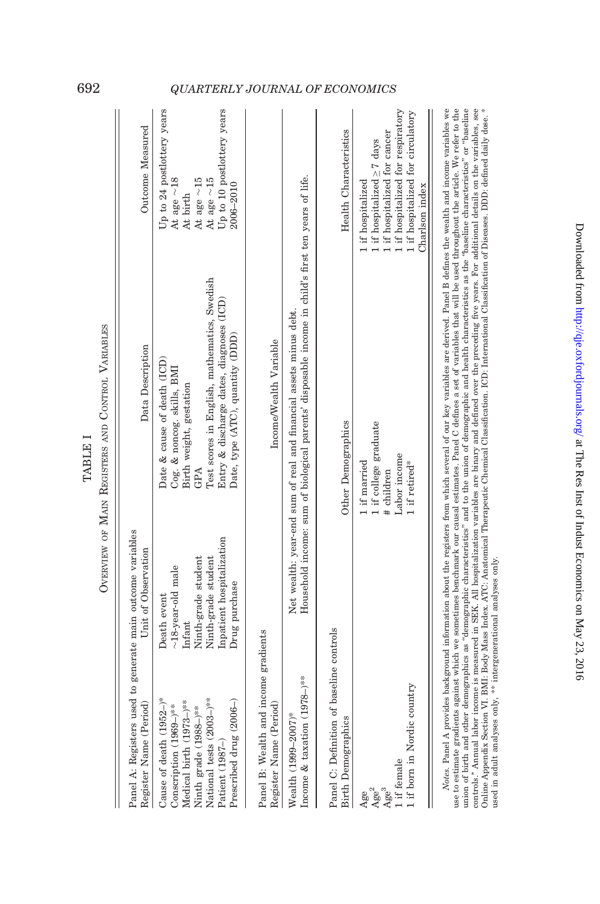TABLE I

OVERVIEW OF MAIN REGISTERS AND CONTROL VARIABLES

Panel A: Registers used to generate main outcome variables

| Register Name (Period) | Unit of Observation | Data Description | Outcome Measured |
|---|---|---|---|
| Cause of death (1952–)* | Death event | Date & cause of death (ICD) | Up to 24 postlottery years |
| Conscription (1969–)** | ~18-year-old male | Cog. & noncog. skills, BMI | At age ~18 |
| Medical birth (1973–)** | Infant | Birth weight, gestation | At birth |
| Ninth grade (1988–)** | Ninth-grade student | GPA | At age ~15 |
| National tests (2003–)** | Ninth-grade student | Test scores in English, mathematics, Swedish | At age ~15 |
| Patient (1987–) | Inpatient hospitalization | Entry & discharge dates, diagnoses (ICD) | Up to 10 postlottery years |
| Prescribed drug (2006–) | Drug purchase | Date, type (ATC), quantity (DDD) | 2006–2010 |

Panel B: Wealth and income gradients

| Register Name (Period) | Income/Wealth Variable |
|---|---|
| Wealth (1999–2007)* | Net wealth: year-end sum of real and financial assets minus debt. |
| Income & taxation (1978–)** | Household income: sum of biological parents' disposable income in child's first ten years of life. |

Panel C: Definition of baseline controls

| Birth Demographics | Other Demographics | Health Characteristics |
|---|---|---|
| Age | 1 if married | 1 if hospitalized |
| Age$^2$ | 1 if college graduate | 1 if hospitalized ≥7 days |
| Age$^3$ | # children | 1 if hospitalized for cancer |
| 1 if female | Labor income | 1 if hospitalized for respiratory |
| 1 if born in Nordic country | 1 if retired* | 1 if hospitalized for circulatory |
| | | Charlson index |

*Notes.* Panel A provides background information about the registers from which several of our key variables are derived. Panel B defines the wealth and income variables we use to estimate gradients against which we sometimes benchmark our causal estimates. Panel C defines a set of variables that will be used throughout the article. We refer to the union of birth and other demographics as "demographic characteristics" and to the union of demographic and health characteristics as the "baseline characteristics" or "baseline controls." Annual labor income is measured in SEK. All hospitalization variables are binary and defined over the preceding five years. For additional details on the variables, see Online Appendix Section VI. BMI: Body Mass Index. ATC: Anatomical Therapeutic Chemical Classification. ICD: International Classification of Diseases. DDD: defined daily dose. * used in adult analyses only, ** intergenerational analyses only.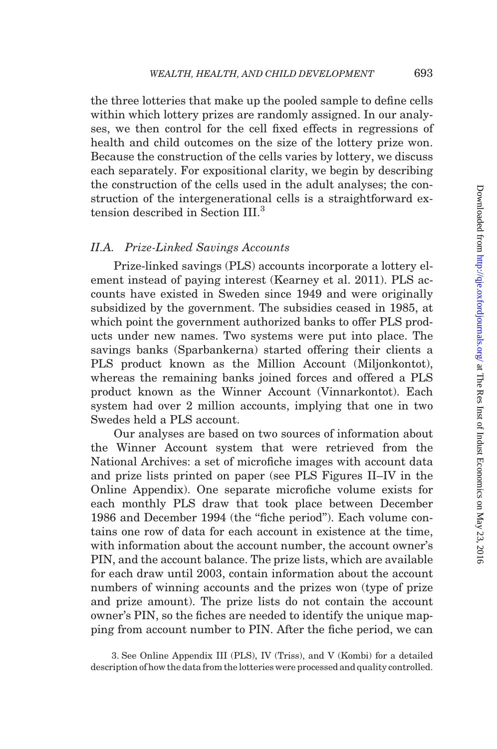the three lotteries that make up the pooled sample to define cells within which lottery prizes are randomly assigned. In our analyses, we then control for the cell fixed effects in regressions of health and child outcomes on the size of the lottery prize won. Because the construction of the cells varies by lottery, we discuss each separately. For expositional clarity, we begin by describing the construction of the cells used in the adult analyses; the construction of the intergenerational cells is a straightforward extension described in Section III.[3]

### II.A. *Prize-Linked Savings Accounts*

Prize-linked savings (PLS) accounts incorporate a lottery element instead of paying interest (Kearney et al. 2011). PLS accounts have existed in Sweden since 1949 and were originally subsidized by the government. The subsidies ceased in 1985, at which point the government authorized banks to offer PLS products under new names. Two systems were put into place. The savings banks (Sparbankerna) started offering their clients a PLS product known as the Million Account (Miljonkontot), whereas the remaining banks joined forces and offered a PLS product known as the Winner Account (Vinnarkontot). Each system had over 2 million accounts, implying that one in two Swedes held a PLS account.

Our analyses are based on two sources of information about the Winner Account system that were retrieved from the National Archives: a set of microfiche images with account data and prize lists printed on paper (see PLS Figures II–IV in the Online Appendix). One separate microfiche volume exists for each monthly PLS draw that took place between December 1986 and December 1994 (the "fiche period"). Each volume contains one row of data for each account in existence at the time, with information about the account number, the account owner's PIN, and the account balance. The prize lists, which are available for each draw until 2003, contain information about the account numbers of winning accounts and the prizes won (type of prize and prize amount). The prize lists do not contain the account owner's PIN, so the fiches are needed to identify the unique mapping from account number to PIN. After the fiche period, we can

3. See Online Appendix III (PLS), IV (Triss), and V (Kombi) for a detailed description of how the data from the lotteries were processed and quality controlled.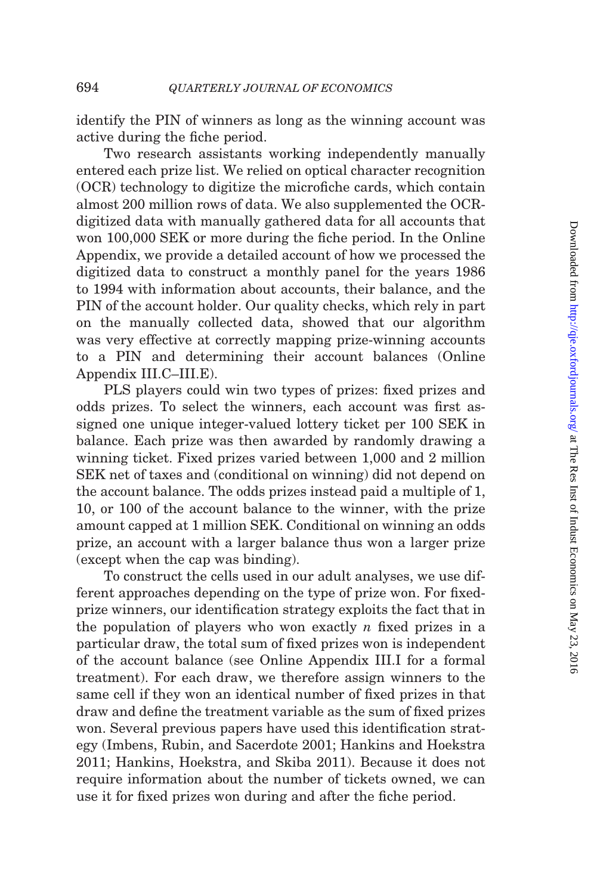identify the PIN of winners as long as the winning account was active during the fiche period.

Two research assistants working independently manually entered each prize list. We relied on optical character recognition (OCR) technology to digitize the microfiche cards, which contain almost 200 million rows of data. We also supplemented the OCR-digitized data with manually gathered data for all accounts that won 100,000 SEK or more during the fiche period. In the Online Appendix, we provide a detailed account of how we processed the digitized data to construct a monthly panel for the years 1986 to 1994 with information about accounts, their balance, and the PIN of the account holder. Our quality checks, which rely in part on the manually collected data, showed that our algorithm was very effective at correctly mapping prize-winning accounts to a PIN and determining their account balances (Online Appendix III.C–III.E).

PLS players could win two types of prizes: fixed prizes and odds prizes. To select the winners, each account was first assigned one unique integer-valued lottery ticket per 100 SEK in balance. Each prize was then awarded by randomly drawing a winning ticket. Fixed prizes varied between 1,000 and 2 million SEK net of taxes and (conditional on winning) did not depend on the account balance. The odds prizes instead paid a multiple of 1, 10, or 100 of the account balance to the winner, with the prize amount capped at 1 million SEK. Conditional on winning an odds prize, an account with a larger balance thus won a larger prize (except when the cap was binding).

To construct the cells used in our adult analyses, we use different approaches depending on the type of prize won. For fixed-prize winners, our identification strategy exploits the fact that in the population of players who won exactly $n$ fixed prizes in a particular draw, the total sum of fixed prizes won is independent of the account balance (see Online Appendix III.I for a formal treatment). For each draw, we therefore assign winners to the same cell if they won an identical number of fixed prizes in that draw and define the treatment variable as the sum of fixed prizes won. Several previous papers have used this identification strategy (Imbens, Rubin, and Sacerdote 2001; Hankins and Hoekstra 2011; Hankins, Hoekstra, and Skiba 2011). Because it does not require information about the number of tickets owned, we can use it for fixed prizes won during and after the fiche period.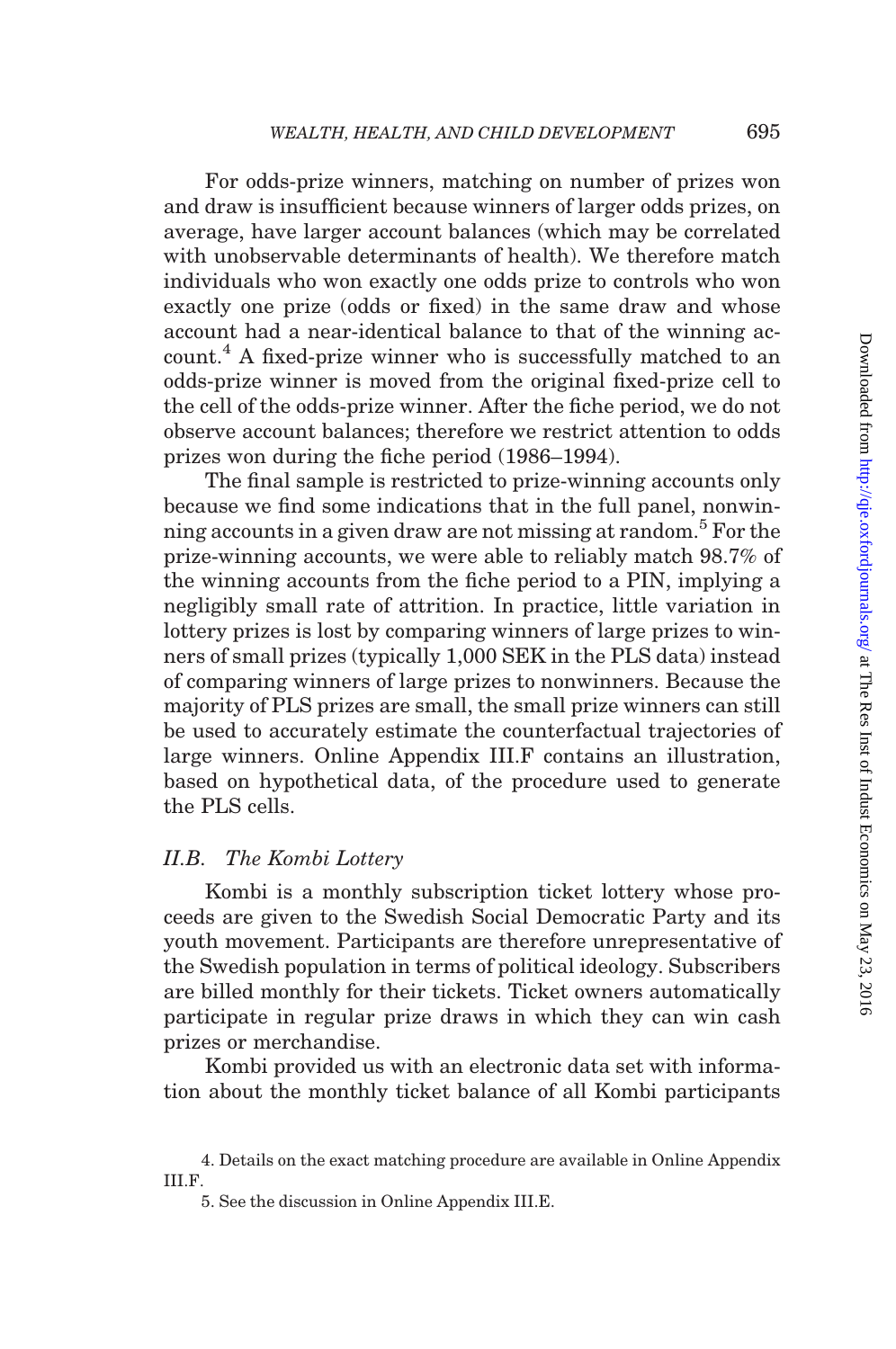For odds-prize winners, matching on number of prizes won and draw is insufficient because winners of larger odds prizes, on average, have larger account balances (which may be correlated with unobservable determinants of health). We therefore match individuals who won exactly one odds prize to controls who won exactly one prize (odds or fixed) in the same draw and whose account had a near-identical balance to that of the winning account.[4] A fixed-prize winner who is successfully matched to an odds-prize winner is moved from the original fixed-prize cell to the cell of the odds-prize winner. After the fiche period, we do not observe account balances; therefore we restrict attention to odds prizes won during the fiche period (1986–1994).

The final sample is restricted to prize-winning accounts only because we find some indications that in the full panel, nonwinning accounts in a given draw are not missing at random.[5] For the prize-winning accounts, we were able to reliably match 98.7% of the winning accounts from the fiche period to a PIN, implying a negligibly small rate of attrition. In practice, little variation in lottery prizes is lost by comparing winners of large prizes to winners of small prizes (typically 1,000 SEK in the PLS data) instead of comparing winners of large prizes to nonwinners. Because the majority of PLS prizes are small, the small prize winners can still be used to accurately estimate the counterfactual trajectories of large winners. Online Appendix III.F contains an illustration, based on hypothetical data, of the procedure used to generate the PLS cells.

### *II.B. The Kombi Lottery*

Kombi is a monthly subscription ticket lottery whose proceeds are given to the Swedish Social Democratic Party and its youth movement. Participants are therefore unrepresentative of the Swedish population in terms of political ideology. Subscribers are billed monthly for their tickets. Ticket owners automatically participate in regular prize draws in which they can win cash prizes or merchandise.

Kombi provided us with an electronic data set with information about the monthly ticket balance of all Kombi participants

4. Details on the exact matching procedure are available in Online Appendix III.F.

5. See the discussion in Online Appendix III.E.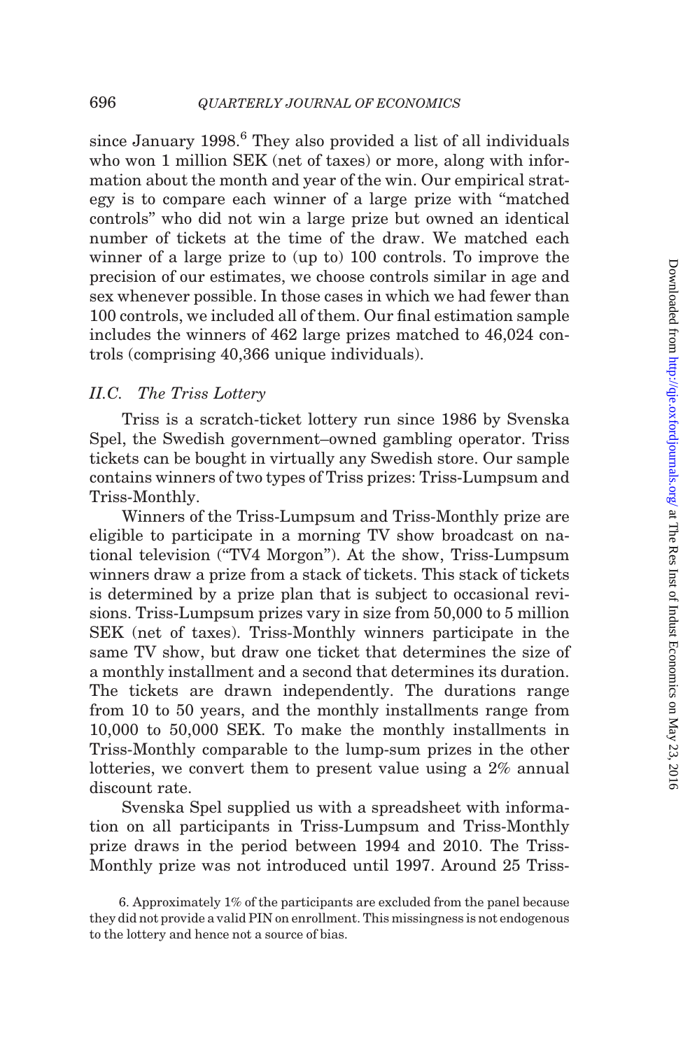since January 1998.[6] They also provided a list of all individuals who won 1 million SEK (net of taxes) or more, along with information about the month and year of the win. Our empirical strategy is to compare each winner of a large prize with "matched controls" who did not win a large prize but owned an identical number of tickets at the time of the draw. We matched each winner of a large prize to (up to) 100 controls. To improve the precision of our estimates, we choose controls similar in age and sex whenever possible. In those cases in which we had fewer than 100 controls, we included all of them. Our final estimation sample includes the winners of 462 large prizes matched to 46,024 controls (comprising 40,366 unique individuals).

### II.C. *The Triss Lottery*

Triss is a scratch-ticket lottery run since 1986 by Svenska Spel, the Swedish government–owned gambling operator. Triss tickets can be bought in virtually any Swedish store. Our sample contains winners of two types of Triss prizes: Triss-Lumpsum and Triss-Monthly.

Winners of the Triss-Lumpsum and Triss-Monthly prize are eligible to participate in a morning TV show broadcast on national television ("TV4 Morgon"). At the show, Triss-Lumpsum winners draw a prize from a stack of tickets. This stack of tickets is determined by a prize plan that is subject to occasional revisions. Triss-Lumpsum prizes vary in size from 50,000 to 5 million SEK (net of taxes). Triss-Monthly winners participate in the same TV show, but draw one ticket that determines the size of a monthly installment and a second that determines its duration. The tickets are drawn independently. The durations range from 10 to 50 years, and the monthly installments range from 10,000 to 50,000 SEK. To make the monthly installments in Triss-Monthly comparable to the lump-sum prizes in the other lotteries, we convert them to present value using a 2% annual discount rate.

Svenska Spel supplied us with a spreadsheet with information on all participants in Triss-Lumpsum and Triss-Monthly prize draws in the period between 1994 and 2010. The Triss-Monthly prize was not introduced until 1997. Around 25 Triss-

6. Approximately 1% of the participants are excluded from the panel because they did not provide a valid PIN on enrollment. This missingness is not endogenous to the lottery and hence not a source of bias.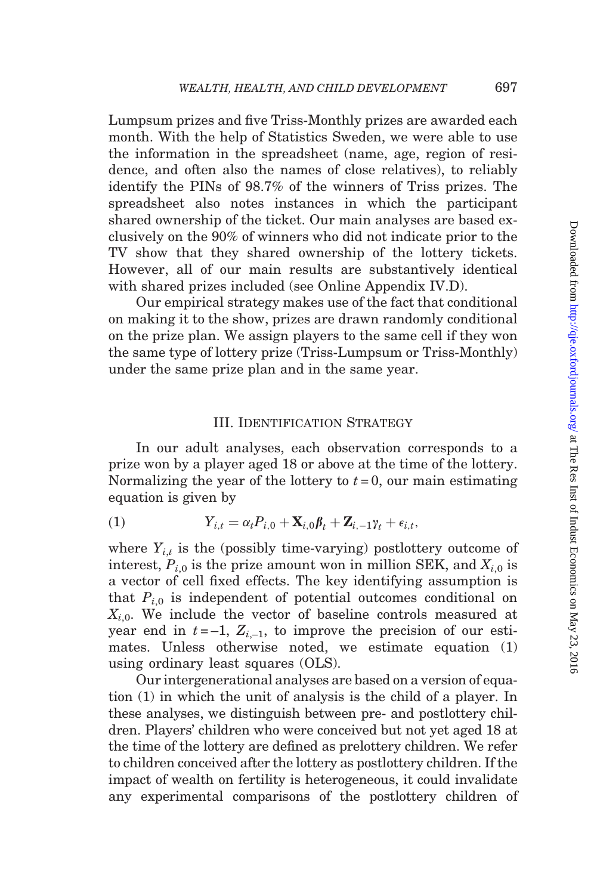Lumpsum prizes and five Triss-Monthly prizes are awarded each month. With the help of Statistics Sweden, we were able to use the information in the spreadsheet (name, age, region of residence, and often also the names of close relatives), to reliably identify the PINs of 98.7% of the winners of Triss prizes. The spreadsheet also notes instances in which the participant shared ownership of the ticket. Our main analyses are based exclusively on the 90% of winners who did not indicate prior to the TV show that they shared ownership of the lottery tickets. However, all of our main results are substantively identical with shared prizes included (see Online Appendix IV.D).

Our empirical strategy makes use of the fact that conditional on making it to the show, prizes are drawn randomly conditional on the prize plan. We assign players to the same cell if they won the same type of lottery prize (Triss-Lumpsum or Triss-Monthly) under the same prize plan and in the same year.

## III. Identification Strategy

In our adult analyses, each observation corresponds to a prize won by a player aged 18 or above at the time of the lottery. Normalizing the year of the lottery to $t = 0$, our main estimating equation is given by

$$Y_{i,t} = \alpha_t P_{i,0} + \mathbf{X}_{i,0}\boldsymbol{\beta}_t + \mathbf{Z}_{i,-1}\gamma_t + \epsilon_{i,t}, \tag{1}$$

where $Y_{i,t}$ is the (possibly time-varying) postlottery outcome of interest, $P_{i,0}$ is the prize amount won in million SEK, and $X_{i,0}$ is a vector of cell fixed effects. The key identifying assumption is that $P_{i,0}$ is independent of potential outcomes conditional on $X_{i,0}$. We include the vector of baseline controls measured at year end in $t = -1$, $Z_{i,-1}$, to improve the precision of our estimates. Unless otherwise noted, we estimate equation (1) using ordinary least squares (OLS).

Our intergenerational analyses are based on a version of equation (1) in which the unit of analysis is the child of a player. In these analyses, we distinguish between pre- and postlottery children. Players' children who were conceived but not yet aged 18 at the time of the lottery are defined as prelottery children. We refer to children conceived after the lottery as postlottery children. If the impact of wealth on fertility is heterogeneous, it could invalidate any experimental comparisons of the postlottery children of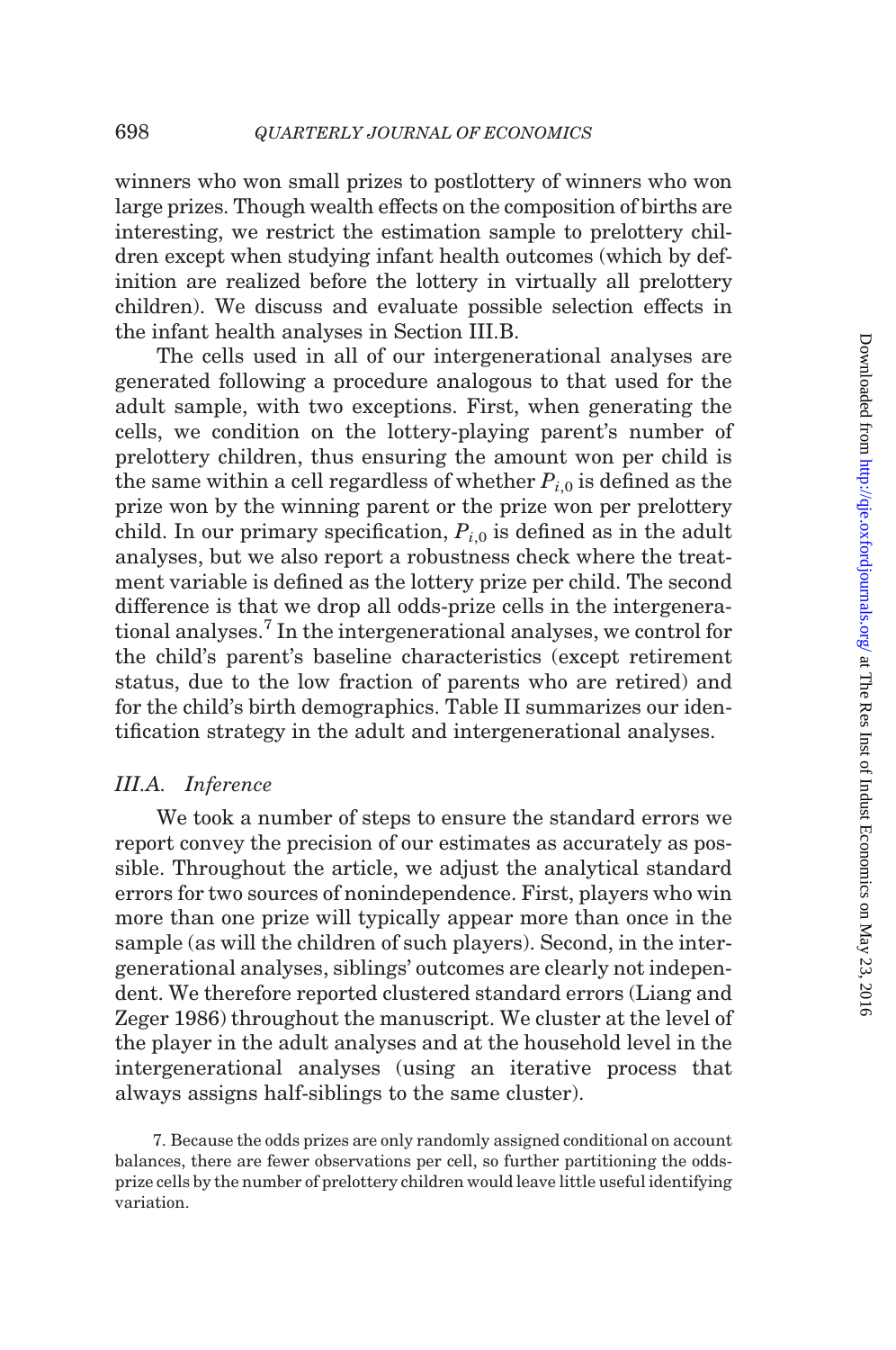winners who won small prizes to postlottery of winners who won large prizes. Though wealth effects on the composition of births are interesting, we restrict the estimation sample to prelottery children except when studying infant health outcomes (which by definition are realized before the lottery in virtually all prelottery children). We discuss and evaluate possible selection effects in the infant health analyses in Section III.B.

The cells used in all of our intergenerational analyses are generated following a procedure analogous to that used for the adult sample, with two exceptions. First, when generating the cells, we condition on the lottery-playing parent's number of prelottery children, thus ensuring the amount won per child is the same within a cell regardless of whether $P_{i,0}$ is defined as the prize won by the winning parent or the prize won per prelottery child. In our primary specification, $P_{i,0}$ is defined as in the adult analyses, but we also report a robustness check where the treatment variable is defined as the lottery prize per child. The second difference is that we drop all odds-prize cells in the intergenerational analyses.[7] In the intergenerational analyses, we control for the child's parent's baseline characteristics (except retirement status, due to the low fraction of parents who are retired) and for the child's birth demographics. Table II summarizes our identification strategy in the adult and intergenerational analyses.

### III.A. *Inference*

We took a number of steps to ensure the standard errors we report convey the precision of our estimates as accurately as possible. Throughout the article, we adjust the analytical standard errors for two sources of nonindependence. First, players who win more than one prize will typically appear more than once in the sample (as will the children of such players). Second, in the intergenerational analyses, siblings' outcomes are clearly not independent. We therefore reported clustered standard errors (Liang and Zeger 1986) throughout the manuscript. We cluster at the level of the player in the adult analyses and at the household level in the intergenerational analyses (using an iterative process that always assigns half-siblings to the same cluster).

7. Because the odds prizes are only randomly assigned conditional on account balances, there are fewer observations per cell, so further partitioning the odds-prize cells by the number of prelottery children would leave little useful identifying variation.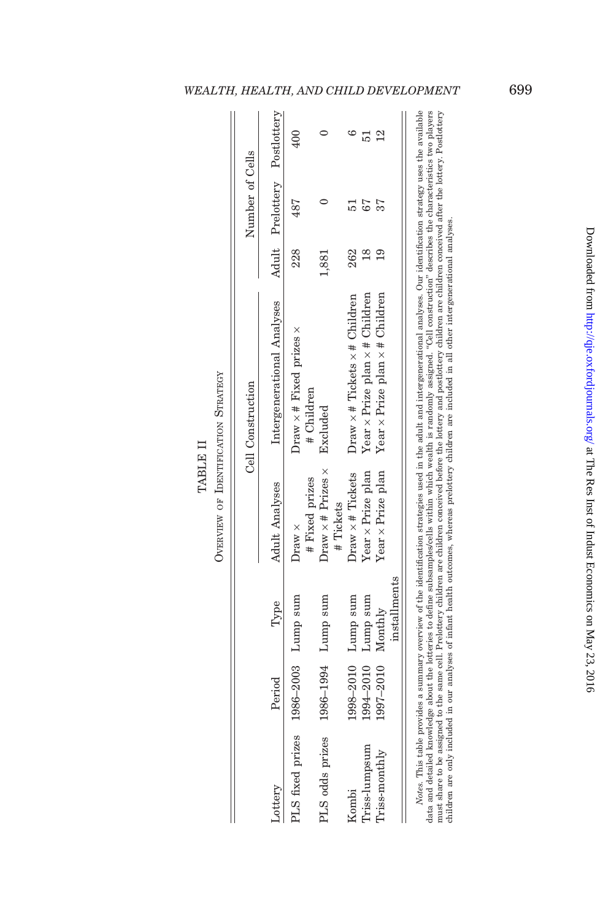TABLE II

Overview of Identification Strategy

| Lottery | Period | Type | Cell Construction | | Number of Cells | | |
|---|---|---|---|---|---|---|---|
| | | | Adult Analyses | Intergenerational Analyses | Adult | Prelottery | Postlottery |
| PLS fixed prizes | 1986–2003 | Lump sum | Draw × # Fixed prizes | Draw × # Fixed prizes × # Children | 228 | 487 | 400 |
| PLS odds prizes | 1986–1994 | Lump sum | Draw × # Prizes × # Tickets | Excluded | 1,881 | 0 | 0 |
| Kombi | 1998–2010 | Lump sum | Draw × # Tickets | Draw × # Tickets × # Children | 262 | 51 | 6 |
| Triss-lumpsum | 1994–2010 | Lump sum | Year × Prize plan | Year × Prize plan × # Children | 18 | 67 | 51 |
| Triss-monthly | 1997–2010 | Monthly installments | Year × Prize plan | Year × Prize plan × # Children | 19 | 37 | 12 |

*Notes.* This table provides a summary overview of the identification strategies used in the adult and intergenerational analyses. Our identification strategy uses the available data and detailed knowledge about the lotteries to define subsamples/cells within which wealth is randomly assigned. "Cell construction" describes the characteristics two players must share to be assigned to the same cell. Prelottery children are children conceived before the lottery and postlottery children are children conceived after the lottery. Postlottery children are only included in our analyses of infant health outcomes, whereas prelottery children are included in all other intergenerational analyses.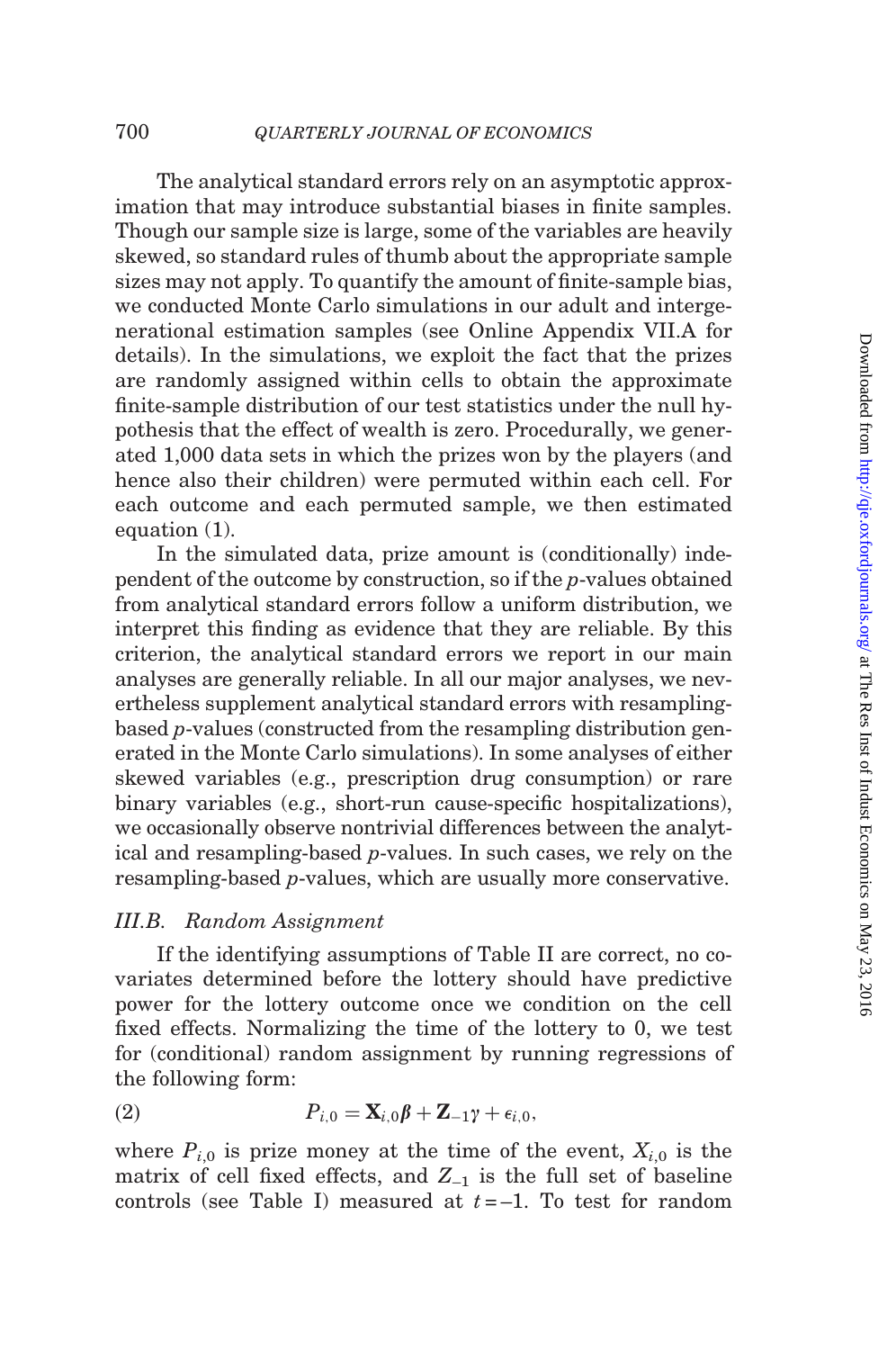The analytical standard errors rely on an asymptotic approximation that may introduce substantial biases in finite samples. Though our sample size is large, some of the variables are heavily skewed, so standard rules of thumb about the appropriate sample sizes may not apply. To quantify the amount of finite-sample bias, we conducted Monte Carlo simulations in our adult and intergenerational estimation samples (see Online Appendix VII.A for details). In the simulations, we exploit the fact that the prizes are randomly assigned within cells to obtain the approximate finite-sample distribution of our test statistics under the null hypothesis that the effect of wealth is zero. Procedurally, we generated 1,000 data sets in which the prizes won by the players (and hence also their children) were permuted within each cell. For each outcome and each permuted sample, we then estimated equation (1).

In the simulated data, prize amount is (conditionally) independent of the outcome by construction, so if the *p*-values obtained from analytical standard errors follow a uniform distribution, we interpret this finding as evidence that they are reliable. By this criterion, the analytical standard errors we report in our main analyses are generally reliable. In all our major analyses, we nevertheless supplement analytical standard errors with resampling-based *p*-values (constructed from the resampling distribution generated in the Monte Carlo simulations). In some analyses of either skewed variables (e.g., prescription drug consumption) or rare binary variables (e.g., short-run cause-specific hospitalizations), we occasionally observe nontrivial differences between the analytical and resampling-based *p*-values. In such cases, we rely on the resampling-based *p*-values, which are usually more conservative.

### III.B. *Random Assignment*

If the identifying assumptions of Table II are correct, no covariates determined before the lottery should have predictive power for the lottery outcome once we condition on the cell fixed effects. Normalizing the time of the lottery to 0, we test for (conditional) random assignment by running regressions of the following form:

$$P_{i,0} = \mathbf{X}_{i,0}\boldsymbol{\beta} + \mathbf{Z}_{-1}\gamma + \epsilon_{i,0}, \tag{2}$$

where $P_{i,0}$ is prize money at the time of the event, $X_{i,0}$ is the matrix of cell fixed effects, and $Z_{-1}$ is the full set of baseline controls (see Table I) measured at $t = -1$. To test for random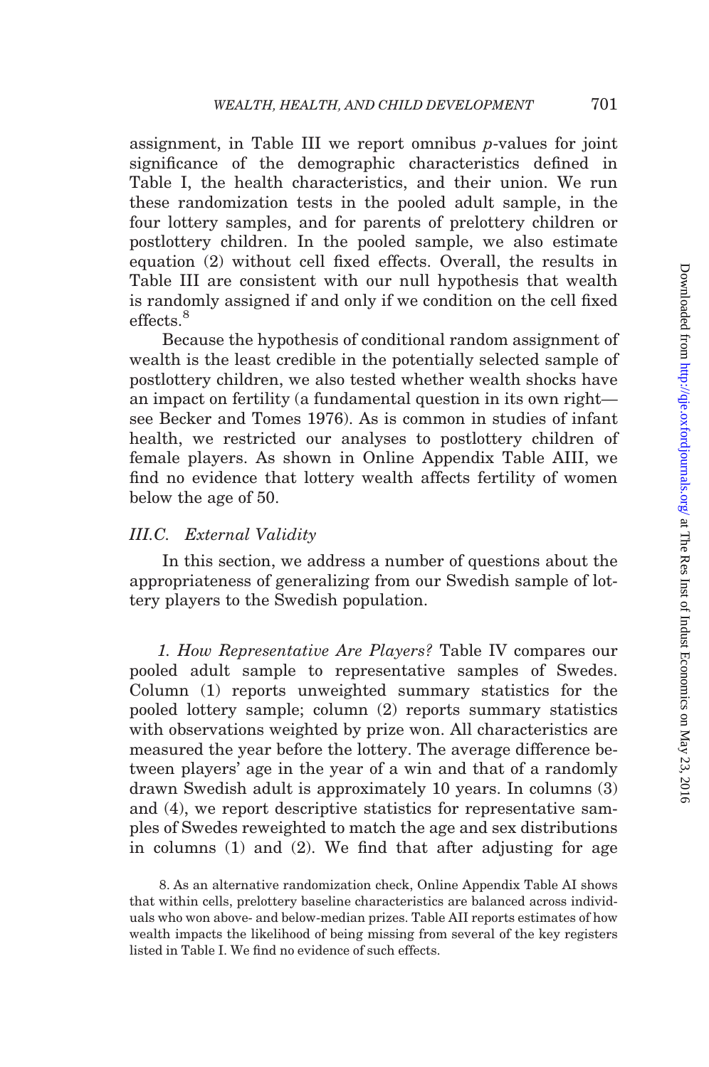assignment, in Table III we report omnibus $p$-values for joint significance of the demographic characteristics defined in Table I, the health characteristics, and their union. We run these randomization tests in the pooled adult sample, in the four lottery samples, and for parents of prelottery children or postlottery children. In the pooled sample, we also estimate equation (2) without cell fixed effects. Overall, the results in Table III are consistent with our null hypothesis that wealth is randomly assigned if and only if we condition on the cell fixed effects.[8]

Because the hypothesis of conditional random assignment of wealth is the least credible in the potentially selected sample of postlottery children, we also tested whether wealth shocks have an impact on fertility (a fundamental question in its own right—see Becker and Tomes 1976). As is common in studies of infant health, we restricted our analyses to postlottery children of female players. As shown in Online Appendix Table AIII, we find no evidence that lottery wealth affects fertility of women below the age of 50.

### III.C. *External Validity*

In this section, we address a number of questions about the appropriateness of generalizing from our Swedish sample of lottery players to the Swedish population.

*1. How Representative Are Players?* Table IV compares our pooled adult sample to representative samples of Swedes. Column (1) reports unweighted summary statistics for the pooled lottery sample; column (2) reports summary statistics with observations weighted by prize won. All characteristics are measured the year before the lottery. The average difference between players' age in the year of a win and that of a randomly drawn Swedish adult is approximately 10 years. In columns (3) and (4), we report descriptive statistics for representative samples of Swedes reweighted to match the age and sex distributions in columns (1) and (2). We find that after adjusting for age

8. As an alternative randomization check, Online Appendix Table AI shows that within cells, prelottery baseline characteristics are balanced across individuals who won above- and below-median prizes. Table AII reports estimates of how wealth impacts the likelihood of being missing from several of the key registers listed in Table I. We find no evidence of such effects.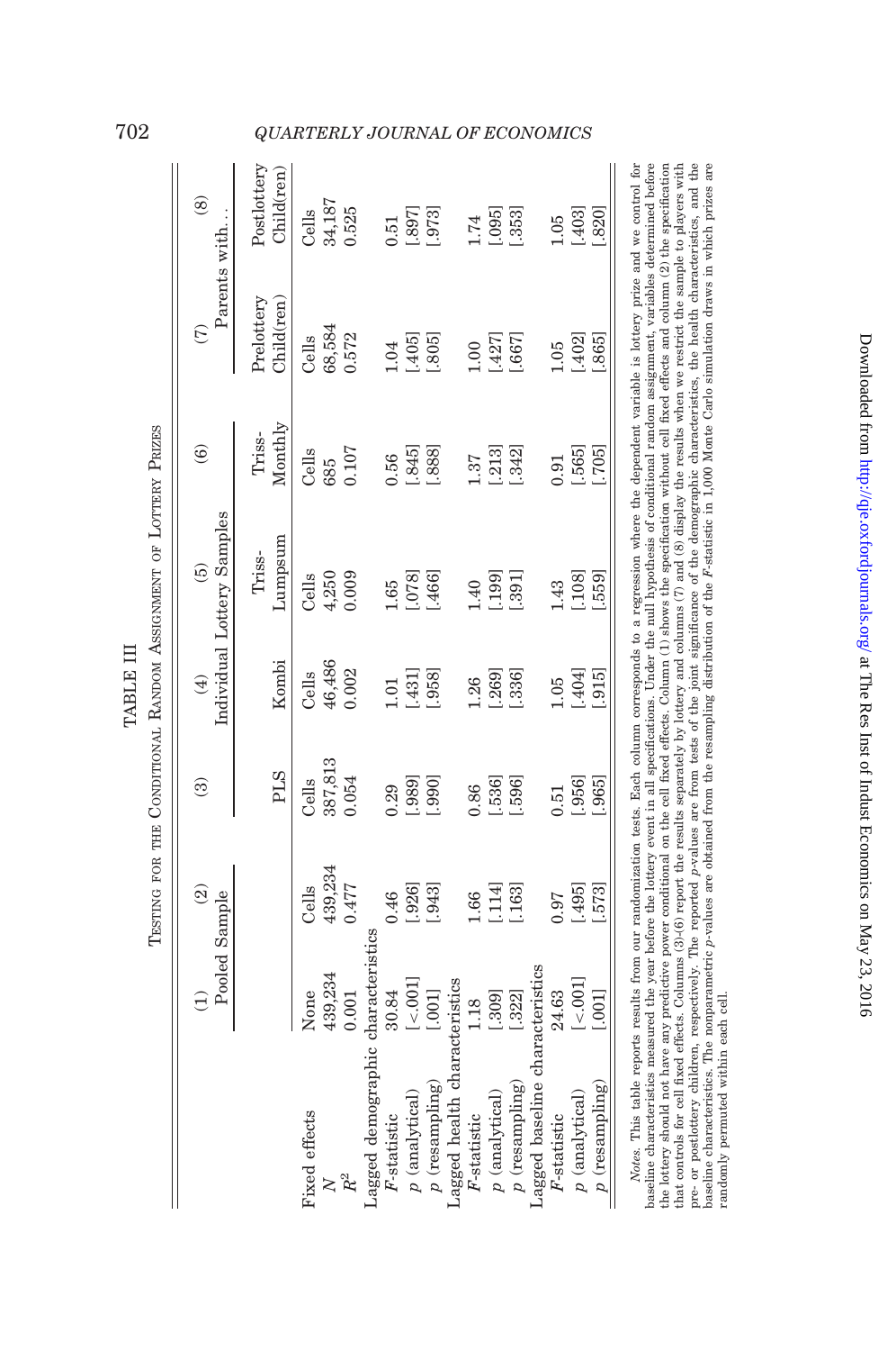TABLE III

Testing for the Conditional Random Assignment of Lottery Prizes

| | (1) | (2) | (3) | (4) | (5) | (6) | (7) | (8) |
|---|---|---|---|---|---|---|---|---|
| | Pooled Sample | | Individual Lottery Samples | | | | Parents with... | |
| | | | PLS | Kombi | Triss-Lumpsum | Triss-Monthly | Prelottery Child(ren) | Postlottery Child(ren) |
| Fixed effects | None | Cells | Cells | Cells | Cells | Cells | Cells | Cells |
| $N$ | 439,234 | 439,234 | 387,813 | 46,486 | 4,250 | 685 | 68,584 | 34,187 |
| $R^2$ | 0.001 | 0.477 | 0.054 | 0.002 | 0.009 | 0.107 | 0.572 | 0.525 |
| Lagged demographic characteristics | | | | | | | | |
| $F$-statistic | 30.84 | 0.46 | 0.29 | 1.01 | 1.65 | 0.56 | 1.04 | 0.51 |
| $p$ (analytical) | [<.001] | [.926] | [.989] | [.431] | [.078] | [.845] | [.405] | [.897] |
| $p$ (resampling) | [.001] | [.943] | [.990] | [.958] | [.466] | [.888] | [.805] | [.973] |
| Lagged health characteristics | | | | | | | | |
| $F$-statistic | 1.18 | 1.66 | 0.86 | 1.26 | 1.40 | 1.37 | 1.00 | 1.74 |
| $p$ (analytical) | [.309] | [.114] | [.536] | [.269] | [.199] | [.213] | [.427] | [.095] |
| $p$ (resampling) | [.322] | [.163] | [.596] | [.336] | [.391] | [.342] | [.667] | [.353] |
| Lagged baseline characteristics | | | | | | | | |
| $F$-statistic | 24.63 | 0.97 | 0.51 | 1.05 | 1.43 | 0.91 | 1.05 | 1.05 |
| $p$ (analytical) | [<.001] | [.495] | [.956] | [.404] | [.108] | [.565] | [.402] | [.403] |
| $p$ (resampling) | [.001] | [.573] | [.965] | [.915] | [.559] | [.705] | [.865] | [.820] |

*Notes.* This table reports results from our randomization tests. Each column corresponds to a regression where the dependent variable is lottery prize and we control for baseline characteristics measured the year before the lottery event in all specifications. Under the null hypothesis of conditional random assignment, variables determined before the lottery should not have any predictive power conditional on the cell fixed effects. Column (1) shows the specification without cell fixed effects and column (2) the specification that controls for cell fixed effects. Columns (3)–(6) report the results separately by lottery and columns (7) and (8) display the results when we restrict the sample to players with pre- or postlottery children, respectively. The reported $p$-values are from tests of the joint significance of the demographic characteristics, the health characteristics, and the baseline characteristics. The nonparametric $p$-values are obtained from the resampling distribution of the $F$-statistic in 1,000 Monte Carlo simulation draws in which prizes are randomly permuted within each cell.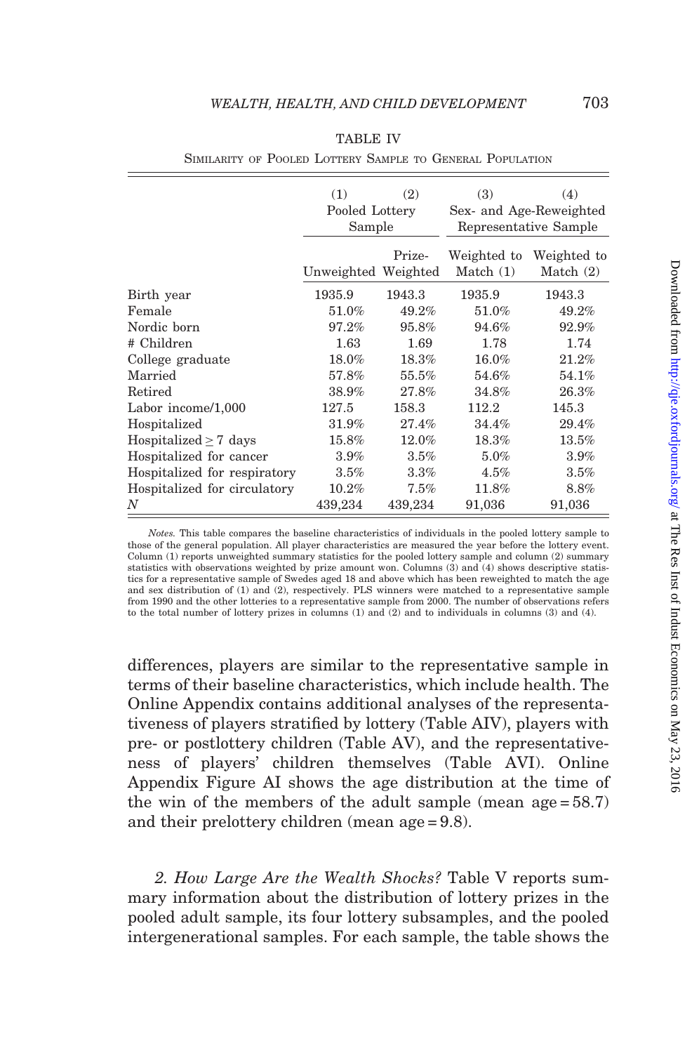TABLE IV

SIMILARITY OF POOLED LOTTERY SAMPLE TO GENERAL POPULATION

| | (1) | (2) | (3) | (4) |
|---|---|---|---|---|
| | Pooled Lottery Sample | | Sex- and Age-Reweighted Representative Sample | |
| | Unweighted | Prize-Weighted | Weighted to Match (1) | Weighted to Match (2) |
| Birth year | 1935.9 | 1943.3 | 1935.9 | 1943.3 |
| Female | 51.0% | 49.2% | 51.0% | 49.2% |
| Nordic born | 97.2% | 95.8% | 94.6% | 92.9% |
| # Children | 1.63 | 1.69 | 1.78 | 1.74 |
| College graduate | 18.0% | 18.3% | 16.0% | 21.2% |
| Married | 57.8% | 55.5% | 54.6% | 54.1% |
| Retired | 38.9% | 27.8% | 34.8% | 26.3% |
| Labor income/1,000 | 127.5 | 158.3 | 112.2 | 145.3 |
| Hospitalized | 31.9% | 27.4% | 34.4% | 29.4% |
| Hospitalized $\geq$ 7 days | 15.8% | 12.0% | 18.3% | 13.5% |
| Hospitalized for cancer | 3.9% | 3.5% | 5.0% | 3.9% |
| Hospitalized for respiratory | 3.5% | 3.3% | 4.5% | 3.5% |
| Hospitalized for circulatory | 10.2% | 7.5% | 11.8% | 8.8% |
| $N$ | 439,234 | 439,234 | 91,036 | 91,036 |

*Notes.* This table compares the baseline characteristics of individuals in the pooled lottery sample to those of the general population. All player characteristics are measured the year before the lottery event. Column (1) reports unweighted summary statistics for the pooled lottery sample and column (2) summary statistics with observations weighted by prize amount won. Columns (3) and (4) shows descriptive statistics for a representative sample of Swedes aged 18 and above which has been reweighted to match the age and sex distribution of (1) and (2), respectively. PLS winners were matched to a representative sample from 1990 and the other lotteries to a representative sample from 2000. The number of observations refers to the total number of lottery prizes in columns (1) and (2) and to individuals in columns (3) and (4).

differences, players are similar to the representative sample in terms of their baseline characteristics, which include health. The Online Appendix contains additional analyses of the representativeness of players stratified by lottery (Table AIV), players with pre- or postlottery children (Table AV), and the representativeness of players' children themselves (Table AVI). Online Appendix Figure AI shows the age distribution at the time of the win of the members of the adult sample (mean age = 58.7) and their prelottery children (mean age = 9.8).

*2. How Large Are the Wealth Shocks?* Table V reports summary information about the distribution of lottery prizes in the pooled adult sample, its four lottery subsamples, and the pooled intergenerational samples. For each sample, the table shows the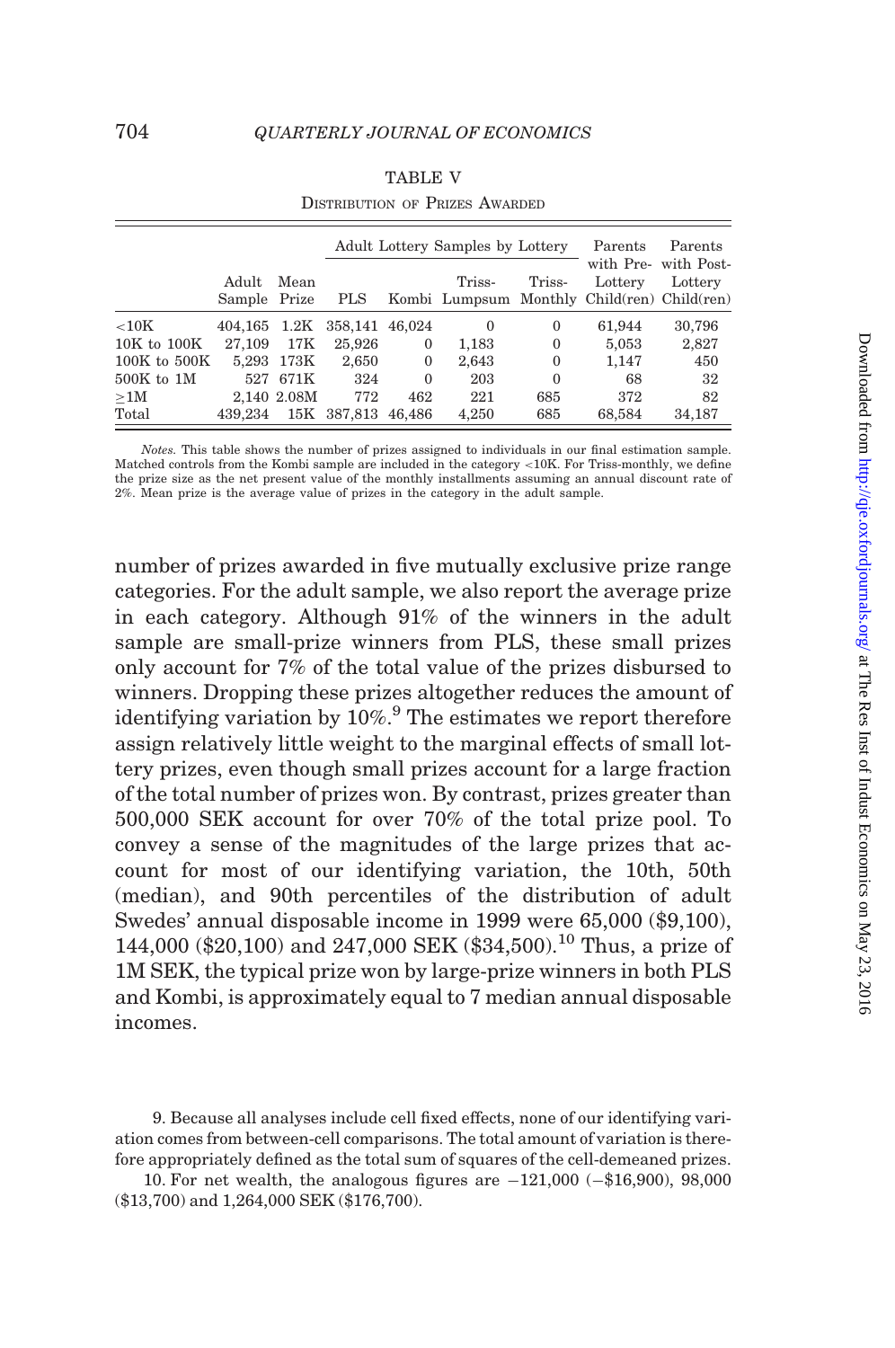TABLE V

Distribution of Prizes Awarded

| | Adult Sample | Mean Prize | Adult Lottery Samples by Lottery | | | | Parents with Pre-Lottery Child(ren) | Parents with Post-Lottery Child(ren) |
|---|---|---|---|---|---|---|---|---|
| | | | PLS | Kombi | Triss-Lumpsum | Triss-Monthly | | |
| <10K | 404,165 | 1.2K | 358,141 | 46,024 | 0 | 0 | 61,944 | 30,796 |
| 10K to 100K | 27,109 | 17K | 25,926 | 0 | 1,183 | 0 | 5,053 | 2,827 |
| 100K to 500K | 5,293 | 173K | 2,650 | 0 | 2,643 | 0 | 1,147 | 450 |
| 500K to 1M | 527 | 671K | 324 | 0 | 203 | 0 | 68 | 32 |
| ≥1M | 2,140 | 2.08M | 772 | 462 | 221 | 685 | 372 | 82 |
| Total | 439,234 | 15K | 387,813 | 46,486 | 4,250 | 685 | 68,584 | 34,187 |

*Notes.* This table shows the number of prizes assigned to individuals in our final estimation sample. Matched controls from the Kombi sample are included in the category <10K. For Triss-monthly, we define the prize size as the net present value of the monthly installments assuming an annual discount rate of 2%. Mean prize is the average value of prizes in the category in the adult sample.

number of prizes awarded in five mutually exclusive prize range categories. For the adult sample, we also report the average prize in each category. Although 91% of the winners in the adult sample are small-prize winners from PLS, these small prizes only account for 7% of the total value of the prizes disbursed to winners. Dropping these prizes altogether reduces the amount of identifying variation by 10%.[9] The estimates we report therefore assign relatively little weight to the marginal effects of small lottery prizes, even though small prizes account for a large fraction of the total number of prizes won. By contrast, prizes greater than 500,000 SEK account for over 70% of the total prize pool. To convey a sense of the magnitudes of the large prizes that account for most of our identifying variation, the 10th, 50th (median), and 90th percentiles of the distribution of adult Swedes' annual disposable income in 1999 were 65,000 ($9,100), 144,000 ($20,100) and 247,000 SEK ($34,500).[10] Thus, a prize of 1M SEK, the typical prize won by large-prize winners in both PLS and Kombi, is approximately equal to 7 median annual disposable incomes.

9. Because all analyses include cell fixed effects, none of our identifying variation comes from between-cell comparisons. The total amount of variation is therefore appropriately defined as the total sum of squares of the cell-demeaned prizes.

10. For net wealth, the analogous figures are −121,000 (−$16,900), 98,000 ($13,700) and 1,264,000 SEK ($176,700).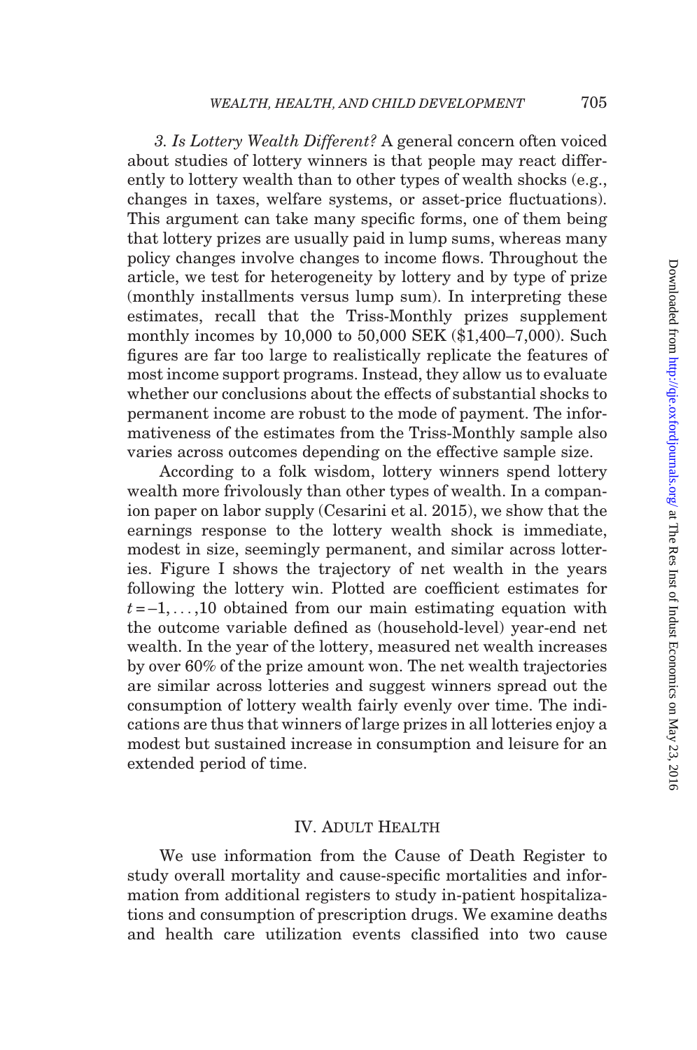*3. Is Lottery Wealth Different?* A general concern often voiced about studies of lottery winners is that people may react differently to lottery wealth than to other types of wealth shocks (e.g., changes in taxes, welfare systems, or asset-price fluctuations). This argument can take many specific forms, one of them being that lottery prizes are usually paid in lump sums, whereas many policy changes involve changes to income flows. Throughout the article, we test for heterogeneity by lottery and by type of prize (monthly installments versus lump sum). In interpreting these estimates, recall that the Triss-Monthly prizes supplement monthly incomes by 10,000 to 50,000 SEK ($1,400–7,000). Such figures are far too large to realistically replicate the features of most income support programs. Instead, they allow us to evaluate whether our conclusions about the effects of substantial shocks to permanent income are robust to the mode of payment. The informativeness of the estimates from the Triss-Monthly sample also varies across outcomes depending on the effective sample size.

According to a folk wisdom, lottery winners spend lottery wealth more frivolously than other types of wealth. In a companion paper on labor supply (Cesarini et al. 2015), we show that the earnings response to the lottery wealth shock is immediate, modest in size, seemingly permanent, and similar across lotteries. Figure I shows the trajectory of net wealth in the years following the lottery win. Plotted are coefficient estimates for $t = -1, \ldots, 10$ obtained from our main estimating equation with the outcome variable defined as (household-level) year-end net wealth. In the year of the lottery, measured net wealth increases by over 60% of the prize amount won. The net wealth trajectories are similar across lotteries and suggest winners spread out the consumption of lottery wealth fairly evenly over time. The indications are thus that winners of large prizes in all lotteries enjoy a modest but sustained increase in consumption and leisure for an extended period of time.

## IV. Adult Health

We use information from the Cause of Death Register to study overall mortality and cause-specific mortalities and information from additional registers to study in-patient hospitalizations and consumption of prescription drugs. We examine deaths and health care utilization events classified into two cause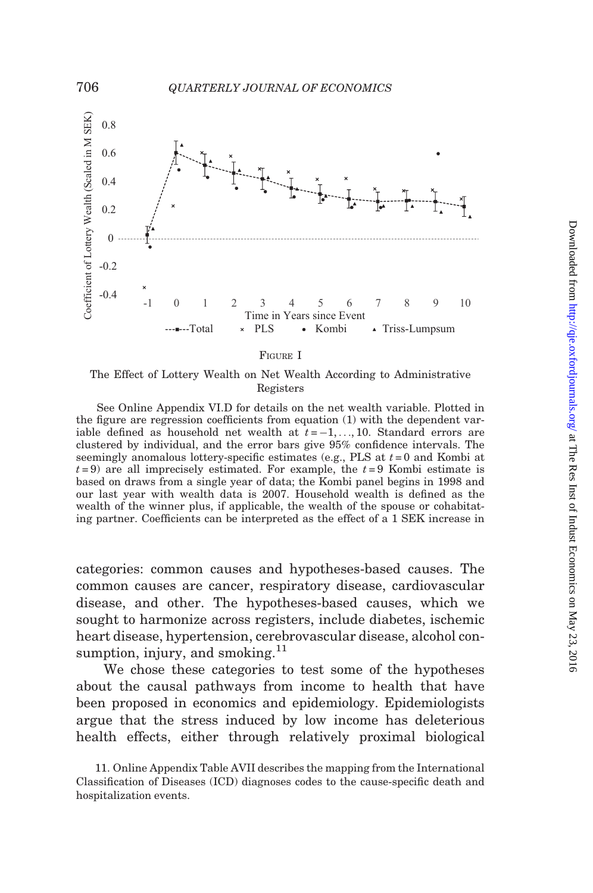FIGURE I

The Effect of Lottery Wealth on Net Wealth According to Administrative Registers

See Online Appendix VI.D for details on the net wealth variable. Plotted in the figure are regression coefficients from equation (1) with the dependent variable defined as household net wealth at $t = -1, \ldots, 10$. Standard errors are clustered by individual, and the error bars give 95% confidence intervals. The seemingly anomalous lottery-specific estimates (e.g., PLS at $t = 0$ and Kombi at $t = 9$) are all imprecisely estimated. For example, the $t = 9$ Kombi estimate is based on draws from a single year of data; the Kombi panel begins in 1998 and our last year with wealth data is 2007. Household wealth is defined as the wealth of the winner plus, if applicable, the wealth of the spouse or cohabitating partner. Coefficients can be interpreted as the effect of a 1 SEK increase in

categories: common causes and hypotheses-based causes. The common causes are cancer, respiratory disease, cardiovascular disease, and other. The hypotheses-based causes, which we sought to harmonize across registers, include diabetes, ischemic heart disease, hypertension, cerebrovascular disease, alcohol consumption, injury, and smoking.[11]

We chose these categories to test some of the hypotheses about the causal pathways from income to health that have been proposed in economics and epidemiology. Epidemiologists argue that the stress induced by low income has deleterious health effects, either through relatively proximal biological

11. Online Appendix Table AVII describes the mapping from the International Classification of Diseases (ICD) diagnoses codes to the cause-specific death and hospitalization events.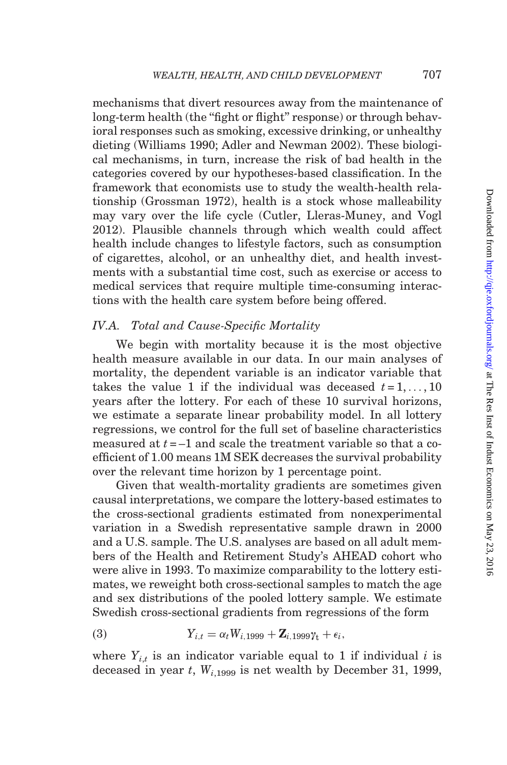mechanisms that divert resources away from the maintenance of long-term health (the "fight or flight" response) or through behavioral responses such as smoking, excessive drinking, or unhealthy dieting (Williams 1990; Adler and Newman 2002). These biological mechanisms, in turn, increase the risk of bad health in the categories covered by our hypotheses-based classification. In the framework that economists use to study the wealth-health relationship (Grossman 1972), health is a stock whose malleability may vary over the life cycle (Cutler, Lleras-Muney, and Vogl 2012). Plausible channels through which wealth could affect health include changes to lifestyle factors, such as consumption of cigarettes, alcohol, or an unhealthy diet, and health investments with a substantial time cost, such as exercise or access to medical services that require multiple time-consuming interactions with the health care system before being offered.

### IV.A. *Total and Cause-Specific Mortality*

We begin with mortality because it is the most objective health measure available in our data. In our main analyses of mortality, the dependent variable is an indicator variable that takes the value 1 if the individual was deceased $t = 1, \ldots, 10$ years after the lottery. For each of these 10 survival horizons, we estimate a separate linear probability model. In all lottery regressions, we control for the full set of baseline characteristics measured at $t = -1$ and scale the treatment variable so that a coefficient of 1.00 means 1M SEK decreases the survival probability over the relevant time horizon by 1 percentage point.

Given that wealth-mortality gradients are sometimes given causal interpretations, we compare the lottery-based estimates to the cross-sectional gradients estimated from nonexperimental variation in a Swedish representative sample drawn in 2000 and a U.S. sample. The U.S. analyses are based on all adult members of the Health and Retirement Study's AHEAD cohort who were alive in 1993. To maximize comparability to the lottery estimates, we reweight both cross-sectional samples to match the age and sex distributions of the pooled lottery sample. We estimate Swedish cross-sectional gradients from regressions of the form

$$Y_{i,t} = \alpha_t W_{i,1999} + \mathbf{Z}_{i,1999}\gamma_t + \epsilon_i, \tag{3}$$

where $Y_{i,t}$ is an indicator variable equal to 1 if individual $i$ is deceased in year $t$, $W_{i,1999}$ is net wealth by December 31, 1999,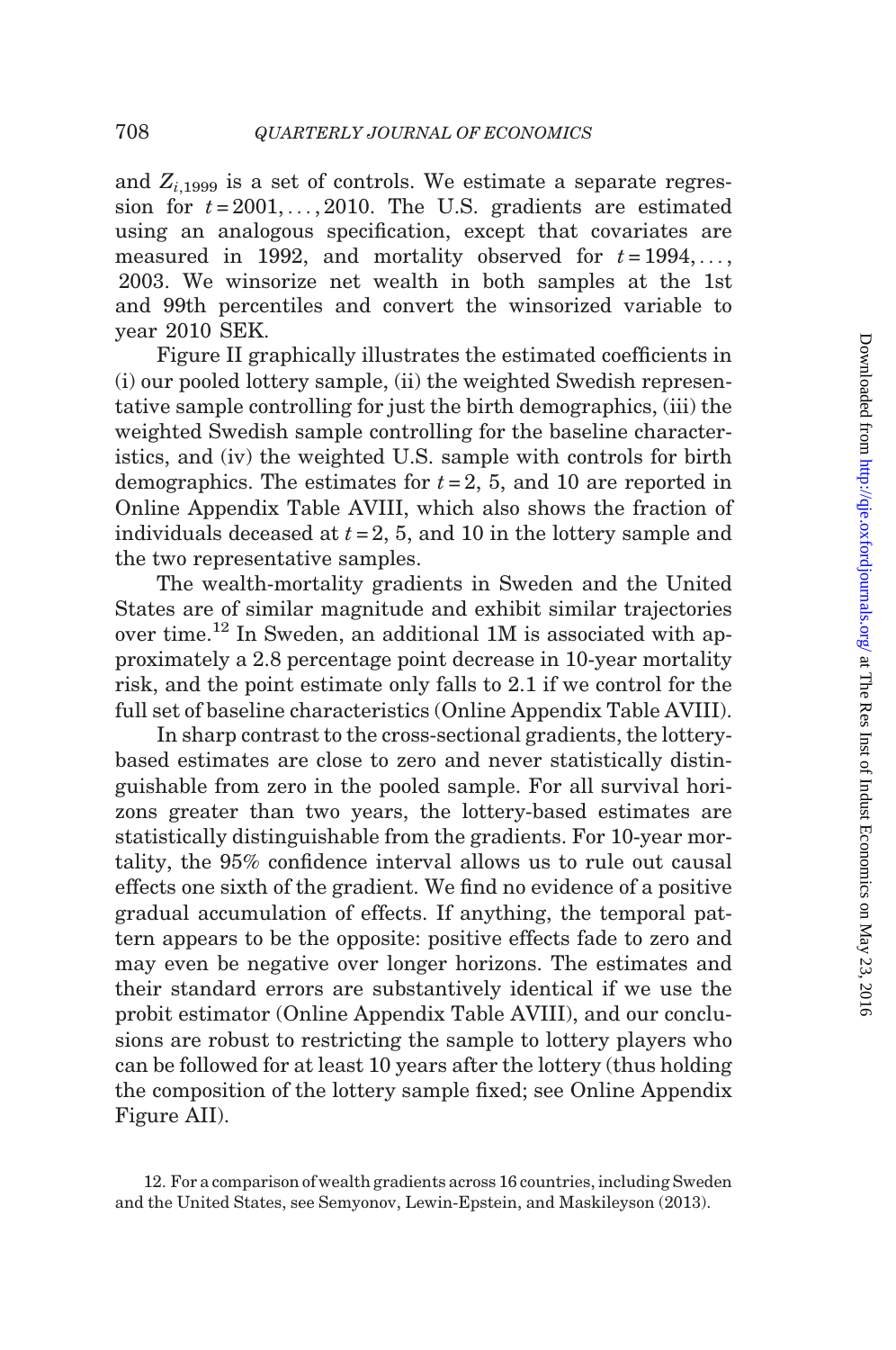and $Z_{i,1999}$ is a set of controls. We estimate a separate regression for $t = 2001, \ldots, 2010$. The U.S. gradients are estimated using an analogous specification, except that covariates are measured in 1992, and mortality observed for $t = 1994, \ldots, 2003$. We winsorize net wealth in both samples at the 1st and 99th percentiles and convert the winsorized variable to year 2010 SEK.

Figure II graphically illustrates the estimated coefficients in (i) our pooled lottery sample, (ii) the weighted Swedish representative sample controlling for just the birth demographics, (iii) the weighted Swedish sample controlling for the baseline characteristics, and (iv) the weighted U.S. sample with controls for birth demographics. The estimates for $t = 2$, 5, and 10 are reported in Online Appendix Table AVIII, which also shows the fraction of individuals deceased at $t = 2$, 5, and 10 in the lottery sample and the two representative samples.

The wealth-mortality gradients in Sweden and the United States are of similar magnitude and exhibit similar trajectories over time.[12] In Sweden, an additional 1M is associated with approximately a 2.8 percentage point decrease in 10-year mortality risk, and the point estimate only falls to 2.1 if we control for the full set of baseline characteristics (Online Appendix Table AVIII).

In sharp contrast to the cross-sectional gradients, the lottery-based estimates are close to zero and never statistically distinguishable from zero in the pooled sample. For all survival horizons greater than two years, the lottery-based estimates are statistically distinguishable from the gradients. For 10-year mortality, the 95% confidence interval allows us to rule out causal effects one sixth of the gradient. We find no evidence of a positive gradual accumulation of effects. If anything, the temporal pattern appears to be the opposite: positive effects fade to zero and may even be negative over longer horizons. The estimates and their standard errors are substantively identical if we use the probit estimator (Online Appendix Table AVIII), and our conclusions are robust to restricting the sample to lottery players who can be followed for at least 10 years after the lottery (thus holding the composition of the lottery sample fixed; see Online Appendix Figure AII).

12. For a comparison of wealth gradients across 16 countries, including Sweden and the United States, see Semyonov, Lewin-Epstein, and Maskileyson (2013).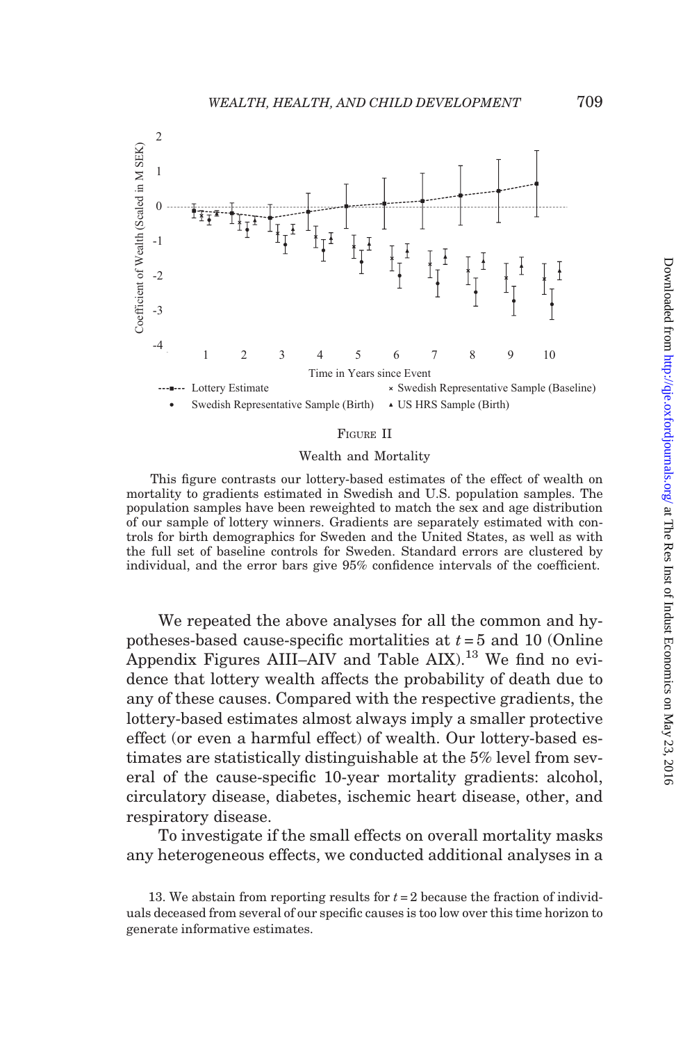FIGURE II

Wealth and Mortality

This figure contrasts our lottery-based estimates of the effect of wealth on mortality to gradients estimated in Swedish and U.S. population samples. The population samples have been reweighted to match the sex and age distribution of our sample of lottery winners. Gradients are separately estimated with controls for birth demographics for Sweden and the United States, as well as with the full set of baseline controls for Sweden. Standard errors are clustered by individual, and the error bars give 95% confidence intervals of the coefficient.

We repeated the above analyses for all the common and hypotheses-based cause-specific mortalities at $t = 5$ and 10 (Online Appendix Figures AIII–AIV and Table AIX).[13] We find no evidence that lottery wealth affects the probability of death due to any of these causes. Compared with the respective gradients, the lottery-based estimates almost always imply a smaller protective effect (or even a harmful effect) of wealth. Our lottery-based estimates are statistically distinguishable at the 5% level from several of the cause-specific 10-year mortality gradients: alcohol, circulatory disease, diabetes, ischemic heart disease, other, and respiratory disease.

To investigate if the small effects on overall mortality masks any heterogeneous effects, we conducted additional analyses in a

13. We abstain from reporting results for $t = 2$ because the fraction of individuals deceased from several of our specific causes is too low over this time horizon to generate informative estimates.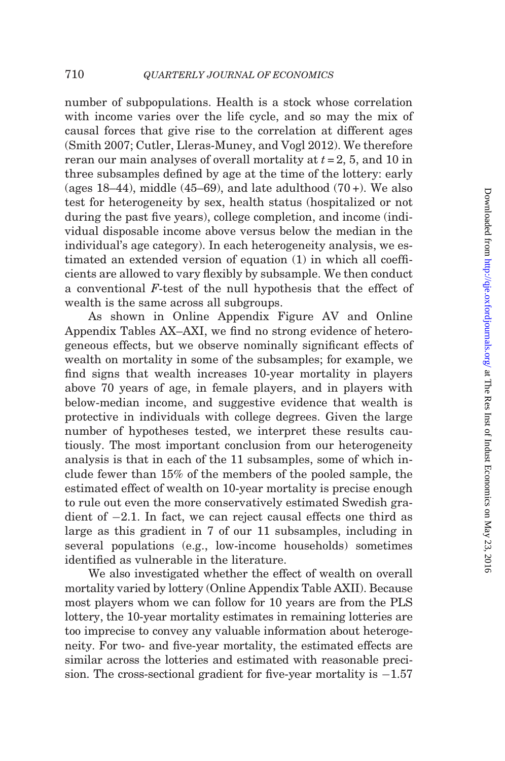number of subpopulations. Health is a stock whose correlation with income varies over the life cycle, and so may the mix of causal forces that give rise to the correlation at different ages (Smith 2007; Cutler, Lleras-Muney, and Vogl 2012). We therefore reran our main analyses of overall mortality at $t = 2$, 5, and 10 in three subsamples defined by age at the time of the lottery: early (ages 18–44), middle (45–69), and late adulthood (70 +). We also test for heterogeneity by sex, health status (hospitalized or not during the past five years), college completion, and income (individual disposable income above versus below the median in the individual's age category). In each heterogeneity analysis, we estimated an extended version of equation (1) in which all coefficients are allowed to vary flexibly by subsample. We then conduct a conventional $F$-test of the null hypothesis that the effect of wealth is the same across all subgroups.

As shown in Online Appendix Figure AV and Online Appendix Tables AX–AXI, we find no strong evidence of heterogeneous effects, but we observe nominally significant effects of wealth on mortality in some of the subsamples; for example, we find signs that wealth increases 10-year mortality in players above 70 years of age, in female players, and in players with below-median income, and suggestive evidence that wealth is protective in individuals with college degrees. Given the large number of hypotheses tested, we interpret these results cautiously. The most important conclusion from our heterogeneity analysis is that in each of the 11 subsamples, some of which include fewer than 15% of the members of the pooled sample, the estimated effect of wealth on 10-year mortality is precise enough to rule out even the more conservatively estimated Swedish gradient of $-2.1$. In fact, we can reject causal effects one third as large as this gradient in 7 of our 11 subsamples, including in several populations (e.g., low-income households) sometimes identified as vulnerable in the literature.

We also investigated whether the effect of wealth on overall mortality varied by lottery (Online Appendix Table AXII). Because most players whom we can follow for 10 years are from the PLS lottery, the 10-year mortality estimates in remaining lotteries are too imprecise to convey any valuable information about heterogeneity. For two- and five-year mortality, the estimated effects are similar across the lotteries and estimated with reasonable precision. The cross-sectional gradient for five-year mortality is $-1.57$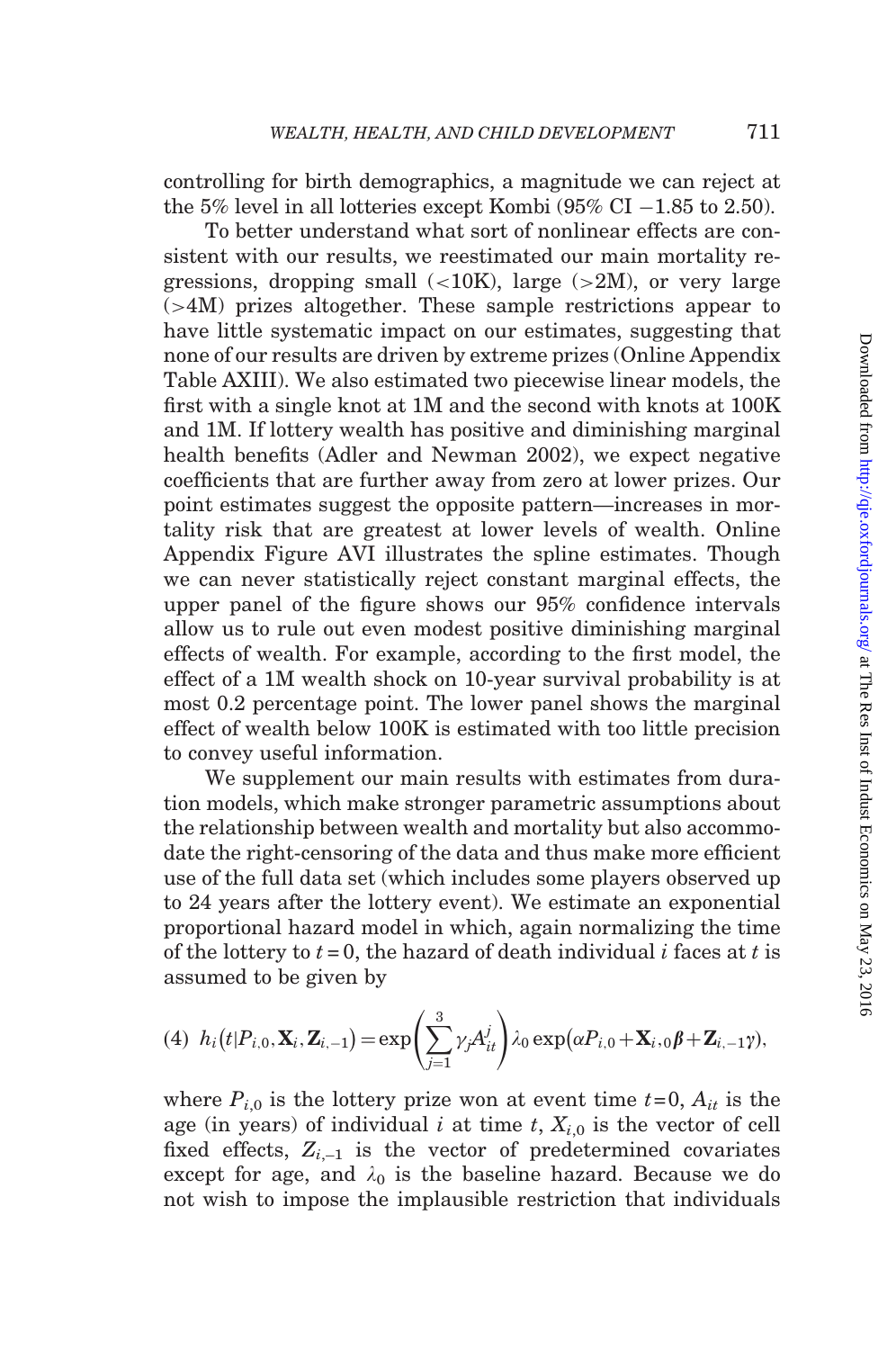controlling for birth demographics, a magnitude we can reject at the 5% level in all lotteries except Kombi (95% CI −1.85 to 2.50).

To better understand what sort of nonlinear effects are consistent with our results, we reestimated our main mortality regressions, dropping small (<10K), large (>2M), or very large (>4M) prizes altogether. These sample restrictions appear to have little systematic impact on our estimates, suggesting that none of our results are driven by extreme prizes (Online Appendix Table AXIII). We also estimated two piecewise linear models, the first with a single knot at 1M and the second with knots at 100K and 1M. If lottery wealth has positive and diminishing marginal health benefits (Adler and Newman 2002), we expect negative coefficients that are further away from zero at lower prizes. Our point estimates suggest the opposite pattern—increases in mortality risk that are greatest at lower levels of wealth. Online Appendix Figure AVI illustrates the spline estimates. Though we can never statistically reject constant marginal effects, the upper panel of the figure shows our 95% confidence intervals allow us to rule out even modest positive diminishing marginal effects of wealth. For example, according to the first model, the effect of a 1M wealth shock on 10-year survival probability is at most 0.2 percentage point. The lower panel shows the marginal effect of wealth below 100K is estimated with too little precision to convey useful information.

We supplement our main results with estimates from duration models, which make stronger parametric assumptions about the relationship between wealth and mortality but also accommodate the right-censoring of the data and thus make more efficient use of the full data set (which includes some players observed up to 24 years after the lottery event). We estimate an exponential proportional hazard model in which, again normalizing the time of the lottery to $t=0$, the hazard of death individual $i$ faces at $t$ is assumed to be given by

$$(4)\quad h_i\left(t|P_{i,0}, \mathbf{X}_i, \mathbf{Z}_{i,-1}\right) = \exp\left(\sum_{j=1}^{3} \gamma_j A_{it}^{j}\right) \lambda_0 \exp\left(\alpha P_{i,0} + \mathbf{X}_{i,0}\boldsymbol{\beta} + \mathbf{Z}_{i,-1}\gamma\right),$$

where $P_{i,0}$ is the lottery prize won at event time $t=0$, $A_{it}$ is the age (in years) of individual $i$ at time $t$, $X_{i,0}$ is the vector of cell fixed effects, $Z_{i,-1}$ is the vector of predetermined covariates except for age, and $\lambda_0$ is the baseline hazard. Because we do not wish to impose the implausible restriction that individuals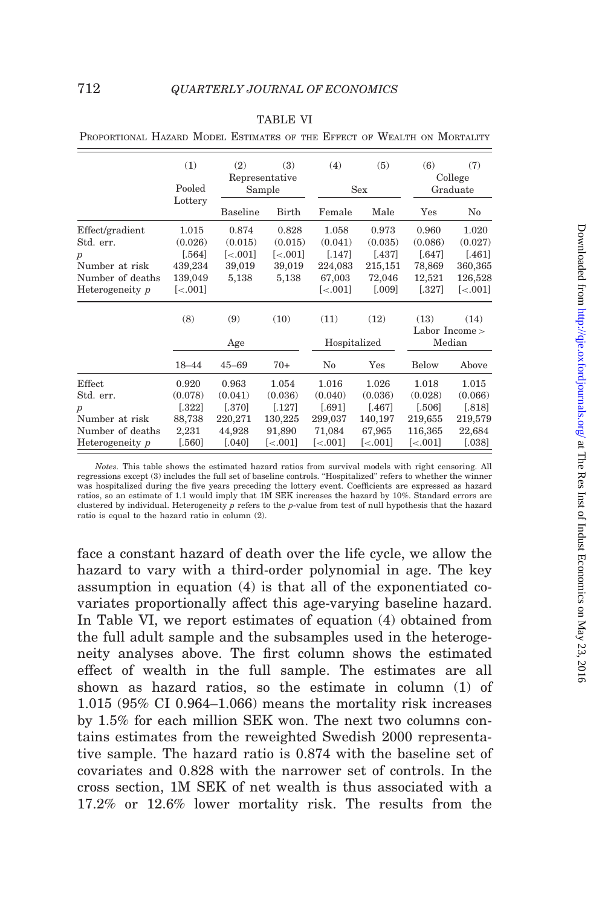TABLE VI

Proportional Hazard Model Estimates of the Effect of Wealth on Mortality

| | (1) | (2) | (3) | (4) | (5) | (6) | (7) |
|---|---|---|---|---|---|---|---|
| | Pooled Lottery | Representative Sample | | Sex | | College Graduate | |
| | | Baseline | Birth | Female | Male | Yes | No |
| Effect/gradient | 1.015 | 0.874 | 0.828 | 1.058 | 0.973 | 0.960 | 1.020 |
| Std. err. | (0.026) | (0.015) | (0.015) | (0.041) | (0.035) | (0.086) | (0.027) |
| $p$ | [.564] | [<.001] | [<.001] | [.147] | [.437] | [.647] | [.461] |
| Number at risk | 439,234 | 39,019 | 39,019 | 224,083 | 215,151 | 78,869 | 360,365 |
| Number of deaths | 139,049 | 5,138 | 5,138 | 67,003 | 72,046 | 12,521 | 126,528 |
| Heterogeneity $p$ | [<.001] | | | [<.001] | [.009] | [.327] | [<.001] |

| | (8) | (9) | (10) | (11) | (12) | (13) | (14) |
|---|---|---|---|---|---|---|---|
| | Age | | | Hospitalized | | Labor Income > Median | |
| | 18–44 | 45–69 | 70+ | No | Yes | Below | Above |
| Effect | 0.920 | 0.963 | 1.054 | 1.016 | 1.026 | 1.018 | 1.015 |
| Std. err. | (0.078) | (0.041) | (0.036) | (0.040) | (0.036) | (0.028) | (0.066) |
| $p$ | [.322] | [.370] | [.127] | [.691] | [.467] | [.506] | [.818] |
| Number at risk | 88,738 | 220,271 | 130,225 | 299,037 | 140,197 | 219,655 | 219,579 |
| Number of deaths | 2,231 | 44,928 | 91,890 | 71,084 | 67,965 | 116,365 | 22,684 |
| Heterogeneity $p$ | [.560] | [.040] | [<.001] | [<.001] | [<.001] | [<.001] | [.038] |

*Notes.* This table shows the estimated hazard ratios from survival models with right censoring. All regressions except (3) includes the full set of baseline controls. "Hospitalized" refers to whether the winner was hospitalized during the five years preceding the lottery event. Coefficients are expressed as hazard ratios, so an estimate of 1.1 would imply that 1M SEK increases the hazard by 10%. Standard errors are clustered by individual. Heterogeneity $p$ refers to the $p$-value from test of null hypothesis that the hazard ratio is equal to the hazard ratio in column (2).

face a constant hazard of death over the life cycle, we allow the hazard to vary with a third-order polynomial in age. The key assumption in equation (4) is that all of the exponentiated covariates proportionally affect this age-varying baseline hazard. In Table VI, we report estimates of equation (4) obtained from the full adult sample and the subsamples used in the heterogeneity analyses above. The first column shows the estimated effect of wealth in the full sample. The estimates are all shown as hazard ratios, so the estimate in column (1) of 1.015 (95% CI 0.964–1.066) means the mortality risk increases by 1.5% for each million SEK won. The next two columns contains estimates from the reweighted Swedish 2000 representative sample. The hazard ratio is 0.874 with the baseline set of covariates and 0.828 with the narrower set of controls. In the cross section, 1M SEK of net wealth is thus associated with a 17.2% or 12.6% lower mortality risk. The results from the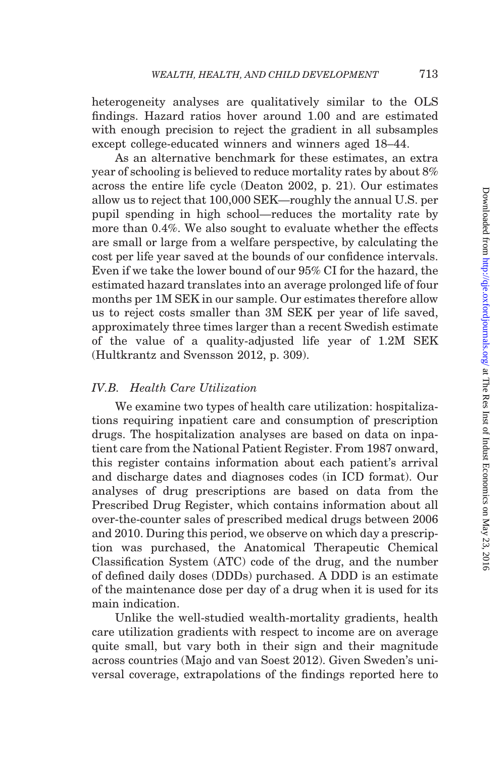heterogeneity analyses are qualitatively similar to the OLS findings. Hazard ratios hover around 1.00 and are estimated with enough precision to reject the gradient in all subsamples except college-educated winners and winners aged 18–44.

As an alternative benchmark for these estimates, an extra year of schooling is believed to reduce mortality rates by about 8% across the entire life cycle (Deaton 2002, p. 21). Our estimates allow us to reject that 100,000 SEK—roughly the annual U.S. per pupil spending in high school—reduces the mortality rate by more than 0.4%. We also sought to evaluate whether the effects are small or large from a welfare perspective, by calculating the cost per life year saved at the bounds of our confidence intervals. Even if we take the lower bound of our 95% CI for the hazard, the estimated hazard translates into an average prolonged life of four months per 1M SEK in our sample. Our estimates therefore allow us to reject costs smaller than 3M SEK per year of life saved, approximately three times larger than a recent Swedish estimate of the value of a quality-adjusted life year of 1.2M SEK (Hultkrantz and Svensson 2012, p. 309).

### *IV.B. Health Care Utilization*

We examine two types of health care utilization: hospitalizations requiring inpatient care and consumption of prescription drugs. The hospitalization analyses are based on data on inpatient care from the National Patient Register. From 1987 onward, this register contains information about each patient's arrival and discharge dates and diagnoses codes (in ICD format). Our analyses of drug prescriptions are based on data from the Prescribed Drug Register, which contains information about all over-the-counter sales of prescribed medical drugs between 2006 and 2010. During this period, we observe on which day a prescription was purchased, the Anatomical Therapeutic Chemical Classification System (ATC) code of the drug, and the number of defined daily doses (DDDs) purchased. A DDD is an estimate of the maintenance dose per day of a drug when it is used for its main indication.

Unlike the well-studied wealth-mortality gradients, health care utilization gradients with respect to income are on average quite small, but vary both in their sign and their magnitude across countries (Majo and van Soest 2012). Given Sweden's universal coverage, extrapolations of the findings reported here to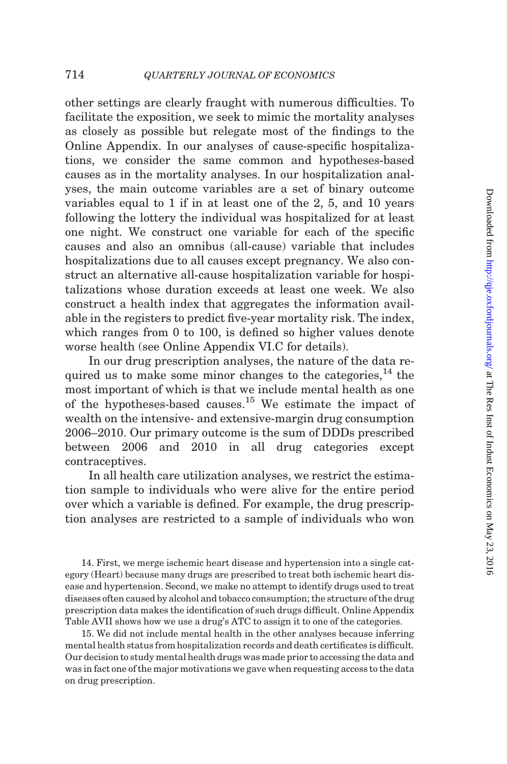other settings are clearly fraught with numerous difficulties. To facilitate the exposition, we seek to mimic the mortality analyses as closely as possible but relegate most of the findings to the Online Appendix. In our analyses of cause-specific hospitalizations, we consider the same common and hypotheses-based causes as in the mortality analyses. In our hospitalization analyses, the main outcome variables are a set of binary outcome variables equal to 1 if in at least one of the 2, 5, and 10 years following the lottery the individual was hospitalized for at least one night. We construct one variable for each of the specific causes and also an omnibus (all-cause) variable that includes hospitalizations due to all causes except pregnancy. We also construct an alternative all-cause hospitalization variable for hospitalizations whose duration exceeds at least one week. We also construct a health index that aggregates the information available in the registers to predict five-year mortality risk. The index, which ranges from 0 to 100, is defined so higher values denote worse health (see Online Appendix VI.C for details).

In our drug prescription analyses, the nature of the data required us to make some minor changes to the categories,[14] the most important of which is that we include mental health as one of the hypotheses-based causes.[15] We estimate the impact of wealth on the intensive- and extensive-margin drug consumption 2006–2010. Our primary outcome is the sum of DDDs prescribed between 2006 and 2010 in all drug categories except contraceptives.

In all health care utilization analyses, we restrict the estimation sample to individuals who were alive for the entire period over which a variable is defined. For example, the drug prescription analyses are restricted to a sample of individuals who won

14. First, we merge ischemic heart disease and hypertension into a single category (Heart) because many drugs are prescribed to treat both ischemic heart disease and hypertension. Second, we make no attempt to identify drugs used to treat diseases often caused by alcohol and tobacco consumption; the structure of the drug prescription data makes the identification of such drugs difficult. Online Appendix Table AVII shows how we use a drug's ATC to assign it to one of the categories.

15. We did not include mental health in the other analyses because inferring mental health status from hospitalization records and death certificates is difficult. Our decision to study mental health drugs was made prior to accessing the data and was in fact one of the major motivations we gave when requesting access to the data on drug prescription.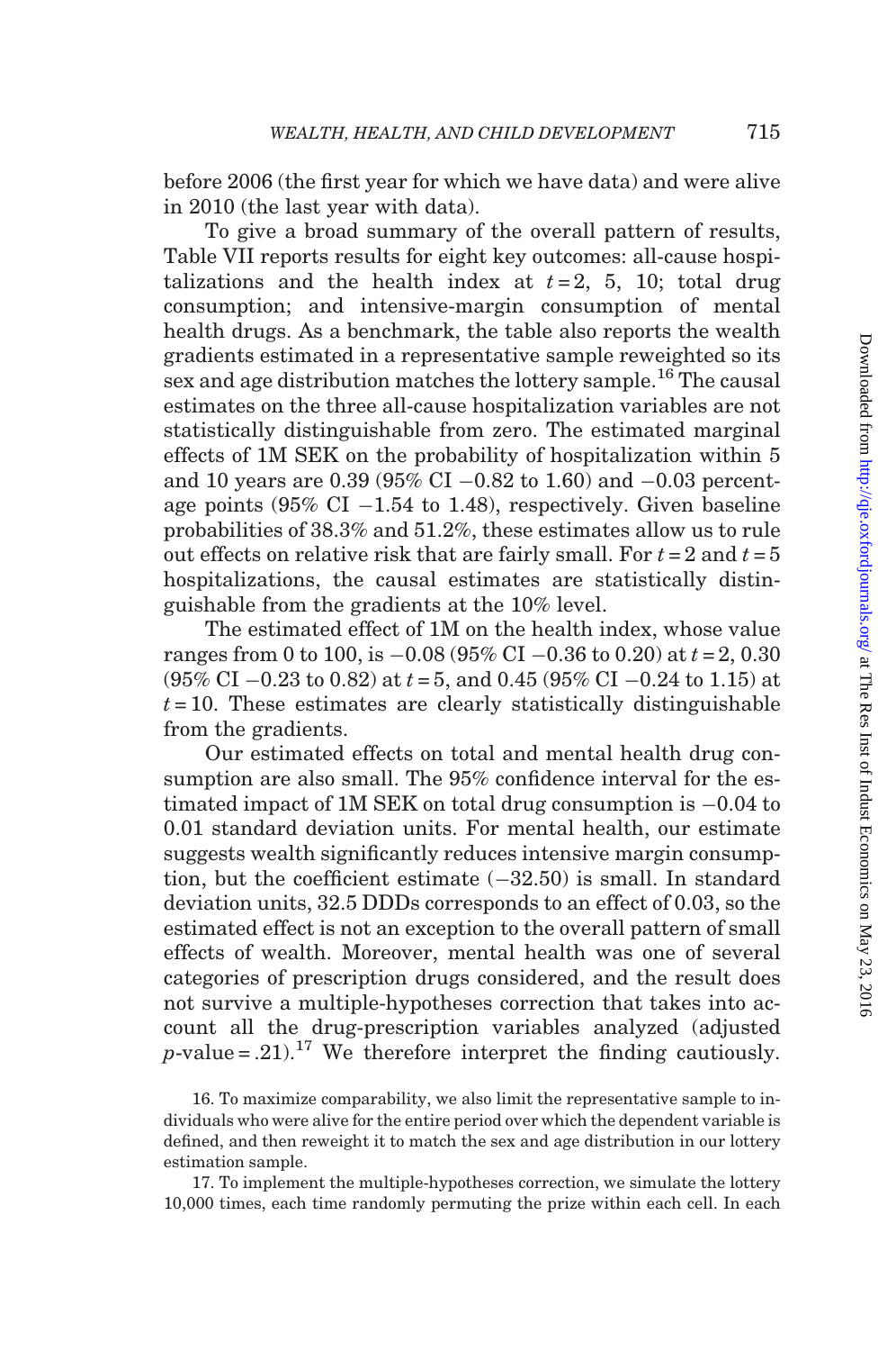before 2006 (the first year for which we have data) and were alive in 2010 (the last year with data).

To give a broad summary of the overall pattern of results, Table VII reports results for eight key outcomes: all-cause hospitalizations and the health index at $t = 2$, 5, 10; total drug consumption; and intensive-margin consumption of mental health drugs. As a benchmark, the table also reports the wealth gradients estimated in a representative sample reweighted so its sex and age distribution matches the lottery sample.[16] The causal estimates on the three all-cause hospitalization variables are not statistically distinguishable from zero. The estimated marginal effects of 1M SEK on the probability of hospitalization within 5 and 10 years are 0.39 (95% CI −0.82 to 1.60) and −0.03 percentage points (95% CI −1.54 to 1.48), respectively. Given baseline probabilities of 38.3% and 51.2%, these estimates allow us to rule out effects on relative risk that are fairly small. For $t = 2$ and $t = 5$ hospitalizations, the causal estimates are statistically distinguishable from the gradients at the 10% level.

The estimated effect of 1M on the health index, whose value ranges from 0 to 100, is −0.08 (95% CI −0.36 to 0.20) at $t = 2$, 0.30 (95% CI −0.23 to 0.82) at $t = 5$, and 0.45 (95% CI −0.24 to 1.15) at $t = 10$. These estimates are clearly statistically distinguishable from the gradients.

Our estimated effects on total and mental health drug consumption are also small. The 95% confidence interval for the estimated impact of 1M SEK on total drug consumption is −0.04 to 0.01 standard deviation units. For mental health, our estimate suggests wealth significantly reduces intensive margin consumption, but the coefficient estimate (−32.50) is small. In standard deviation units, 32.5 DDDs corresponds to an effect of 0.03, so the estimated effect is not an exception to the overall pattern of small effects of wealth. Moreover, mental health was one of several categories of prescription drugs considered, and the result does not survive a multiple-hypotheses correction that takes into account all the drug-prescription variables analyzed (adjusted $p$-value = .21).[17] We therefore interpret the finding cautiously.

16. To maximize comparability, we also limit the representative sample to individuals who were alive for the entire period over which the dependent variable is defined, and then reweight it to match the sex and age distribution in our lottery estimation sample.

17. To implement the multiple-hypotheses correction, we simulate the lottery 10,000 times, each time randomly permuting the prize within each cell. In each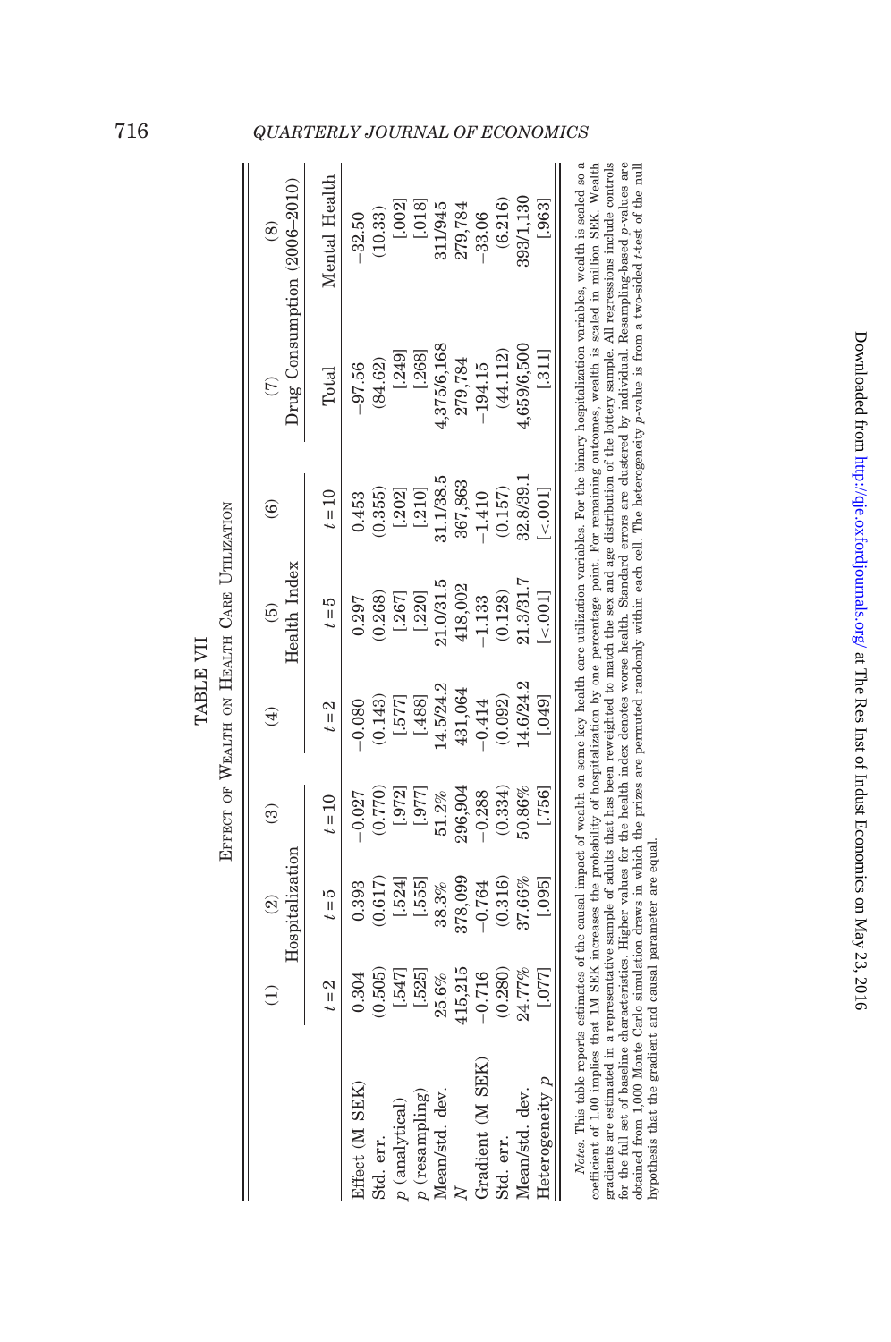## TABLE VII

## Effect of Wealth on Health Care Utilization

| | (1) | (2) | (3) | (4) | (5) | (6) | (7) | (8) |
|---|---|---|---|---|---|---|---|---|
| | Hospitalization | | | Health Index | | | Drug Consumption (2006–2010) | |
| | $t=2$ | $t=5$ | $t=10$ | $t=2$ | $t=5$ | $t=10$ | Total | Mental Health |
| Effect (M SEK) | 0.304 | 0.393 | −0.027 | −0.080 | 0.297 | 0.453 | −97.56 | −32.50 |
| Std. err. | (0.505) | (0.617) | (0.770) | (0.143) | (0.268) | (0.355) | (84.62) | (10.33) |
| $p$ (analytical) | [.547] | [.524] | [.972] | [.577] | [.267] | [.202] | [.249] | [.002] |
| $p$ (resampling) | [.525] | [.555] | [.977] | [.488] | [.220] | [.210] | [.268] | [.018] |
| Mean/std. dev. | 25.6% | 38.3% | 51.2% | 14.5/24.2 | 21.0/31.5 | 31.1/38.5 | 4,375/6,168 | 311/945 |
| $N$ | 415,215 | 378,099 | 296,904 | 431,064 | 418,002 | 367,863 | 279,784 | 279,784 |
| Gradient (M SEK) | −0.716 | −0.764 | −0.288 | −0.414 | −1.133 | −1.410 | −194.15 | −33.06 |
| Std. err. | (0.280) | (0.316) | (0.334) | (0.092) | (0.128) | (0.157) | (44.112) | (6.216) |
| Mean/std. dev. | 24.77% | 37.66% | 50.86% | 14.6/24.2 | 21.3/31.7 | 32.8/39.1 | 4,659/6,500 | 393/1,130 |
| Heterogeneity $p$ | [.077] | [.095] | [.756] | [.049] | [<.001] | [<.001] | [.311] | [.963] |

*Notes.* This table reports estimates of the causal impact of wealth on some key health care utilization variables. For the binary hospitalization variables, wealth is scaled so a coefficient of 1.00 implies that 1M SEK increases the probability of hospitalization by one percentage point. For remaining outcomes, wealth is scaled in million SEK. Wealth gradients are estimated in a representative sample of adults that has been reweighted to match the sex and age distribution of the lottery sample. All regressions include controls for the full set of baseline characteristics. Higher values for the health index denotes worse health. Standard errors are clustered by individual. Resampling-based $p$-values are obtained from 1,000 Monte Carlo simulation draws in which the prizes are permuted randomly within each cell. The heterogeneity $p$-value is from a two-sided $t$-test of the null hypothesis that the gradient and causal parameter are equal.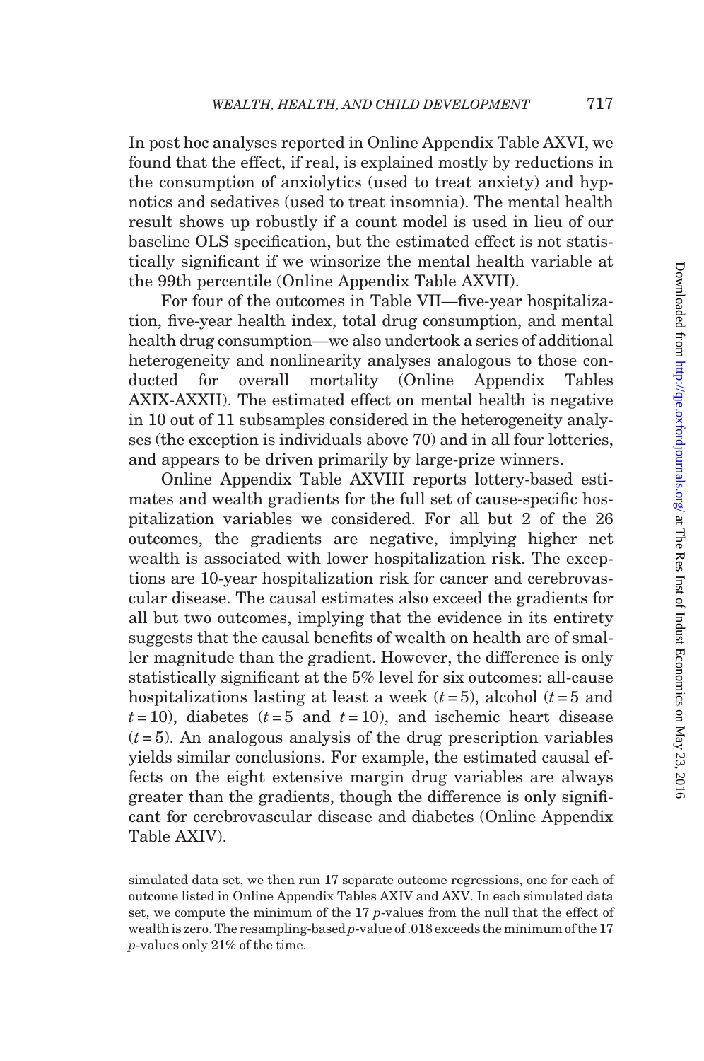In post hoc analyses reported in Online Appendix Table AXVI, we found that the effect, if real, is explained mostly by reductions in the consumption of anxiolytics (used to treat anxiety) and hypnotics and sedatives (used to treat insomnia). The mental health result shows up robustly if a count model is used in lieu of our baseline OLS specification, but the estimated effect is not statistically significant if we winsorize the mental health variable at the 99th percentile (Online Appendix Table AXVII).

For four of the outcomes in Table VII—five-year hospitalization, five-year health index, total drug consumption, and mental health drug consumption—we also undertook a series of additional heterogeneity and nonlinearity analyses analogous to those conducted for overall mortality (Online Appendix Tables AXIX-AXXII). The estimated effect on mental health is negative in 10 out of 11 subsamples considered in the heterogeneity analyses (the exception is individuals above 70) and in all four lotteries, and appears to be driven primarily by large-prize winners.

Online Appendix Table AXVIII reports lottery-based estimates and wealth gradients for the full set of cause-specific hospitalization variables we considered. For all but 2 of the 26 outcomes, the gradients are negative, implying higher net wealth is associated with lower hospitalization risk. The exceptions are 10-year hospitalization risk for cancer and cerebrovascular disease. The causal estimates also exceed the gradients for all but two outcomes, implying that the evidence in its entirety suggests that the causal benefits of wealth on health are of smaller magnitude than the gradient. However, the difference is only statistically significant at the 5% level for six outcomes: all-cause hospitalizations lasting at least a week ($t = 5$), alcohol ($t = 5$ and $t = 10$), diabetes ($t = 5$ and $t = 10$), and ischemic heart disease ($t = 5$). An analogous analysis of the drug prescription variables yields similar conclusions. For example, the estimated causal effects on the eight extensive margin drug variables are always greater than the gradients, though the difference is only significant for cerebrovascular disease and diabetes (Online Appendix Table AXIV).

---

simulated data set, we then run 17 separate outcome regressions, one for each of outcome listed in Online Appendix Tables AXIV and AXV. In each simulated data set, we compute the minimum of the 17 $p$-values from the null that the effect of wealth is zero. The resampling-based $p$-value of .018 exceeds the minimum of the 17 $p$-values only 21% of the time.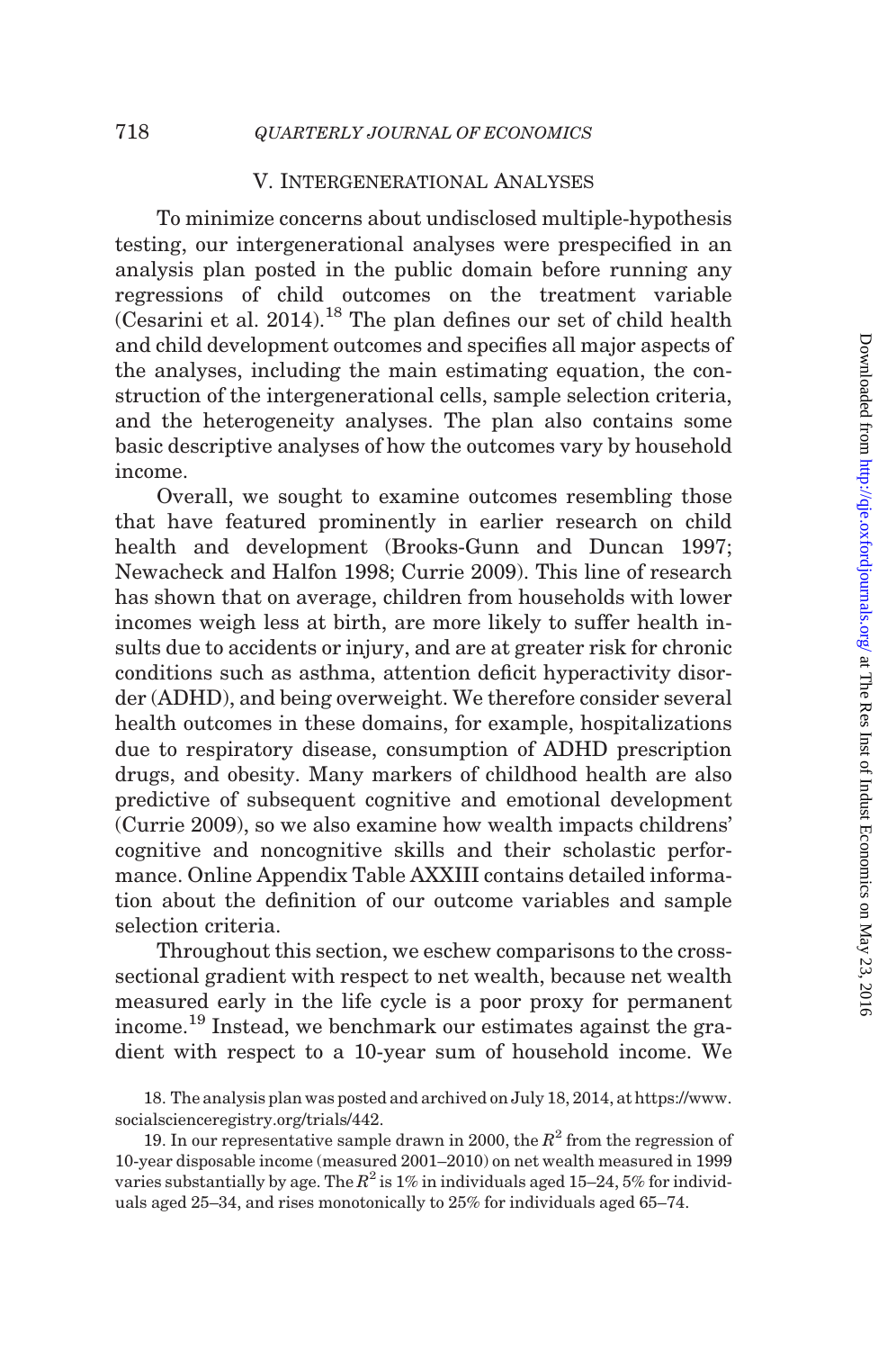## V. Intergenerational Analyses

To minimize concerns about undisclosed multiple-hypothesis testing, our intergenerational analyses were prespecified in an analysis plan posted in the public domain before running any regressions of child outcomes on the treatment variable (Cesarini et al. 2014).[18] The plan defines our set of child health and child development outcomes and specifies all major aspects of the analyses, including the main estimating equation, the construction of the intergenerational cells, sample selection criteria, and the heterogeneity analyses. The plan also contains some basic descriptive analyses of how the outcomes vary by household income.

Overall, we sought to examine outcomes resembling those that have featured prominently in earlier research on child health and development (Brooks-Gunn and Duncan 1997; Newacheck and Halfon 1998; Currie 2009). This line of research has shown that on average, children from households with lower incomes weigh less at birth, are more likely to suffer health insults due to accidents or injury, and are at greater risk for chronic conditions such as asthma, attention deficit hyperactivity disorder (ADHD), and being overweight. We therefore consider several health outcomes in these domains, for example, hospitalizations due to respiratory disease, consumption of ADHD prescription drugs, and obesity. Many markers of childhood health are also predictive of subsequent cognitive and emotional development (Currie 2009), so we also examine how wealth impacts childrens' cognitive and noncognitive skills and their scholastic performance. Online Appendix Table AXXIII contains detailed information about the definition of our outcome variables and sample selection criteria.

Throughout this section, we eschew comparisons to the cross-sectional gradient with respect to net wealth, because net wealth measured early in the life cycle is a poor proxy for permanent income.[19] Instead, we benchmark our estimates against the gradient with respect to a 10-year sum of household income. We

18. The analysis plan was posted and archived on July 18, 2014, at https://www.socialscienceregistry.org/trials/442.

19. In our representative sample drawn in 2000, the $R^2$ from the regression of 10-year disposable income (measured 2001–2010) on net wealth measured in 1999 varies substantially by age. The $R^2$ is 1% in individuals aged 15–24, 5% for individuals aged 25–34, and rises monotonically to 25% for individuals aged 65–74.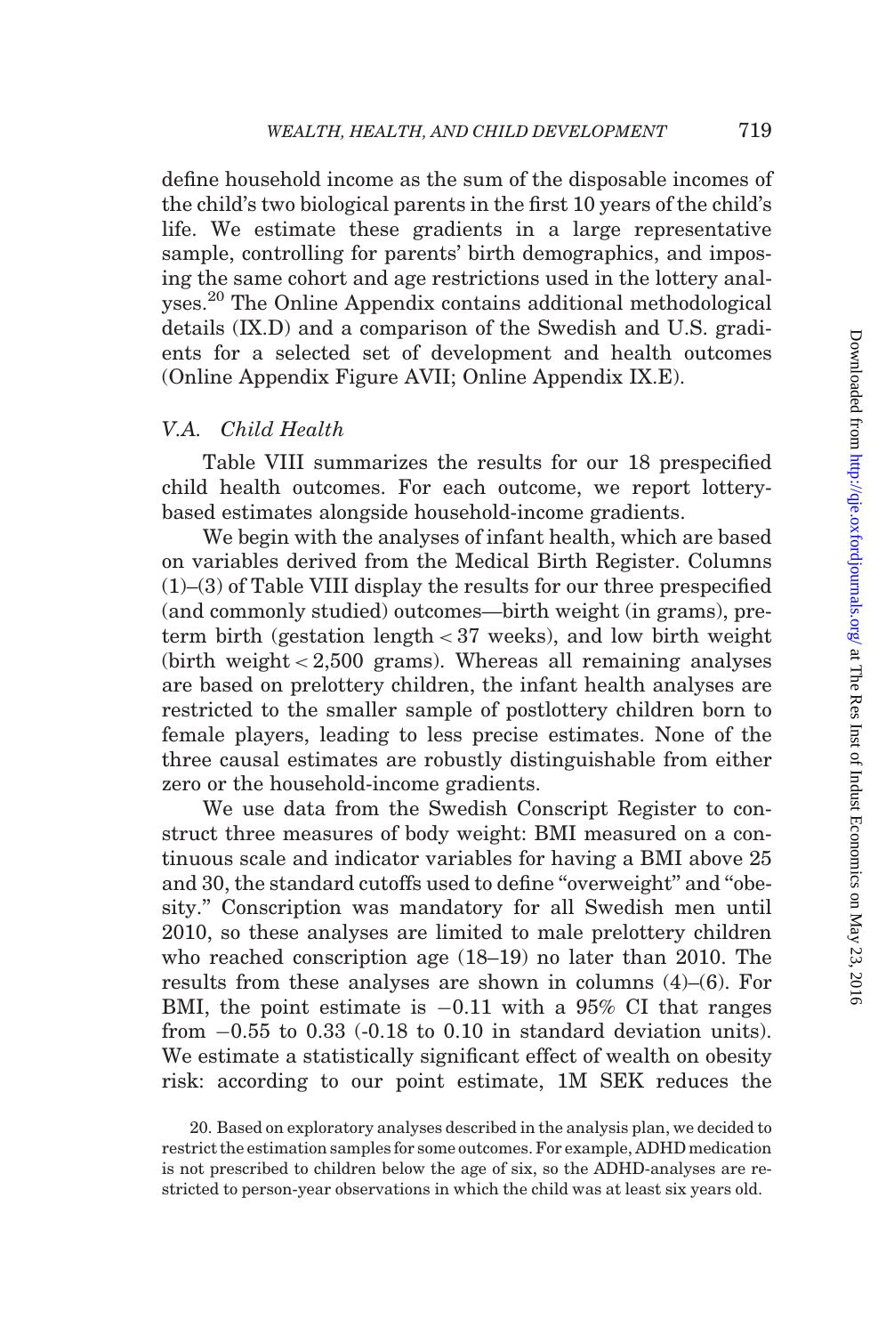define household income as the sum of the disposable incomes of the child's two biological parents in the first 10 years of the child's life. We estimate these gradients in a large representative sample, controlling for parents' birth demographics, and imposing the same cohort and age restrictions used in the lottery analyses.[20] The Online Appendix contains additional methodological details (IX.D) and a comparison of the Swedish and U.S. gradients for a selected set of development and health outcomes (Online Appendix Figure AVII; Online Appendix IX.E).

### V.A. *Child Health*

Table VIII summarizes the results for our 18 prespecified child health outcomes. For each outcome, we report lottery-based estimates alongside household-income gradients.

We begin with the analyses of infant health, which are based on variables derived from the Medical Birth Register. Columns (1)–(3) of Table VIII display the results for our three prespecified (and commonly studied) outcomes—birth weight (in grams), preterm birth (gestation length $< 37$ weeks), and low birth weight (birth weight $< 2{,}500$ grams). Whereas all remaining analyses are based on prelottery children, the infant health analyses are restricted to the smaller sample of postlottery children born to female players, leading to less precise estimates. None of the three causal estimates are robustly distinguishable from either zero or the household-income gradients.

We use data from the Swedish Conscript Register to construct three measures of body weight: BMI measured on a continuous scale and indicator variables for having a BMI above 25 and 30, the standard cutoffs used to define "overweight" and "obesity." Conscription was mandatory for all Swedish men until 2010, so these analyses are limited to male prelottery children who reached conscription age (18–19) no later than 2010. The results from these analyses are shown in columns (4)–(6). For BMI, the point estimate is $-0.11$ with a 95% CI that ranges from $-0.55$ to 0.33 (-0.18 to 0.10 in standard deviation units). We estimate a statistically significant effect of wealth on obesity risk: according to our point estimate, 1M SEK reduces the

20. Based on exploratory analyses described in the analysis plan, we decided to restrict the estimation samples for some outcomes. For example, ADHD medication is not prescribed to children below the age of six, so the ADHD-analyses are restricted to person-year observations in which the child was at least six years old.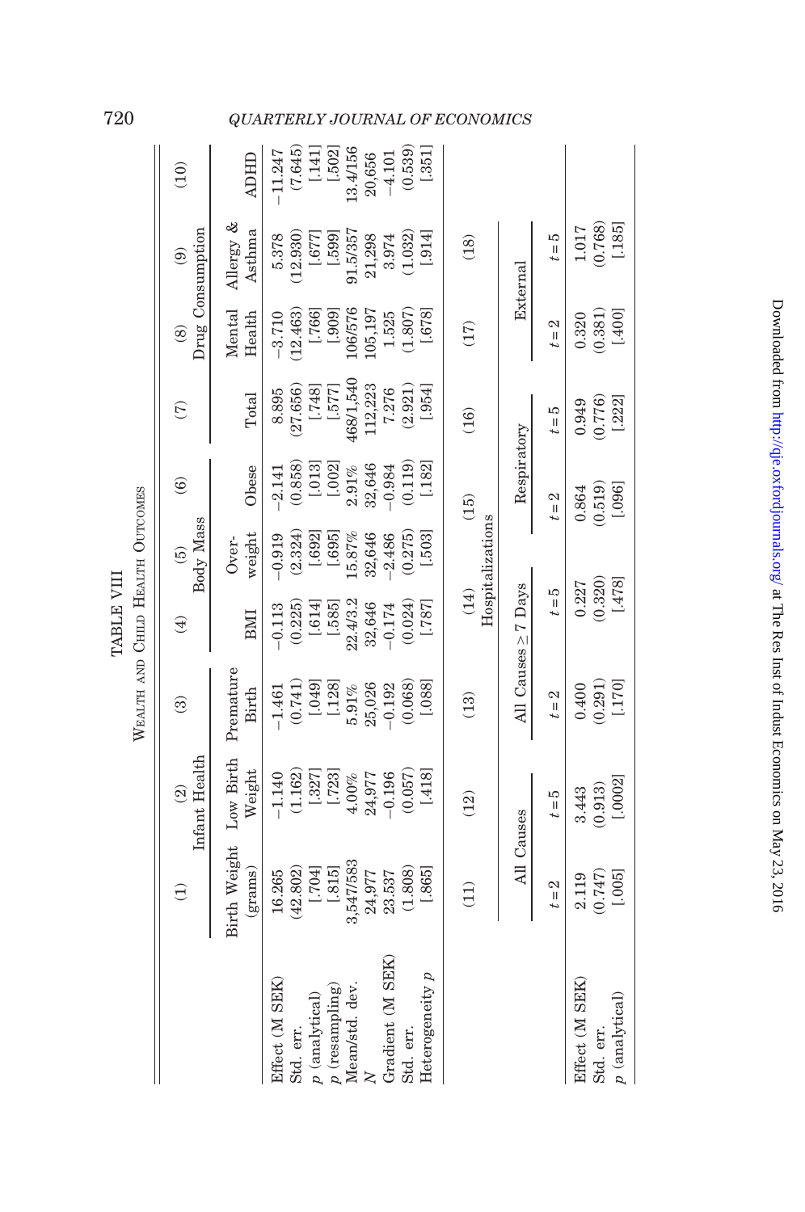TABLE VIII

WEALTH AND CHILD HEALTH OUTCOMES

| | (1) | (2) | (3) | (4) | (5) | (6) | (7) | (8) | (9) | (10) |
|---|---|---|---|---|---|---|---|---|---|---|
| | Infant Health | | | Body Mass | | | Drug Consumption | | | |
| | Birth Weight (grams) | Low Birth Weight | Premature Birth | BMI | Over-weight | Obese | Total | Mental Health | Allergy & Asthma | ADHD |
| Effect (M SEK) | 16.265 | −1.140 | −1.461 | −0.113 | −0.919 | −2.141 | 8.895 | −3.710 | 5.378 | −11.247 |
| Std. err. | (42.802) | (1.162) | (0.741) | (0.225) | (2.324) | (0.858) | (27.656) | (12.463) | (12.930) | (7.645) |
| p (analytical) | [.704] | [.327] | [.049] | [.614] | [.692] | [.013] | [.748] | [.766] | [.677] | [.141] |
| p (resampling) | [.815] | [.723] | [.128] | [.585] | [.695] | [.002] | [.577] | [.909] | [.599] | [.502] |
| Mean/std. dev. | 3,547/583 | 4.00% | 5.91% | 22.4/3.2 | 15.87% | 2.91% | 468/1,540 | 106/576 | 91.5/357 | 13.4/156 |
| N | 24,977 | 24,977 | 25,026 | 32,646 | 32,646 | 32,646 | 112,223 | 105,197 | 21,298 | 20,656 |
| Gradient (M SEK) | 23.537 | −0.196 | −0.192 | −0.174 | −2.486 | −0.984 | 7.276 | 1.525 | 3.974 | −4.101 |
| Std. err. | (1.808) | (0.057) | (0.068) | (0.024) | (0.275) | (0.119) | (2.921) | (1.807) | (1.032) | (0.539) |
| Heterogeneity p | [.865] | [.418] | [.088] | [.787] | [.503] | [.182] | [.954] | [.678] | [.914] | [.351] |

| | (11) | (12) | (13) | (14) | (15) | (16) | (17) | (18) |
|---|---|---|---|---|---|---|---|---|
| | Hospitalizations | | | | | | | |
| | All Causes | | All Causes ≥ 7 Days | | Respiratory | | External | |
| | $t = 2$ | $t = 5$ | $t = 2$ | $t = 5$ | $t = 2$ | $t = 5$ | $t = 2$ | $t = 5$ |
| Effect (M SEK) | 2.119 | 3.443 | 0.400 | 0.227 | 0.864 | 0.949 | 0.320 | 1.017 |
| Std. err. | (0.747) | (0.913) | (0.291) | (0.320) | (0.519) | (0.776) | (0.381) | (0.768) |
| p (analytical) | [.005] | [.0002] | [.170] | [.478] | [.096] | [.222] | [.400] | [.185] |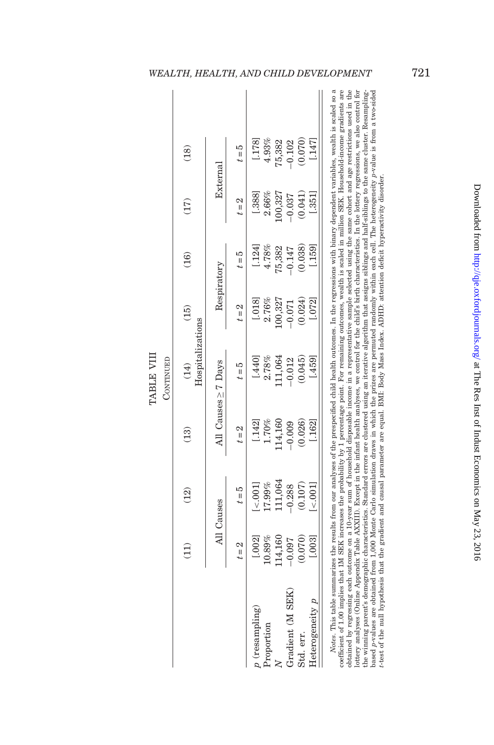TABLE VIII

CONTINUED

| | (11) | (12) | (13) | (14) | (15) | (16) | (17) | (18) |
|---|---|---|---|---|---|---|---|---|
| | Hospitalizations | | | | | | | |
| | All Causes | | All Causes ≥ 7 Days | | Respiratory | | External | |
| | $t=2$ | $t=5$ | $t=2$ | $t=5$ | $t=2$ | $t=5$ | $t=2$ | $t=5$ |
| $p$ (resampling) | [.002] | [<.001] | [.142] | [.440] | [.018] | [.124] | [.388] | [.178] |
| Proportion | 10.89% | 17.99% | 1.70% | 2.78% | 2.76% | 4.78% | 2.66% | 4.93% |
| $N$ | 114,160 | 111,064 | 114,160 | 111,064 | 100,327 | 75,382 | 100,327 | 75,382 |
| Gradient (M SEK) | −0.097 | −0.288 | −0.009 | −0.012 | −0.071 | −0.147 | −0.037 | −0.102 |
| Std. err. | (0.070) | (0.107) | (0.026) | (0.045) | (0.024) | (0.038) | (0.041) | (0.070) |
| Heterogeneity $p$ | [.003] | [<.001] | [.162] | [.459] | [.072] | [.159] | [.351] | [.147] |

*Notes.* This table summarizes the results from our analyses of the prespecified child health outcomes. In the regressions with binary dependent variables, wealth is scaled so a coefficient of 1.00 implies that 1M SEK increases the probability by 1 percentage point. For remaining outcomes, wealth is scaled in million SEK. Household-income gradients are obtained by regressing each outcome on a 10-year sum of household disposable income in a representative sample selected using the same cohort and age restrictions used in the lottery analyses (Online Appendix Table AXXIII). Except in the infant health analyses, we control for the child's birth characteristics. In the lottery regressions, we also control for the winning parent's demographic characteristics. Standard errors are clustered using an iterative algorithm that assigns siblings and half-siblings to the same cluster. Resampling-based $p$-values are obtained from 1,000 Monte Carlo simulation draws in which the prizes are permuted randomly within each cell. The heterogeneity $p$-value is from a two-sided $t$-test of the null hypothesis that the gradient and causal parameter are equal. BMI: Body Mass Index. ADHD: attention deficit hyperactivity disorder.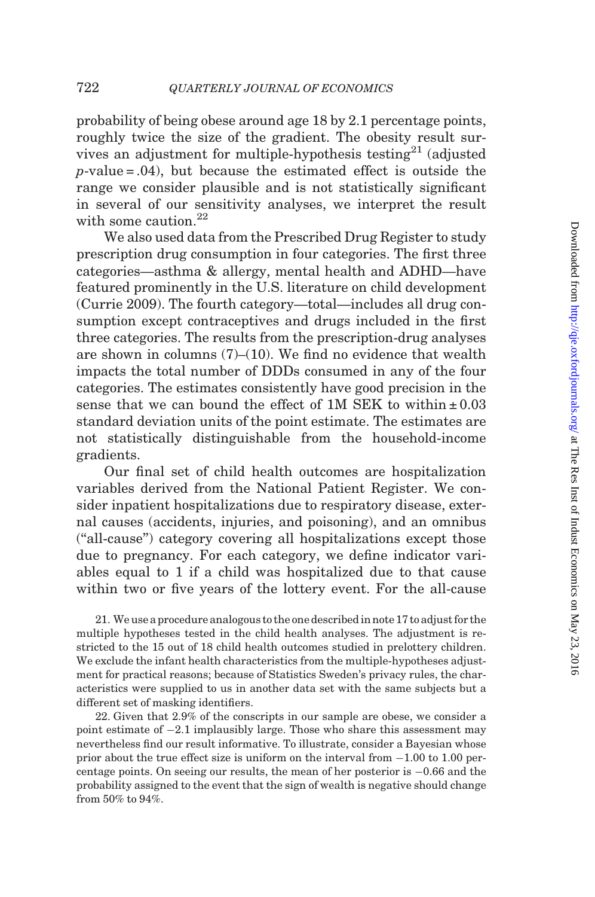probability of being obese around age 18 by 2.1 percentage points, roughly twice the size of the gradient. The obesity result survives an adjustment for multiple-hypothesis testing[21] (adjusted $p$-value = .04), but because the estimated effect is outside the range we consider plausible and is not statistically significant in several of our sensitivity analyses, we interpret the result with some caution.[22]

We also used data from the Prescribed Drug Register to study prescription drug consumption in four categories. The first three categories—asthma & allergy, mental health and ADHD—have featured prominently in the U.S. literature on child development (Currie 2009). The fourth category—total—includes all drug consumption except contraceptives and drugs included in the first three categories. The results from the prescription-drug analyses are shown in columns (7)–(10). We find no evidence that wealth impacts the total number of DDDs consumed in any of the four categories. The estimates consistently have good precision in the sense that we can bound the effect of 1M SEK to within $\pm$ 0.03 standard deviation units of the point estimate. The estimates are not statistically distinguishable from the household-income gradients.

Our final set of child health outcomes are hospitalization variables derived from the National Patient Register. We consider inpatient hospitalizations due to respiratory disease, external causes (accidents, injuries, and poisoning), and an omnibus ("all-cause") category covering all hospitalizations except those due to pregnancy. For each category, we define indicator variables equal to 1 if a child was hospitalized due to that cause within two or five years of the lottery event. For the all-cause

21. We use a procedure analogous to the one described in note 17 to adjust for the multiple hypotheses tested in the child health analyses. The adjustment is restricted to the 15 out of 18 child health outcomes studied in prelottery children. We exclude the infant health characteristics from the multiple-hypotheses adjustment for practical reasons; because of Statistics Sweden's privacy rules, the characteristics were supplied to us in another data set with the same subjects but a different set of masking identifiers.

22. Given that 2.9% of the conscripts in our sample are obese, we consider a point estimate of −2.1 implausibly large. Those who share this assessment may nevertheless find our result informative. To illustrate, consider a Bayesian whose prior about the true effect size is uniform on the interval from −1.00 to 1.00 percentage points. On seeing our results, the mean of her posterior is −0.66 and the probability assigned to the event that the sign of wealth is negative should change from 50% to 94%.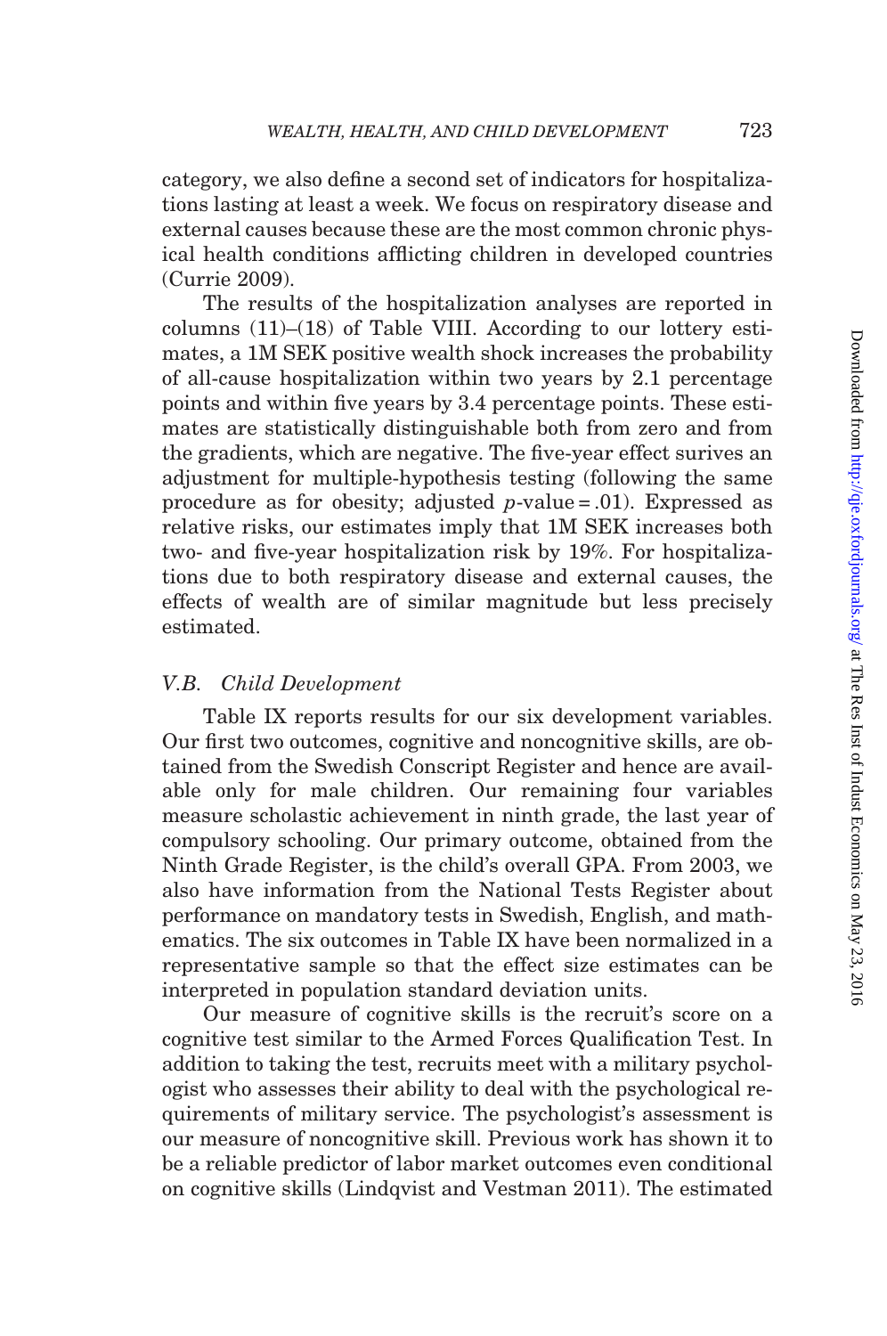category, we also define a second set of indicators for hospitalizations lasting at least a week. We focus on respiratory disease and external causes because these are the most common chronic physical health conditions afflicting children in developed countries (Currie 2009).

The results of the hospitalization analyses are reported in columns (11)–(18) of Table VIII. According to our lottery estimates, a 1M SEK positive wealth shock increases the probability of all-cause hospitalization within two years by 2.1 percentage points and within five years by 3.4 percentage points. These estimates are statistically distinguishable both from zero and from the gradients, which are negative. The five-year effect surives an adjustment for multiple-hypothesis testing (following the same procedure as for obesity; adjusted $p$-value = .01). Expressed as relative risks, our estimates imply that 1M SEK increases both two- and five-year hospitalization risk by 19%. For hospitalizations due to both respiratory disease and external causes, the effects of wealth are of similar magnitude but less precisely estimated.

### V.B. *Child Development*

Table IX reports results for our six development variables. Our first two outcomes, cognitive and noncognitive skills, are obtained from the Swedish Conscript Register and hence are available only for male children. Our remaining four variables measure scholastic achievement in ninth grade, the last year of compulsory schooling. Our primary outcome, obtained from the Ninth Grade Register, is the child's overall GPA. From 2003, we also have information from the National Tests Register about performance on mandatory tests in Swedish, English, and mathematics. The six outcomes in Table IX have been normalized in a representative sample so that the effect size estimates can be interpreted in population standard deviation units.

Our measure of cognitive skills is the recruit's score on a cognitive test similar to the Armed Forces Qualification Test. In addition to taking the test, recruits meet with a military psychologist who assesses their ability to deal with the psychological requirements of military service. The psychologist's assessment is our measure of noncognitive skill. Previous work has shown it to be a reliable predictor of labor market outcomes even conditional on cognitive skills (Lindqvist and Vestman 2011). The estimated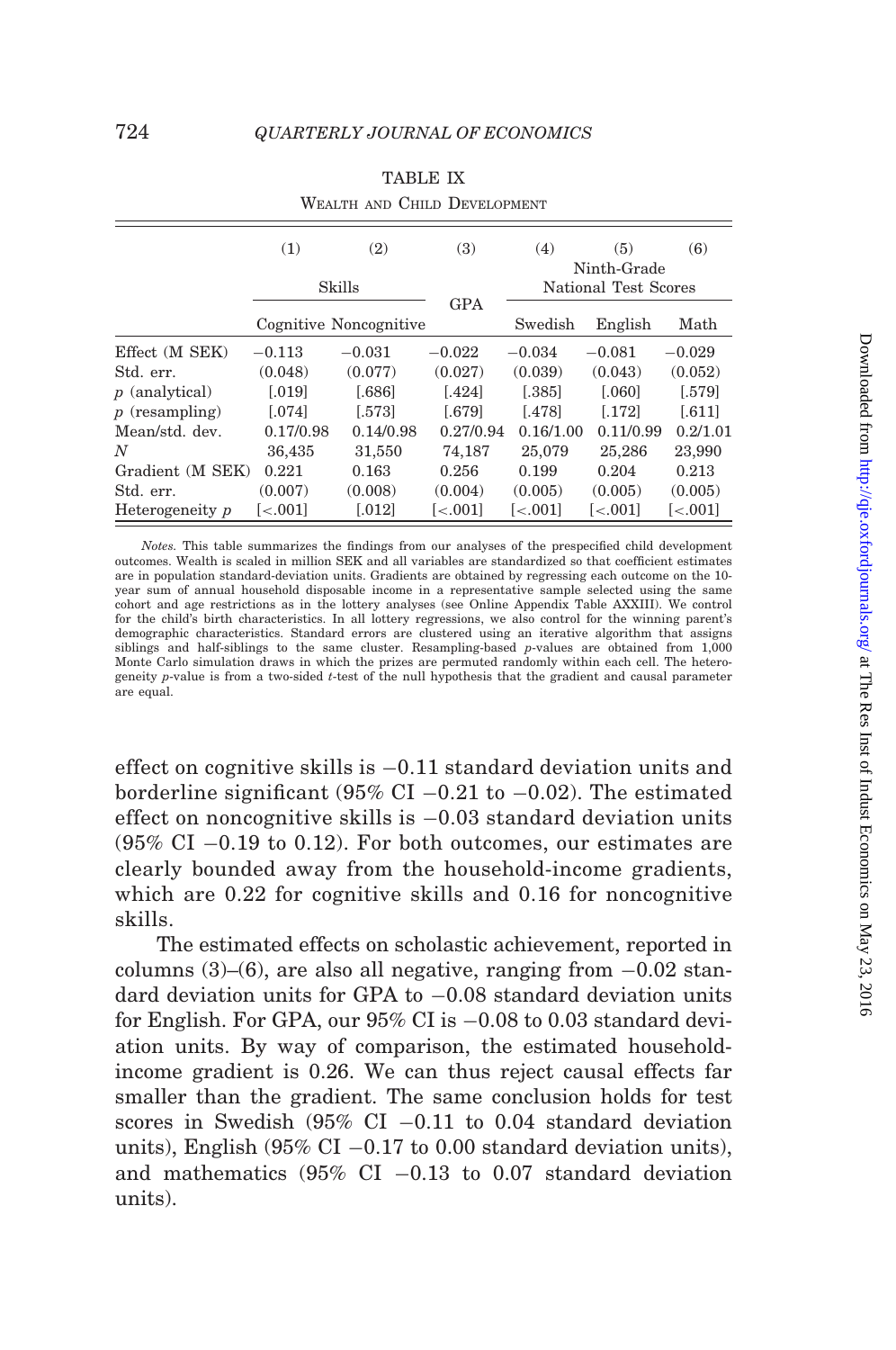TABLE IX

Wealth and Child Development

| | (1) | (2) | (3) | (4) | (5) | (6) |
|---|---|---|---|---|---|---|
| | Skills | | GPA | Ninth-Grade National Test Scores | | |
| | Cognitive | Noncognitive | | Swedish | English | Math |
| Effect (M SEK) | −0.113 | −0.031 | −0.022 | −0.034 | −0.081 | −0.029 |
| Std. err. | (0.048) | (0.077) | (0.027) | (0.039) | (0.043) | (0.052) |
| $p$ (analytical) | [.019] | [.686] | [.424] | [.385] | [.060] | [.579] |
| $p$ (resampling) | [.074] | [.573] | [.679] | [.478] | [.172] | [.611] |
| Mean/std. dev. | 0.17/0.98 | 0.14/0.98 | 0.27/0.94 | 0.16/1.00 | 0.11/0.99 | 0.2/1.01 |
| $N$ | 36,435 | 31,550 | 74,187 | 25,079 | 25,286 | 23,990 |
| Gradient (M SEK) | 0.221 | 0.163 | 0.256 | 0.199 | 0.204 | 0.213 |
| Std. err. | (0.007) | (0.008) | (0.004) | (0.005) | (0.005) | (0.005) |
| Heterogeneity $p$ | [<.001] | [.012] | [<.001] | [<.001] | [<.001] | [<.001] |

*Notes.* This table summarizes the findings from our analyses of the prespecified child development outcomes. Wealth is scaled in million SEK and all variables are standardized so that coefficient estimates are in population standard-deviation units. Gradients are obtained by regressing each outcome on the 10-year sum of annual household disposable income in a representative sample selected using the same cohort and age restrictions as in the lottery analyses (see Online Appendix Table AXXIII). We control for the child's birth characteristics. In all lottery regressions, we also control for the winning parent's demographic characteristics. Standard errors are clustered using an iterative algorithm that assigns siblings and half-siblings to the same cluster. Resampling-based $p$-values are obtained from 1,000 Monte Carlo simulation draws in which the prizes are permuted randomly within each cell. The heterogeneity $p$-value is from a two-sided $t$-test of the null hypothesis that the gradient and causal parameter are equal.

effect on cognitive skills is −0.11 standard deviation units and borderline significant (95% CI −0.21 to −0.02). The estimated effect on noncognitive skills is −0.03 standard deviation units (95% CI −0.19 to 0.12). For both outcomes, our estimates are clearly bounded away from the household-income gradients, which are 0.22 for cognitive skills and 0.16 for noncognitive skills.

The estimated effects on scholastic achievement, reported in columns (3)–(6), are also all negative, ranging from −0.02 standard deviation units for GPA to −0.08 standard deviation units for English. For GPA, our 95% CI is −0.08 to 0.03 standard deviation units. By way of comparison, the estimated household-income gradient is 0.26. We can thus reject causal effects far smaller than the gradient. The same conclusion holds for test scores in Swedish (95% CI −0.11 to 0.04 standard deviation units), English (95% CI −0.17 to 0.00 standard deviation units), and mathematics (95% CI −0.13 to 0.07 standard deviation units).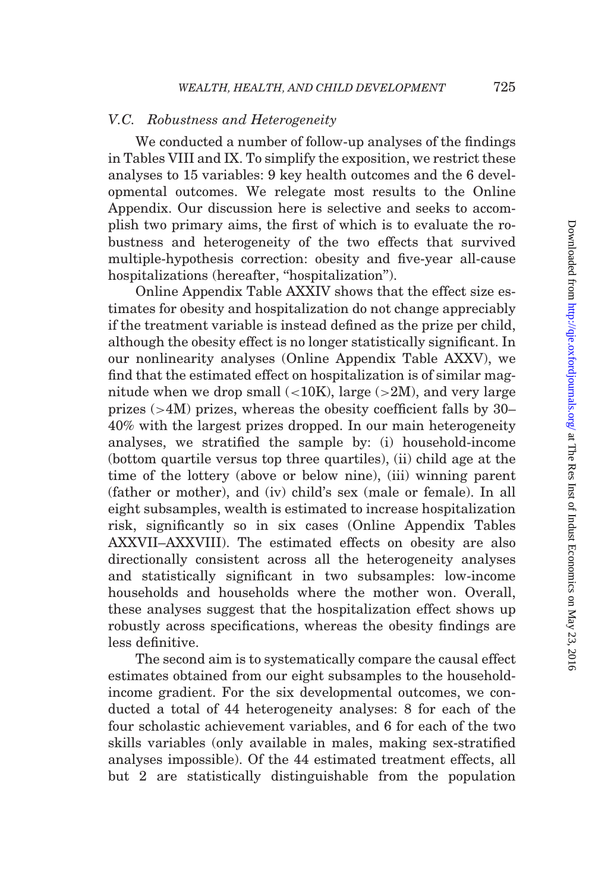### V.C. *Robustness and Heterogeneity*

We conducted a number of follow-up analyses of the findings in Tables VIII and IX. To simplify the exposition, we restrict these analyses to 15 variables: 9 key health outcomes and the 6 developmental outcomes. We relegate most results to the Online Appendix. Our discussion here is selective and seeks to accomplish two primary aims, the first of which is to evaluate the robustness and heterogeneity of the two effects that survived multiple-hypothesis correction: obesity and five-year all-cause hospitalizations (hereafter, "hospitalization").

Online Appendix Table AXXIV shows that the effect size estimates for obesity and hospitalization do not change appreciably if the treatment variable is instead defined as the prize per child, although the obesity effect is no longer statistically significant. In our nonlinearity analyses (Online Appendix Table AXXV), we find that the estimated effect on hospitalization is of similar magnitude when we drop small (<10K), large (>2M), and very large prizes (>4M) prizes, whereas the obesity coefficient falls by 30–40% with the largest prizes dropped. In our main heterogeneity analyses, we stratified the sample by: (i) household-income (bottom quartile versus top three quartiles), (ii) child age at the time of the lottery (above or below nine), (iii) winning parent (father or mother), and (iv) child's sex (male or female). In all eight subsamples, wealth is estimated to increase hospitalization risk, significantly so in six cases (Online Appendix Tables AXXVII–AXXVIII). The estimated effects on obesity are also directionally consistent across all the heterogeneity analyses and statistically significant in two subsamples: low-income households and households where the mother won. Overall, these analyses suggest that the hospitalization effect shows up robustly across specifications, whereas the obesity findings are less definitive.

The second aim is to systematically compare the causal effect estimates obtained from our eight subsamples to the household-income gradient. For the six developmental outcomes, we conducted a total of 44 heterogeneity analyses: 8 for each of the four scholastic achievement variables, and 6 for each of the two skills variables (only available in males, making sex-stratified analyses impossible). Of the 44 estimated treatment effects, all but 2 are statistically distinguishable from the population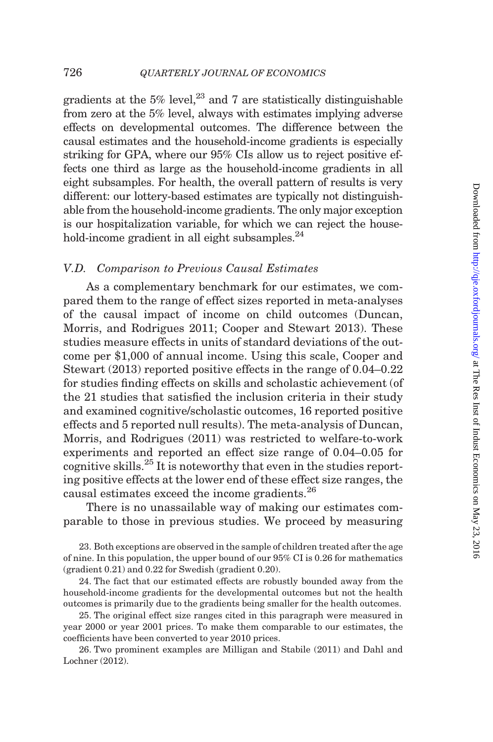gradients at the 5% level,[23] and 7 are statistically distinguishable from zero at the 5% level, always with estimates implying adverse effects on developmental outcomes. The difference between the causal estimates and the household-income gradients is especially striking for GPA, where our 95% CIs allow us to reject positive effects one third as large as the household-income gradients in all eight subsamples. For health, the overall pattern of results is very different: our lottery-based estimates are typically not distinguishable from the household-income gradients. The only major exception is our hospitalization variable, for which we can reject the household-income gradient in all eight subsamples.[24]

### V.D. *Comparison to Previous Causal Estimates*

As a complementary benchmark for our estimates, we compared them to the range of effect sizes reported in meta-analyses of the causal impact of income on child outcomes (Duncan, Morris, and Rodrigues 2011; Cooper and Stewart 2013). These studies measure effects in units of standard deviations of the outcome per $1,000 of annual income. Using this scale, Cooper and Stewart (2013) reported positive effects in the range of 0.04–0.22 for studies finding effects on skills and scholastic achievement (of the 21 studies that satisfied the inclusion criteria in their study and examined cognitive/scholastic outcomes, 16 reported positive effects and 5 reported null results). The meta-analysis of Duncan, Morris, and Rodrigues (2011) was restricted to welfare-to-work experiments and reported an effect size range of 0.04–0.05 for cognitive skills.[25] It is noteworthy that even in the studies reporting positive effects at the lower end of these effect size ranges, the causal estimates exceed the income gradients.[26]

There is no unassailable way of making our estimates comparable to those in previous studies. We proceed by measuring

23. Both exceptions are observed in the sample of children treated after the age of nine. In this population, the upper bound of our 95% CI is 0.26 for mathematics (gradient 0.21) and 0.22 for Swedish (gradient 0.20).

24. The fact that our estimated effects are robustly bounded away from the household-income gradients for the developmental outcomes but not the health outcomes is primarily due to the gradients being smaller for the health outcomes.

25. The original effect size ranges cited in this paragraph were measured in year 2000 or year 2001 prices. To make them comparable to our estimates, the coefficients have been converted to year 2010 prices.

26. Two prominent examples are Milligan and Stabile (2011) and Dahl and Lochner (2012).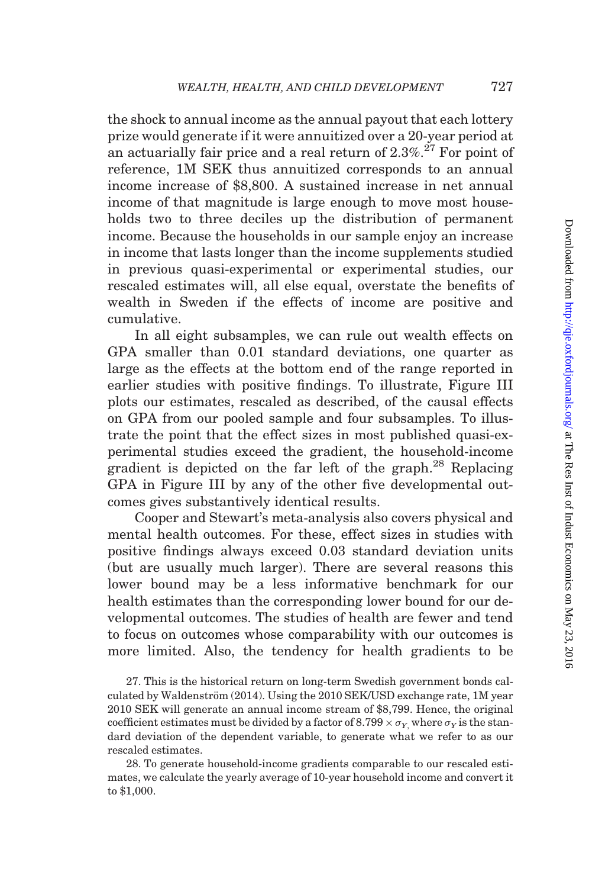the shock to annual income as the annual payout that each lottery prize would generate if it were annuitized over a 20-year period at an actuarially fair price and a real return of 2.3%.[27] For point of reference, 1M SEK thus annuitized corresponds to an annual income increase of $8,800. A sustained increase in net annual income of that magnitude is large enough to move most households two to three deciles up the distribution of permanent income. Because the households in our sample enjoy an increase in income that lasts longer than the income supplements studied in previous quasi-experimental or experimental studies, our rescaled estimates will, all else equal, overstate the benefits of wealth in Sweden if the effects of income are positive and cumulative.

In all eight subsamples, we can rule out wealth effects on GPA smaller than 0.01 standard deviations, one quarter as large as the effects at the bottom end of the range reported in earlier studies with positive findings. To illustrate, Figure III plots our estimates, rescaled as described, of the causal effects on GPA from our pooled sample and four subsamples. To illustrate the point that the effect sizes in most published quasi-experimental studies exceed the gradient, the household-income gradient is depicted on the far left of the graph.[28] Replacing GPA in Figure III by any of the other five developmental outcomes gives substantively identical results.

Cooper and Stewart's meta-analysis also covers physical and mental health outcomes. For these, effect sizes in studies with positive findings always exceed 0.03 standard deviation units (but are usually much larger). There are several reasons this lower bound may be a less informative benchmark for our health estimates than the corresponding lower bound for our developmental outcomes. The studies of health are fewer and tend to focus on outcomes whose comparability with our outcomes is more limited. Also, the tendency for health gradients to be

27. This is the historical return on long-term Swedish government bonds calculated by Waldenström (2014). Using the 2010 SEK/USD exchange rate, 1M year 2010 SEK will generate an annual income stream of $8,799. Hence, the original coefficient estimates must be divided by a factor of $8.799 \times \sigma_{Y}$, where $\sigma_Y$ is the standard deviation of the dependent variable, to generate what we refer to as our rescaled estimates.

28. To generate household-income gradients comparable to our rescaled estimates, we calculate the yearly average of 10-year household income and convert it to $1,000.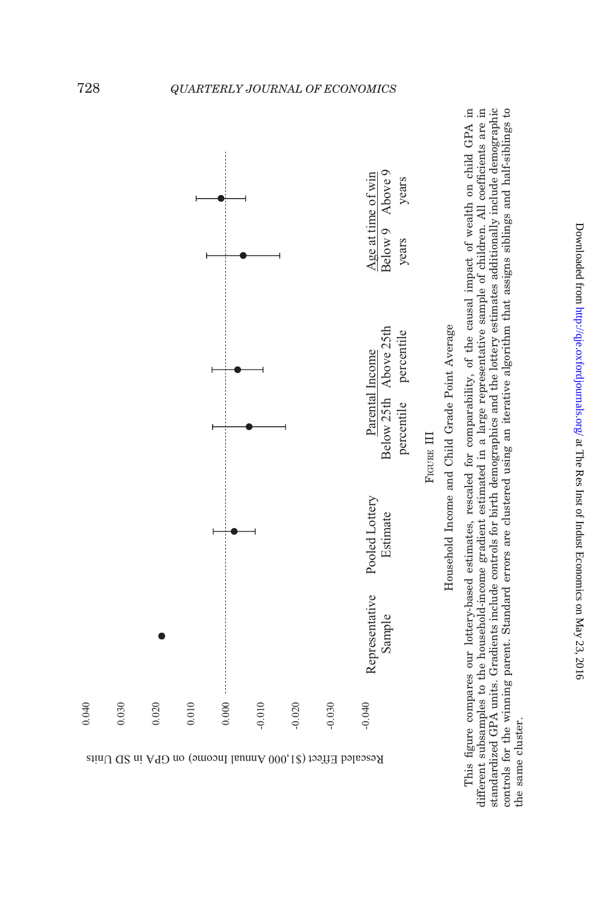FIGURE III

Household Income and Child Grade Point Average

This figure compares our lottery-based estimates, rescaled for comparability, of the causal impact of wealth on child GPA in different subsamples to the household-income gradient estimated in a large representative sample of children. All coefficients are in standardized GPA units. Gradients include controls for birth demographics and the lottery estimates additionally include demographic controls for the winning parent. Standard errors are clustered using an iterative algorithm that assigns siblings and half-siblings to the same cluster.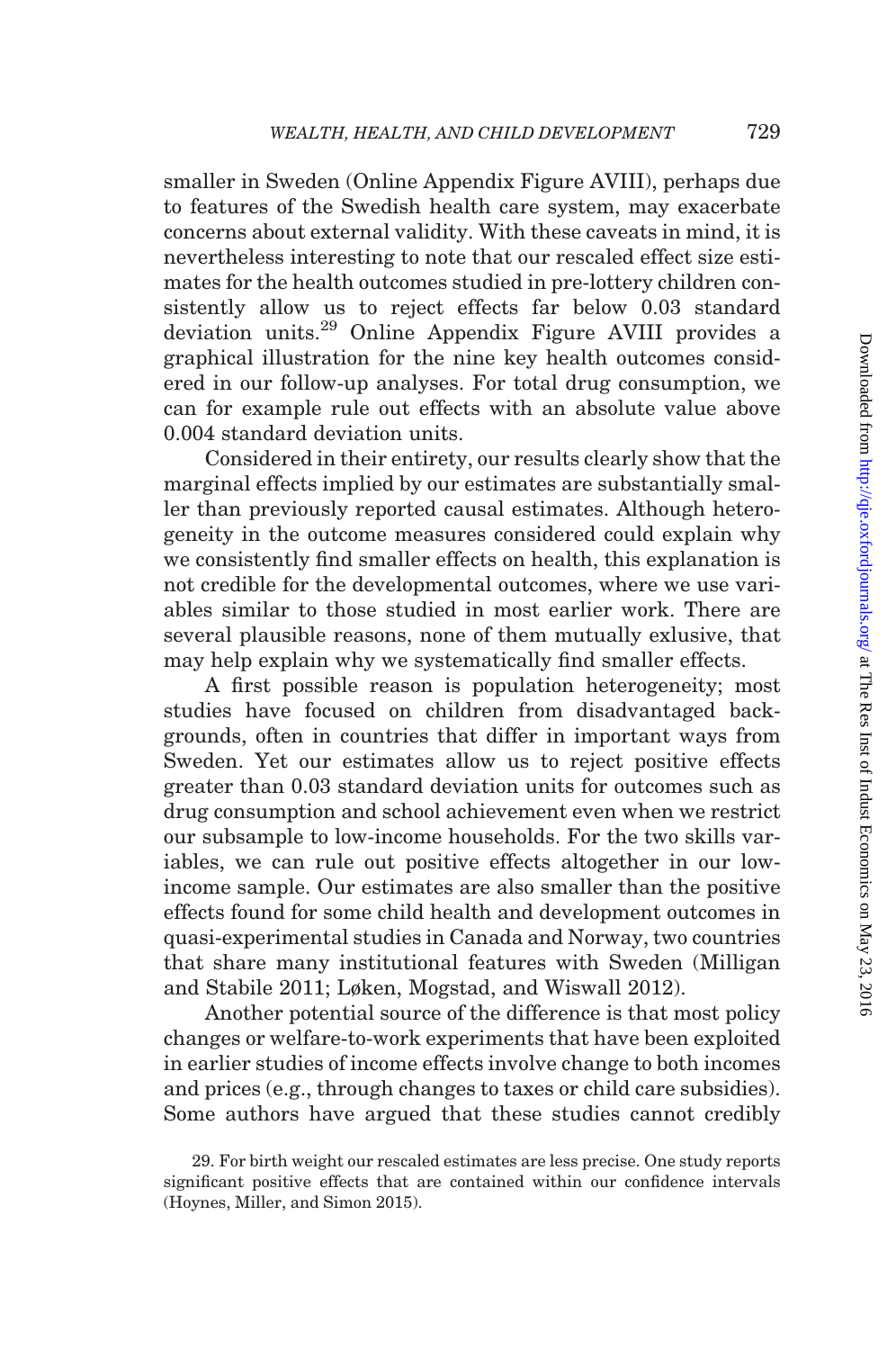smaller in Sweden (Online Appendix Figure AVIII), perhaps due to features of the Swedish health care system, may exacerbate concerns about external validity. With these caveats in mind, it is nevertheless interesting to note that our rescaled effect size estimates for the health outcomes studied in pre-lottery children consistently allow us to reject effects far below 0.03 standard deviation units.[29] Online Appendix Figure AVIII provides a graphical illustration for the nine key health outcomes considered in our follow-up analyses. For total drug consumption, we can for example rule out effects with an absolute value above 0.004 standard deviation units.

Considered in their entirety, our results clearly show that the marginal effects implied by our estimates are substantially smaller than previously reported causal estimates. Although heterogeneity in the outcome measures considered could explain why we consistently find smaller effects on health, this explanation is not credible for the developmental outcomes, where we use variables similar to those studied in most earlier work. There are several plausible reasons, none of them mutually exlusive, that may help explain why we systematically find smaller effects.

A first possible reason is population heterogeneity; most studies have focused on children from disadvantaged backgrounds, often in countries that differ in important ways from Sweden. Yet our estimates allow us to reject positive effects greater than 0.03 standard deviation units for outcomes such as drug consumption and school achievement even when we restrict our subsample to low-income households. For the two skills variables, we can rule out positive effects altogether in our low-income sample. Our estimates are also smaller than the positive effects found for some child health and development outcomes in quasi-experimental studies in Canada and Norway, two countries that share many institutional features with Sweden (Milligan and Stabile 2011; Løken, Mogstad, and Wiswall 2012).

Another potential source of the difference is that most policy changes or welfare-to-work experiments that have been exploited in earlier studies of income effects involve change to both incomes and prices (e.g., through changes to taxes or child care subsidies). Some authors have argued that these studies cannot credibly

29. For birth weight our rescaled estimates are less precise. One study reports significant positive effects that are contained within our confidence intervals (Hoynes, Miller, and Simon 2015).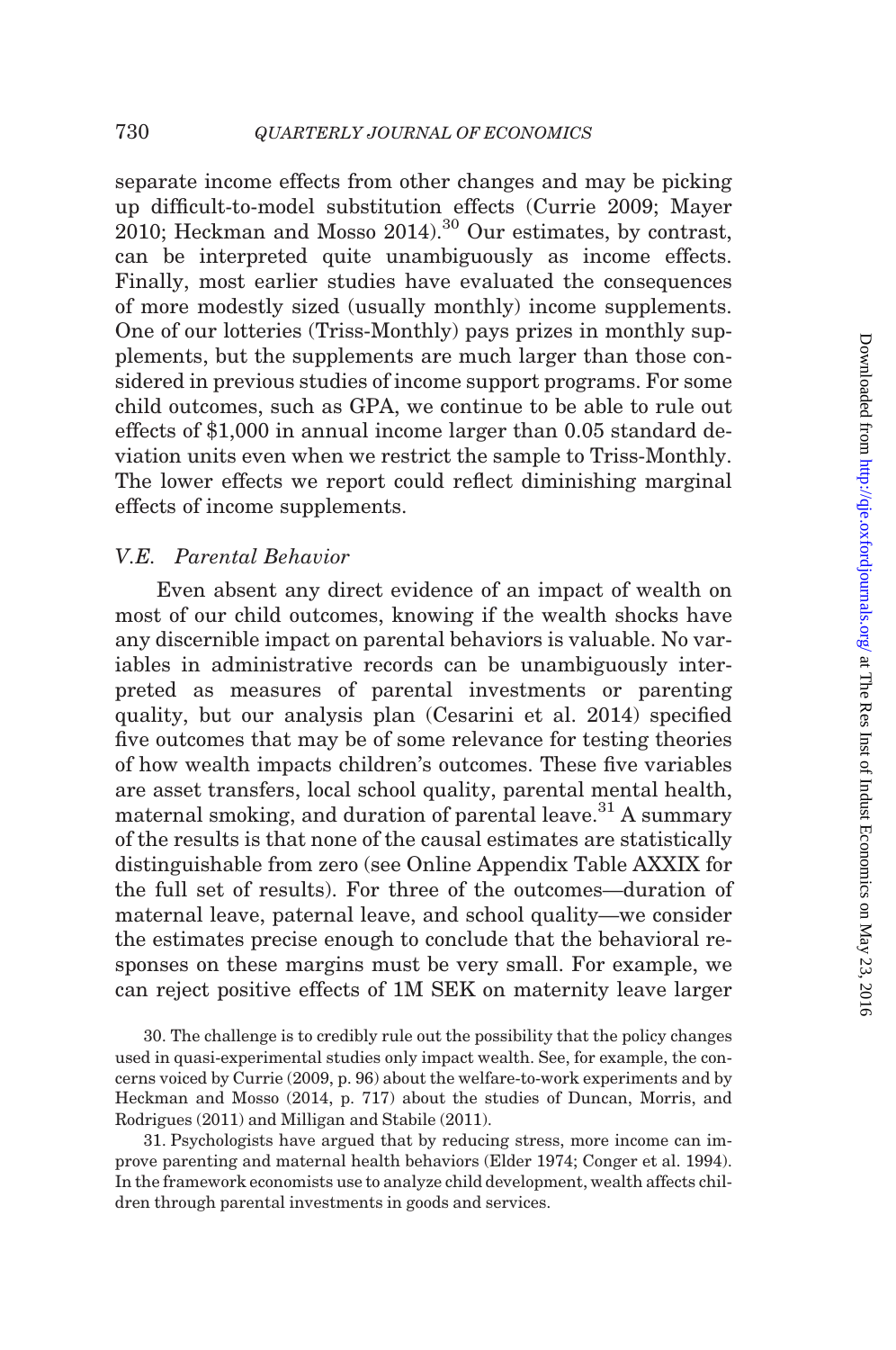separate income effects from other changes and may be picking up difficult-to-model substitution effects (Currie 2009; Mayer 2010; Heckman and Mosso 2014).[30] Our estimates, by contrast, can be interpreted quite unambiguously as income effects. Finally, most earlier studies have evaluated the consequences of more modestly sized (usually monthly) income supplements. One of our lotteries (Triss-Monthly) pays prizes in monthly supplements, but the supplements are much larger than those considered in previous studies of income support programs. For some child outcomes, such as GPA, we continue to be able to rule out effects of $1,000 in annual income larger than 0.05 standard deviation units even when we restrict the sample to Triss-Monthly. The lower effects we report could reflect diminishing marginal effects of income supplements.

### V.E. *Parental Behavior*

Even absent any direct evidence of an impact of wealth on most of our child outcomes, knowing if the wealth shocks have any discernible impact on parental behaviors is valuable. No variables in administrative records can be unambiguously interpreted as measures of parental investments or parenting quality, but our analysis plan (Cesarini et al. 2014) specified five outcomes that may be of some relevance for testing theories of how wealth impacts children's outcomes. These five variables are asset transfers, local school quality, parental mental health, maternal smoking, and duration of parental leave.[31] A summary of the results is that none of the causal estimates are statistically distinguishable from zero (see Online Appendix Table AXXIX for the full set of results). For three of the outcomes—duration of maternal leave, paternal leave, and school quality—we consider the estimates precise enough to conclude that the behavioral responses on these margins must be very small. For example, we can reject positive effects of 1M SEK on maternity leave larger

30. The challenge is to credibly rule out the possibility that the policy changes used in quasi-experimental studies only impact wealth. See, for example, the concerns voiced by Currie (2009, p. 96) about the welfare-to-work experiments and by Heckman and Mosso (2014, p. 717) about the studies of Duncan, Morris, and Rodrigues (2011) and Milligan and Stabile (2011).

31. Psychologists have argued that by reducing stress, more income can improve parenting and maternal health behaviors (Elder 1974; Conger et al. 1994). In the framework economists use to analyze child development, wealth affects children through parental investments in goods and services.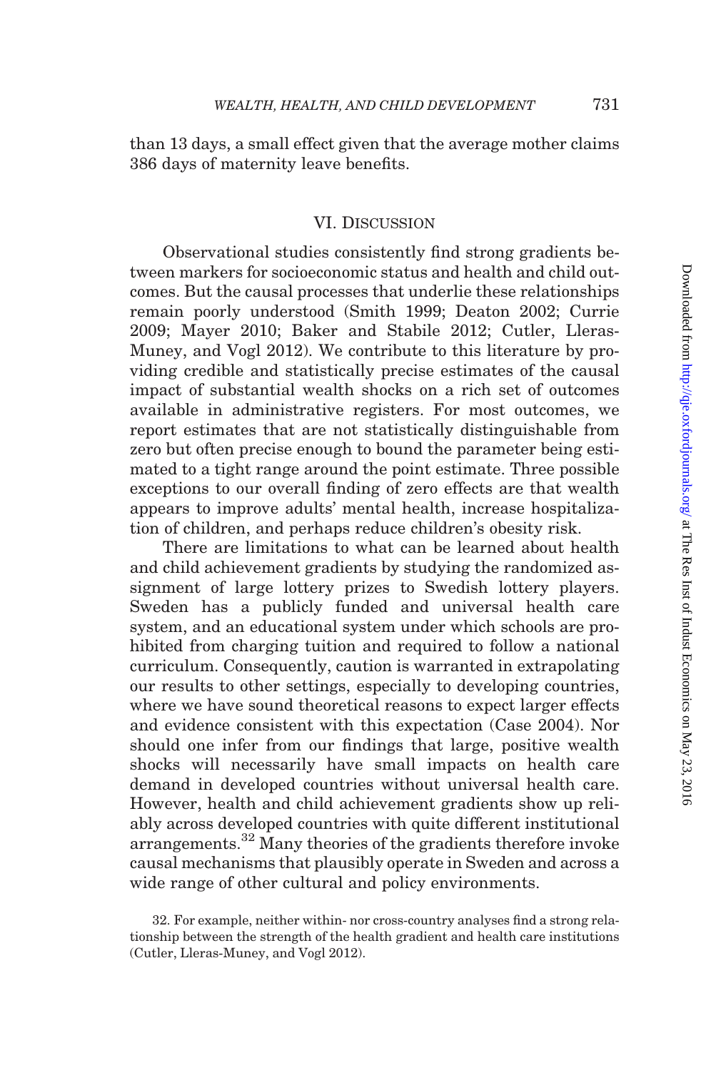than 13 days, a small effect given that the average mother claims 386 days of maternity leave benefits.

## VI. Discussion

Observational studies consistently find strong gradients between markers for socioeconomic status and health and child outcomes. But the causal processes that underlie these relationships remain poorly understood (Smith 1999; Deaton 2002; Currie 2009; Mayer 2010; Baker and Stabile 2012; Cutler, Lleras-Muney, and Vogl 2012). We contribute to this literature by providing credible and statistically precise estimates of the causal impact of substantial wealth shocks on a rich set of outcomes available in administrative registers. For most outcomes, we report estimates that are not statistically distinguishable from zero but often precise enough to bound the parameter being estimated to a tight range around the point estimate. Three possible exceptions to our overall finding of zero effects are that wealth appears to improve adults' mental health, increase hospitalization of children, and perhaps reduce children's obesity risk.

There are limitations to what can be learned about health and child achievement gradients by studying the randomized assignment of large lottery prizes to Swedish lottery players. Sweden has a publicly funded and universal health care system, and an educational system under which schools are prohibited from charging tuition and required to follow a national curriculum. Consequently, caution is warranted in extrapolating our results to other settings, especially to developing countries, where we have sound theoretical reasons to expect larger effects and evidence consistent with this expectation (Case 2004). Nor should one infer from our findings that large, positive wealth shocks will necessarily have small impacts on health care demand in developed countries without universal health care. However, health and child achievement gradients show up reliably across developed countries with quite different institutional arrangements.[32] Many theories of the gradients therefore invoke causal mechanisms that plausibly operate in Sweden and across a wide range of other cultural and policy environments.

32. For example, neither within- nor cross-country analyses find a strong relationship between the strength of the health gradient and health care institutions (Cutler, Lleras-Muney, and Vogl 2012).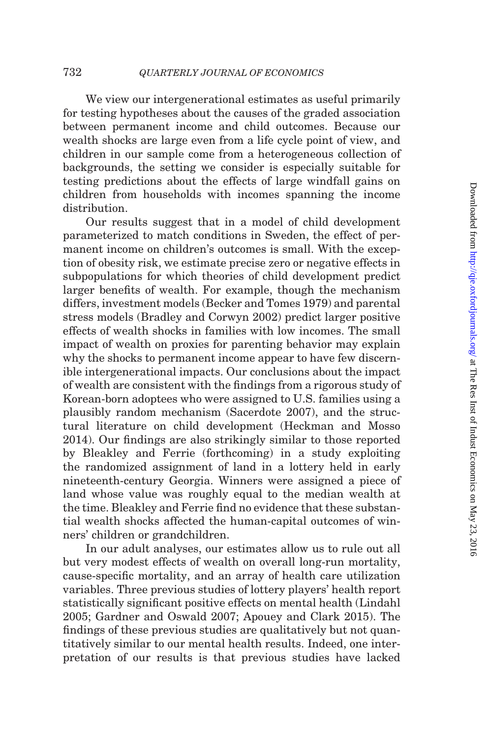We view our intergenerational estimates as useful primarily for testing hypotheses about the causes of the graded association between permanent income and child outcomes. Because our wealth shocks are large even from a life cycle point of view, and children in our sample come from a heterogeneous collection of backgrounds, the setting we consider is especially suitable for testing predictions about the effects of large windfall gains on children from households with incomes spanning the income distribution.

Our results suggest that in a model of child development parameterized to match conditions in Sweden, the effect of permanent income on children's outcomes is small. With the exception of obesity risk, we estimate precise zero or negative effects in subpopulations for which theories of child development predict larger benefits of wealth. For example, though the mechanism differs, investment models (Becker and Tomes 1979) and parental stress models (Bradley and Corwyn 2002) predict larger positive effects of wealth shocks in families with low incomes. The small impact of wealth on proxies for parenting behavior may explain why the shocks to permanent income appear to have few discernible intergenerational impacts. Our conclusions about the impact of wealth are consistent with the findings from a rigorous study of Korean-born adoptees who were assigned to U.S. families using a plausibly random mechanism (Sacerdote 2007), and the structural literature on child development (Heckman and Mosso 2014). Our findings are also strikingly similar to those reported by Bleakley and Ferrie (forthcoming) in a study exploiting the randomized assignment of land in a lottery held in early nineteenth-century Georgia. Winners were assigned a piece of land whose value was roughly equal to the median wealth at the time. Bleakley and Ferrie find no evidence that these substantial wealth shocks affected the human-capital outcomes of winners' children or grandchildren.

In our adult analyses, our estimates allow us to rule out all but very modest effects of wealth on overall long-run mortality, cause-specific mortality, and an array of health care utilization variables. Three previous studies of lottery players' health report statistically significant positive effects on mental health (Lindahl 2005; Gardner and Oswald 2007; Apouey and Clark 2015). The findings of these previous studies are qualitatively but not quantitatively similar to our mental health results. Indeed, one interpretation of our results is that previous studies have lacked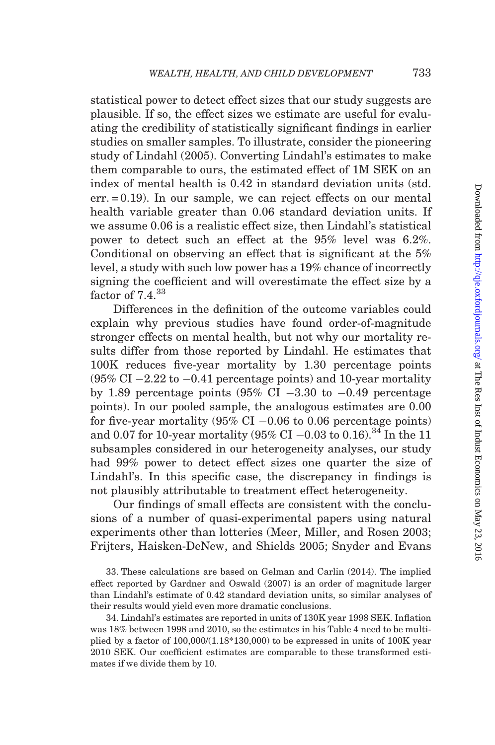statistical power to detect effect sizes that our study suggests are plausible. If so, the effect sizes we estimate are useful for evaluating the credibility of statistically significant findings in earlier studies on smaller samples. To illustrate, consider the pioneering study of Lindahl (2005). Converting Lindahl's estimates to make them comparable to ours, the estimated effect of 1M SEK on an index of mental health is 0.42 in standard deviation units (std. err. = 0.19). In our sample, we can reject effects on our mental health variable greater than 0.06 standard deviation units. If we assume 0.06 is a realistic effect size, then Lindahl's statistical power to detect such an effect at the 95% level was 6.2%. Conditional on observing an effect that is significant at the 5% level, a study with such low power has a 19% chance of incorrectly signing the coefficient and will overestimate the effect size by a factor of 7.4.[33]

Differences in the definition of the outcome variables could explain why previous studies have found order-of-magnitude stronger effects on mental health, but not why our mortality results differ from those reported by Lindahl. He estimates that 100K reduces five-year mortality by 1.30 percentage points (95% CI −2.22 to −0.41 percentage points) and 10-year mortality by 1.89 percentage points (95% CI −3.30 to −0.49 percentage points). In our pooled sample, the analogous estimates are 0.00 for five-year mortality (95% CI −0.06 to 0.06 percentage points) and 0.07 for 10-year mortality (95% CI −0.03 to 0.16).[34] In the 11 subsamples considered in our heterogeneity analyses, our study had 99% power to detect effect sizes one quarter the size of Lindahl's. In this specific case, the discrepancy in findings is not plausibly attributable to treatment effect heterogeneity.

Our findings of small effects are consistent with the conclusions of a number of quasi-experimental papers using natural experiments other than lotteries (Meer, Miller, and Rosen 2003; Frijters, Haisken-DeNew, and Shields 2005; Snyder and Evans

33. These calculations are based on Gelman and Carlin (2014). The implied effect reported by Gardner and Oswald (2007) is an order of magnitude larger than Lindahl's estimate of 0.42 standard deviation units, so similar analyses of their results would yield even more dramatic conclusions.

34. Lindahl's estimates are reported in units of 130K year 1998 SEK. Inflation was 18% between 1998 and 2010, so the estimates in his Table 4 need to be multiplied by a factor of 100,000/(1.18*130,000) to be expressed in units of 100K year 2010 SEK. Our coefficient estimates are comparable to these transformed estimates if we divide them by 10.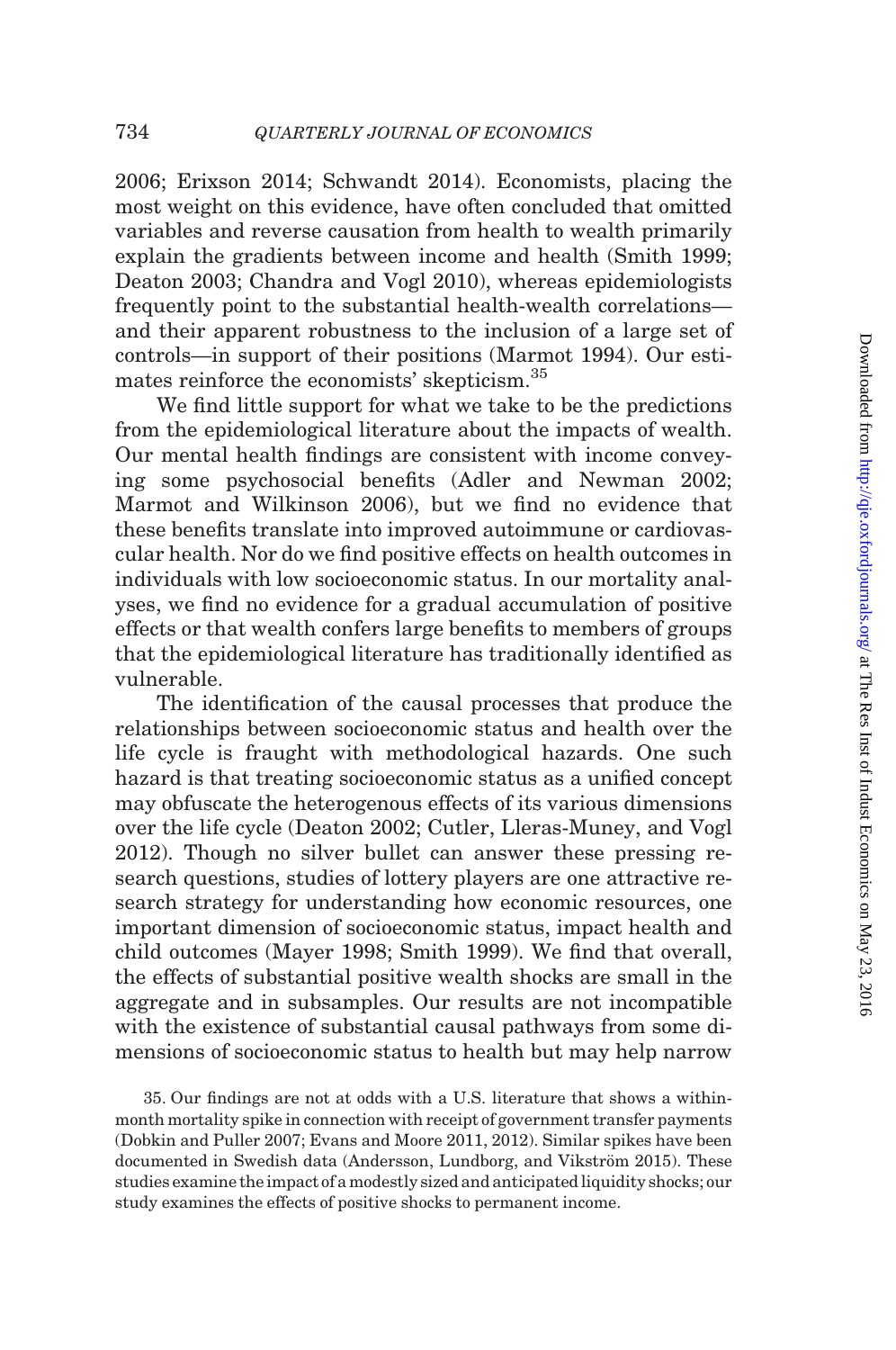2006; Erixson 2014; Schwandt 2014). Economists, placing the most weight on this evidence, have often concluded that omitted variables and reverse causation from health to wealth primarily explain the gradients between income and health (Smith 1999; Deaton 2003; Chandra and Vogl 2010), whereas epidemiologists frequently point to the substantial health-wealth correlations—and their apparent robustness to the inclusion of a large set of controls—in support of their positions (Marmot 1994). Our estimates reinforce the economists' skepticism.[35]

We find little support for what we take to be the predictions from the epidemiological literature about the impacts of wealth. Our mental health findings are consistent with income conveying some psychosocial benefits (Adler and Newman 2002; Marmot and Wilkinson 2006), but we find no evidence that these benefits translate into improved autoimmune or cardiovascular health. Nor do we find positive effects on health outcomes in individuals with low socioeconomic status. In our mortality analyses, we find no evidence for a gradual accumulation of positive effects or that wealth confers large benefits to members of groups that the epidemiological literature has traditionally identified as vulnerable.

The identification of the causal processes that produce the relationships between socioeconomic status and health over the life cycle is fraught with methodological hazards. One such hazard is that treating socioeconomic status as a unified concept may obfuscate the heterogenous effects of its various dimensions over the life cycle (Deaton 2002; Cutler, Lleras-Muney, and Vogl 2012). Though no silver bullet can answer these pressing research questions, studies of lottery players are one attractive research strategy for understanding how economic resources, one important dimension of socioeconomic status, impact health and child outcomes (Mayer 1998; Smith 1999). We find that overall, the effects of substantial positive wealth shocks are small in the aggregate and in subsamples. Our results are not incompatible with the existence of substantial causal pathways from some dimensions of socioeconomic status to health but may help narrow

35. Our findings are not at odds with a U.S. literature that shows a within-month mortality spike in connection with receipt of government transfer payments (Dobkin and Puller 2007; Evans and Moore 2011, 2012). Similar spikes have been documented in Swedish data (Andersson, Lundborg, and Vikström 2015). These studies examine the impact of a modestly sized and anticipated liquidity shocks; our study examines the effects of positive shocks to permanent income.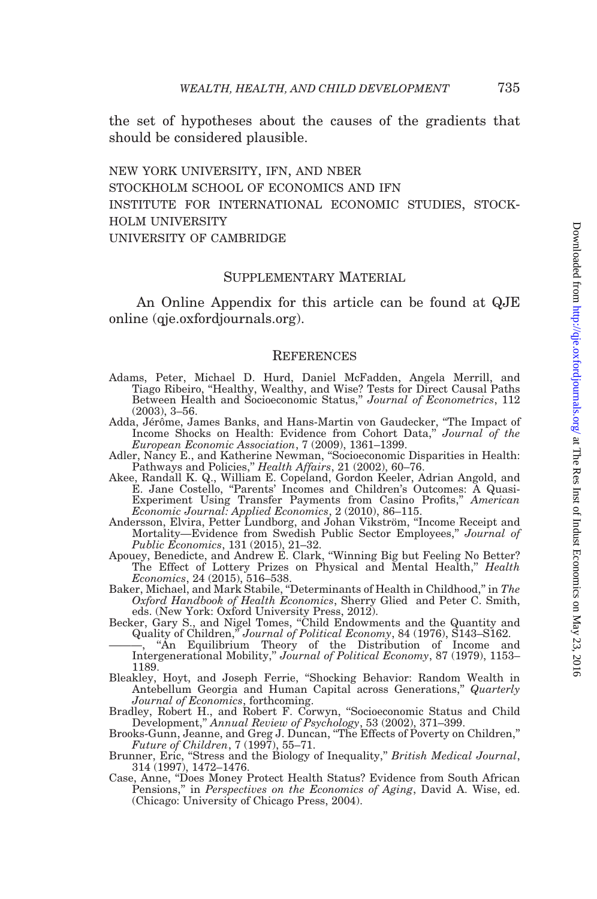the set of hypotheses about the causes of the gradients that should be considered plausible.

NEW YORK UNIVERSITY, IFN, AND NBER
STOCKHOLM SCHOOL OF ECONOMICS AND IFN
INSTITUTE FOR INTERNATIONAL ECONOMIC STUDIES, STOCKHOLM UNIVERSITY
UNIVERSITY OF CAMBRIDGE

## Supplementary Material

An Online Appendix for this article can be found at QJE online (qje.oxfordjournals.org).

## References

Adams, Peter, Michael D. Hurd, Daniel McFadden, Angela Merrill, and Tiago Ribeiro, "Healthy, Wealthy, and Wise? Tests for Direct Causal Paths Between Health and Socioeconomic Status," *Journal of Econometrics*, 112 (2003), 3–56.

Adda, Jérôme, James Banks, and Hans-Martin von Gaudecker, "The Impact of Income Shocks on Health: Evidence from Cohort Data," *Journal of the European Economic Association*, 7 (2009), 1361–1399.

Adler, Nancy E., and Katherine Newman, "Socioeconomic Disparities in Health: Pathways and Policies," *Health Affairs*, 21 (2002), 60–76.

Akee, Randall K. Q., William E. Copeland, Gordon Keeler, Adrian Angold, and E. Jane Costello, "Parents' Incomes and Children's Outcomes: A Quasi-Experiment Using Transfer Payments from Casino Profits," *American Economic Journal: Applied Economics*, 2 (2010), 86–115.

Andersson, Elvira, Petter Lundborg, and Johan Vikström, "Income Receipt and Mortality—Evidence from Swedish Public Sector Employees," *Journal of Public Economics*, 131 (2015), 21–32.

Apouey, Benedicte, and Andrew E. Clark, "Winning Big but Feeling No Better? The Effect of Lottery Prizes on Physical and Mental Health," *Health Economics*, 24 (2015), 516–538.

Baker, Michael, and Mark Stabile, "Determinants of Health in Childhood," in *The Oxford Handbook of Health Economics*, Sherry Glied and Peter C. Smith, eds. (New York: Oxford University Press, 2012).

Becker, Gary S., and Nigel Tomes, "Child Endowments and the Quantity and Quality of Children," *Journal of Political Economy*, 84 (1976), S143–S162.

———, "An Equilibrium Theory of the Distribution of Income and Intergenerational Mobility," *Journal of Political Economy*, 87 (1979), 1153–1189.

Bleakley, Hoyt, and Joseph Ferrie, "Shocking Behavior: Random Wealth in Antebellum Georgia and Human Capital across Generations," *Quarterly Journal of Economics*, forthcoming.

Bradley, Robert H., and Robert F. Corwyn, "Socioeconomic Status and Child Development," *Annual Review of Psychology*, 53 (2002), 371–399.

Brooks-Gunn, Jeanne, and Greg J. Duncan, "The Effects of Poverty on Children," *Future of Children*, 7 (1997), 55–71.

Brunner, Eric, "Stress and the Biology of Inequality," *British Medical Journal*, 314 (1997), 1472–1476.

Case, Anne, "Does Money Protect Health Status? Evidence from South African Pensions," in *Perspectives on the Economics of Aging*, David A. Wise, ed. (Chicago: University of Chicago Press, 2004).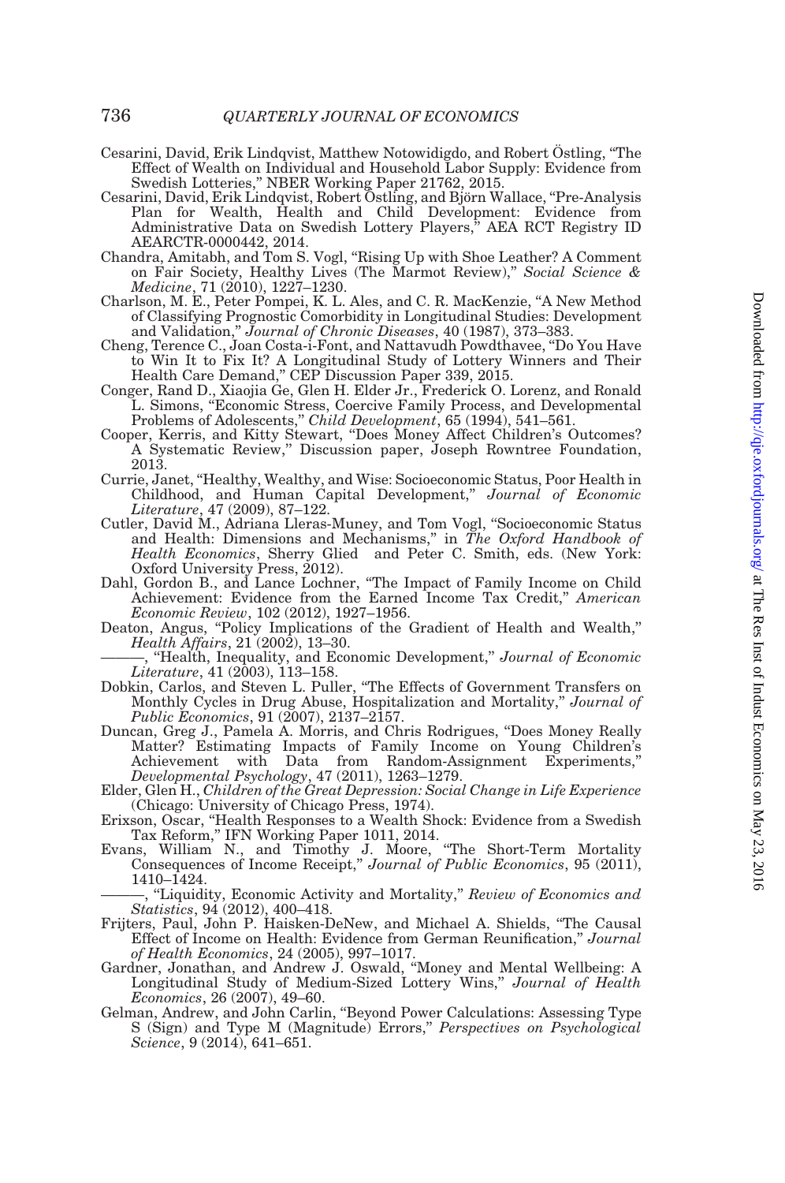Cesarini, David, Erik Lindqvist, Matthew Notowidigdo, and Robert Östling, "The Effect of Wealth on Individual and Household Labor Supply: Evidence from Swedish Lotteries," NBER Working Paper 21762, 2015.

Cesarini, David, Erik Lindqvist, Robert Östling, and Björn Wallace, "Pre-Analysis Plan for Wealth, Health and Child Development: Evidence from Administrative Data on Swedish Lottery Players," AEA RCT Registry ID AEARCTR-0000442, 2014.

Chandra, Amitabh, and Tom S. Vogl, "Rising Up with Shoe Leather? A Comment on Fair Society, Healthy Lives (The Marmot Review)," *Social Science & Medicine*, 71 (2010), 1227–1230.

Charlson, M. E., Peter Pompei, K. L. Ales, and C. R. MacKenzie, "A New Method of Classifying Prognostic Comorbidity in Longitudinal Studies: Development and Validation," *Journal of Chronic Diseases*, 40 (1987), 373–383.

Cheng, Terence C., Joan Costa-i-Font, and Nattavudh Powdthavee, "Do You Have to Win It to Fix It? A Longitudinal Study of Lottery Winners and Their Health Care Demand," CEP Discussion Paper 339, 2015.

Conger, Rand D., Xiaojia Ge, Glen H. Elder Jr., Frederick O. Lorenz, and Ronald L. Simons, "Economic Stress, Coercive Family Process, and Developmental Problems of Adolescents," *Child Development*, 65 (1994), 541–561.

Cooper, Kerris, and Kitty Stewart, "Does Money Affect Children's Outcomes? A Systematic Review," Discussion paper, Joseph Rowntree Foundation, 2013.

Currie, Janet, "Healthy, Wealthy, and Wise: Socioeconomic Status, Poor Health in Childhood, and Human Capital Development," *Journal of Economic Literature*, 47 (2009), 87–122.

Cutler, David M., Adriana Lleras-Muney, and Tom Vogl, "Socioeconomic Status and Health: Dimensions and Mechanisms," in *The Oxford Handbook of Health Economics*, Sherry Glied and Peter C. Smith, eds. (New York: Oxford University Press, 2012).

Dahl, Gordon B., and Lance Lochner, "The Impact of Family Income on Child Achievement: Evidence from the Earned Income Tax Credit," *American Economic Review*, 102 (2012), 1927–1956.

Deaton, Angus, "Policy Implications of the Gradient of Health and Wealth," *Health Affairs*, 21 (2002), 13–30.

———, "Health, Inequality, and Economic Development," *Journal of Economic Literature*, 41 (2003), 113–158.

Dobkin, Carlos, and Steven L. Puller, "The Effects of Government Transfers on Monthly Cycles in Drug Abuse, Hospitalization and Mortality," *Journal of Public Economics*, 91 (2007), 2137–2157.

Duncan, Greg J., Pamela A. Morris, and Chris Rodrigues, "Does Money Really Matter? Estimating Impacts of Family Income on Young Children's Achievement with Data from Random-Assignment Experiments," *Developmental Psychology*, 47 (2011), 1263–1279.

Elder, Glen H., *Children of the Great Depression: Social Change in Life Experience* (Chicago: University of Chicago Press, 1974).

Erixson, Oscar, "Health Responses to a Wealth Shock: Evidence from a Swedish Tax Reform," IFN Working Paper 1011, 2014.

Evans, William N., and Timothy J. Moore, "The Short-Term Mortality Consequences of Income Receipt," *Journal of Public Economics*, 95 (2011), 1410–1424.

———, "Liquidity, Economic Activity and Mortality," *Review of Economics and Statistics*, 94 (2012), 400–418.

Frijters, Paul, John P. Haisken-DeNew, and Michael A. Shields, "The Causal Effect of Income on Health: Evidence from German Reunification," *Journal of Health Economics*, 24 (2005), 997–1017.

Gardner, Jonathan, and Andrew J. Oswald, "Money and Mental Wellbeing: A Longitudinal Study of Medium-Sized Lottery Wins," *Journal of Health Economics*, 26 (2007), 49–60.

Gelman, Andrew, and John Carlin, "Beyond Power Calculations: Assessing Type S (Sign) and Type M (Magnitude) Errors," *Perspectives on Psychological Science*, 9 (2014), 641–651.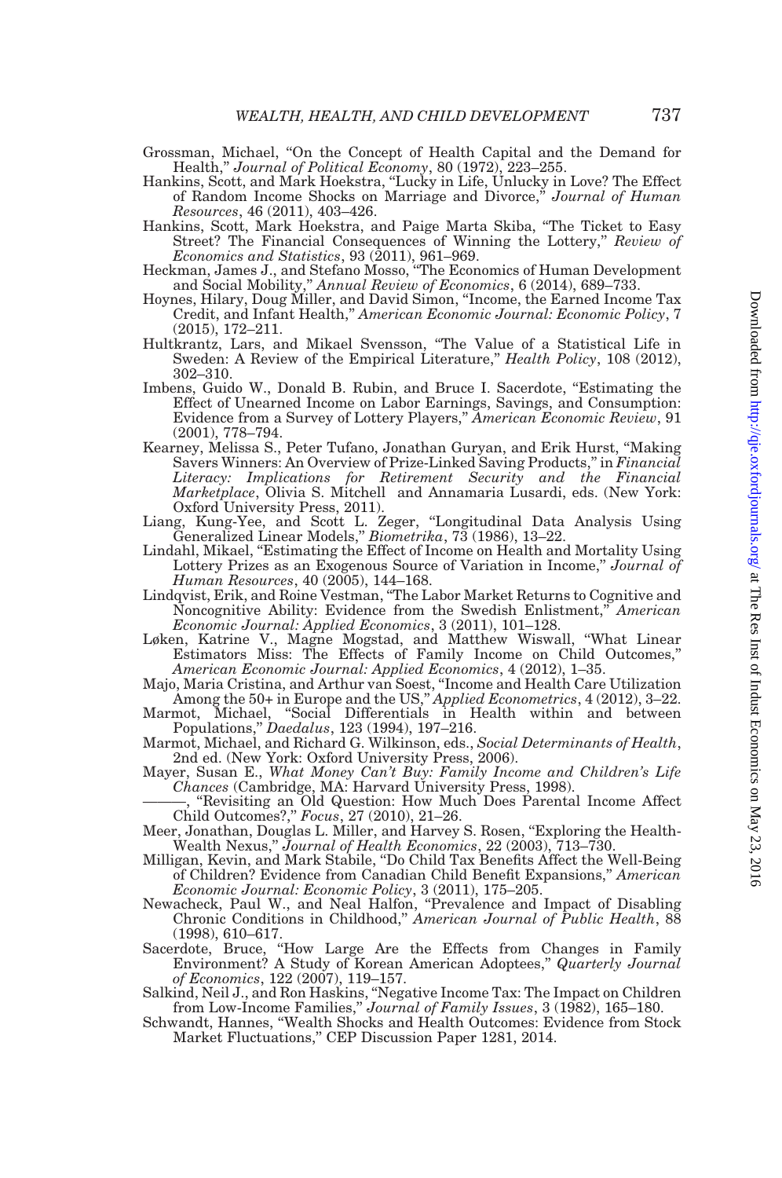Grossman, Michael, "On the Concept of Health Capital and the Demand for Health," *Journal of Political Economy*, 80 (1972), 223–255.

Hankins, Scott, and Mark Hoekstra, "Lucky in Life, Unlucky in Love? The Effect of Random Income Shocks on Marriage and Divorce," *Journal of Human Resources*, 46 (2011), 403–426.

Hankins, Scott, Mark Hoekstra, and Paige Marta Skiba, "The Ticket to Easy Street? The Financial Consequences of Winning the Lottery," *Review of Economics and Statistics*, 93 (2011), 961–969.

Heckman, James J., and Stefano Mosso, "The Economics of Human Development and Social Mobility," *Annual Review of Economics*, 6 (2014), 689–733.

Hoynes, Hilary, Doug Miller, and David Simon, "Income, the Earned Income Tax Credit, and Infant Health," *American Economic Journal: Economic Policy*, 7 (2015), 172–211.

Hultkrantz, Lars, and Mikael Svensson, "The Value of a Statistical Life in Sweden: A Review of the Empirical Literature," *Health Policy*, 108 (2012), 302–310.

Imbens, Guido W., Donald B. Rubin, and Bruce I. Sacerdote, "Estimating the Effect of Unearned Income on Labor Earnings, Savings, and Consumption: Evidence from a Survey of Lottery Players," *American Economic Review*, 91 (2001), 778–794.

Kearney, Melissa S., Peter Tufano, Jonathan Guryan, and Erik Hurst, "Making Savers Winners: An Overview of Prize-Linked Saving Products," in *Financial Literacy: Implications for Retirement Security and the Financial Marketplace*, Olivia S. Mitchell and Annamaria Lusardi, eds. (New York: Oxford University Press, 2011).

Liang, Kung-Yee, and Scott L. Zeger, "Longitudinal Data Analysis Using Generalized Linear Models," *Biometrika*, 73 (1986), 13–22.

Lindahl, Mikael, "Estimating the Effect of Income on Health and Mortality Using Lottery Prizes as an Exogenous Source of Variation in Income," *Journal of Human Resources*, 40 (2005), 144–168.

Lindqvist, Erik, and Roine Vestman, "The Labor Market Returns to Cognitive and Noncognitive Ability: Evidence from the Swedish Enlistment," *American Economic Journal: Applied Economics*, 3 (2011), 101–128.

Løken, Katrine V., Magne Mogstad, and Matthew Wiswall, "What Linear Estimators Miss: The Effects of Family Income on Child Outcomes," *American Economic Journal: Applied Economics*, 4 (2012), 1–35.

Majo, Maria Cristina, and Arthur van Soest, "Income and Health Care Utilization Among the 50+ in Europe and the US," *Applied Econometrics*, 4 (2012), 3–22.

Marmot, Michael, "Social Differentials in Health within and between Populations," *Daedalus*, 123 (1994), 197–216.

Marmot, Michael, and Richard G. Wilkinson, eds., *Social Determinants of Health*, 2nd ed. (New York: Oxford University Press, 2006).

Mayer, Susan E., *What Money Can't Buy: Family Income and Children's Life Chances* (Cambridge, MA: Harvard University Press, 1998).

———, "Revisiting an Old Question: How Much Does Parental Income Affect Child Outcomes?," *Focus*, 27 (2010), 21–26.

Meer, Jonathan, Douglas L. Miller, and Harvey S. Rosen, "Exploring the Health-Wealth Nexus," *Journal of Health Economics*, 22 (2003), 713–730.

Milligan, Kevin, and Mark Stabile, "Do Child Tax Benefits Affect the Well-Being of Children? Evidence from Canadian Child Benefit Expansions," *American Economic Journal: Economic Policy*, 3 (2011), 175–205.

Newacheck, Paul W., and Neal Halfon, "Prevalence and Impact of Disabling Chronic Conditions in Childhood," *American Journal of Public Health*, 88 (1998), 610–617.

Sacerdote, Bruce, "How Large Are the Effects from Changes in Family Environment? A Study of Korean American Adoptees," *Quarterly Journal of Economics*, 122 (2007), 119–157.

Salkind, Neil J., and Ron Haskins, "Negative Income Tax: The Impact on Children from Low-Income Families," *Journal of Family Issues*, 3 (1982), 165–180.

Schwandt, Hannes, "Wealth Shocks and Health Outcomes: Evidence from Stock Market Fluctuations," CEP Discussion Paper 1281, 2014.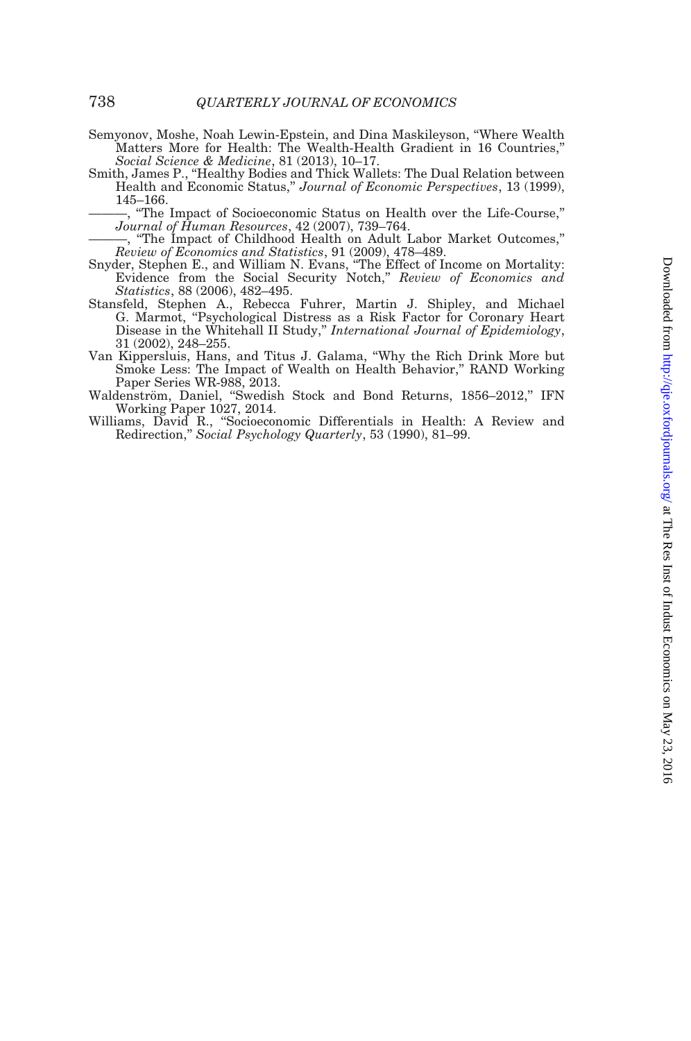Semyonov, Moshe, Noah Lewin-Epstein, and Dina Maskileyson, "Where Wealth Matters More for Health: The Wealth-Health Gradient in 16 Countries," *Social Science & Medicine*, 81 (2013), 10–17.

Smith, James P., "Healthy Bodies and Thick Wallets: The Dual Relation between Health and Economic Status," *Journal of Economic Perspectives*, 13 (1999), 145–166.

———, "The Impact of Socioeconomic Status on Health over the Life-Course," *Journal of Human Resources*, 42 (2007), 739–764.

———, "The Impact of Childhood Health on Adult Labor Market Outcomes," *Review of Economics and Statistics*, 91 (2009), 478–489.

Snyder, Stephen E., and William N. Evans, "The Effect of Income on Mortality: Evidence from the Social Security Notch," *Review of Economics and Statistics*, 88 (2006), 482–495.

Stansfeld, Stephen A., Rebecca Fuhrer, Martin J. Shipley, and Michael G. Marmot, "Psychological Distress as a Risk Factor for Coronary Heart Disease in the Whitehall II Study," *International Journal of Epidemiology*, 31 (2002), 248–255.

Van Kippersluis, Hans, and Titus J. Galama, "Why the Rich Drink More but Smoke Less: The Impact of Wealth on Health Behavior," RAND Working Paper Series WR-988, 2013.

Waldenström, Daniel, "Swedish Stock and Bond Returns, 1856–2012," IFN Working Paper 1027, 2014.

Williams, David R., "Socioeconomic Differentials in Health: A Review and Redirection," *Social Psychology Quarterly*, 53 (1990), 81–99.